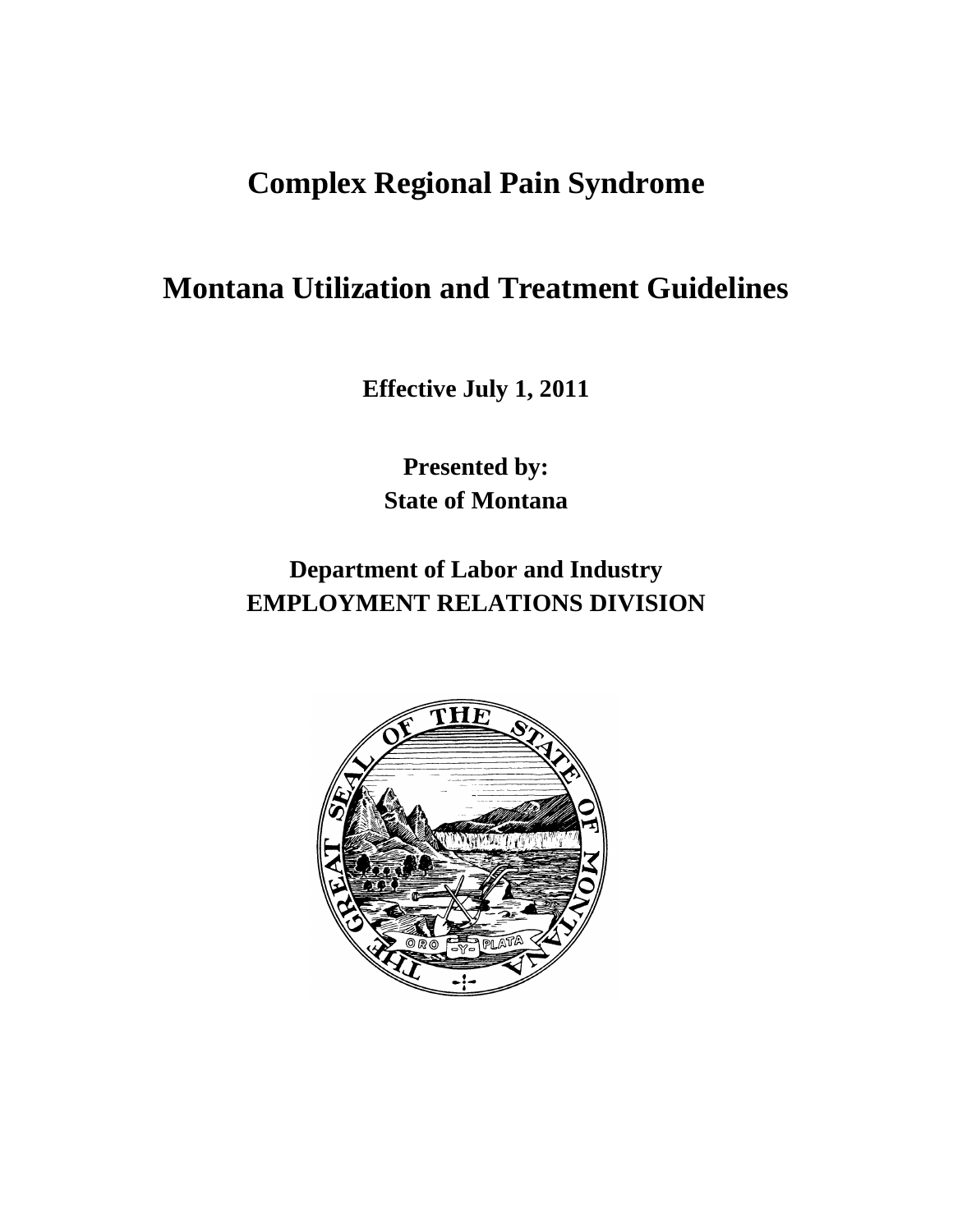# Complex Regional Pain Syndrome

# Montana Utilization and Treatment Guidelines

**Effective July 1, 2011**

**Presented by:**
**State of Montana**

**Department of Labor and Industry**
**EMPLOYMENT RELATIONS DIVISION**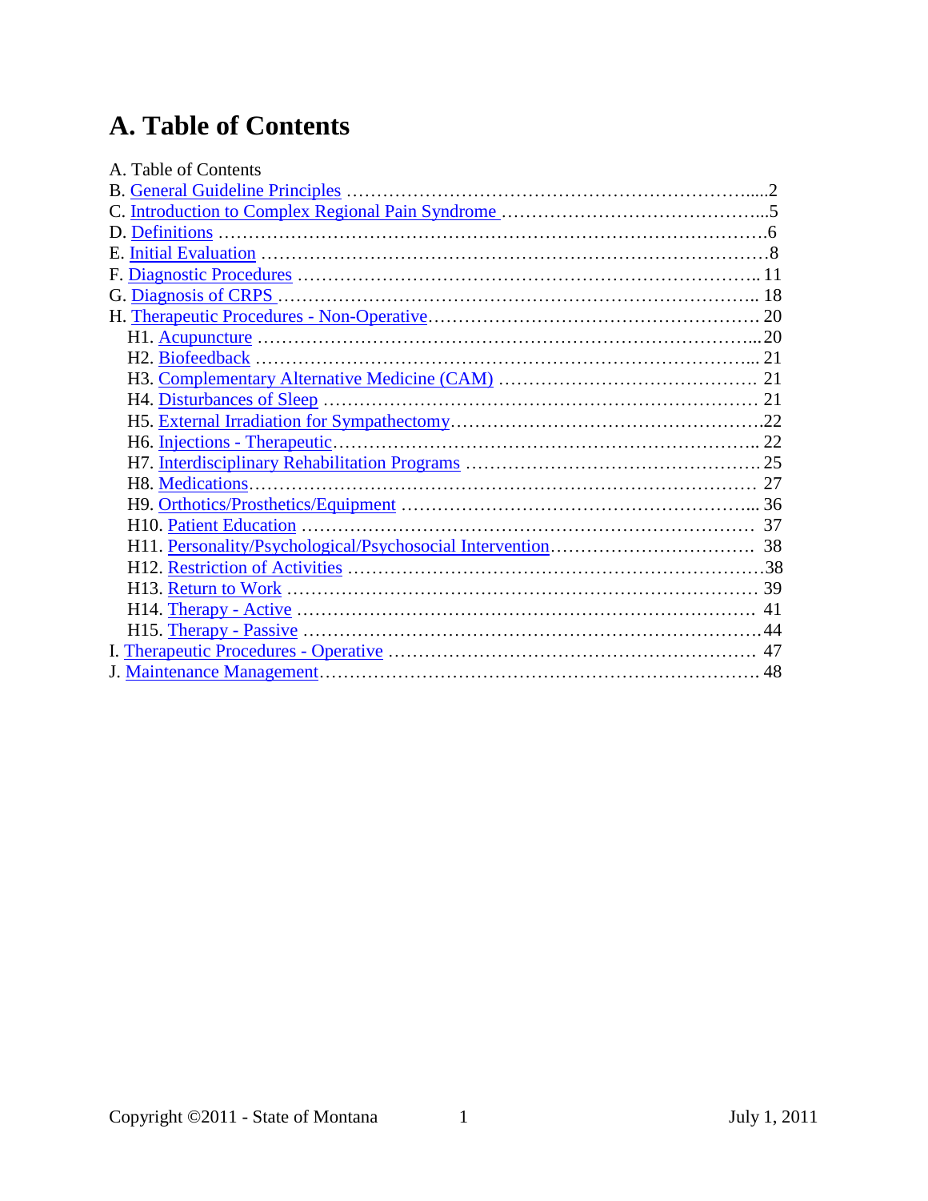# A. Table of Contents

A. Table of Contents

B. General Guideline Principles ....................................................................2

C. Introduction to Complex Regional Pain Syndrome .........................................5

D. Definitions ...............................................................................................6

E. Initial Evaluation ......................................................................................8

F. Diagnostic Procedures ............................................................................ 11

G. Diagnosis of CRPS ................................................................................. 18

H. Therapeutic Procedures - Non-Operative ...................................................... 20

- H1. Acupuncture .........................................................................................20
- H2. Biofeedback ......................................................................................... 21
- H3. Complementary Alternative Medicine (CAM) .......................................... 21
- H4. Disturbances of Sleep ........................................................................ 21
- H5. External Irradiation for Sympathectomy..................................................22
- H6. Injections - Therapeutic....................................................................... 22
- H7. Interdisciplinary Rehabilitation Programs ............................................... 25
- H8. Medications......................................................................................... 27
- H9. Orthotics/Prosthetics/Equipment ........................................................... 36
- H10. Patient Education ............................................................................. 37
- H11. Personality/Psychological/Psychosocial Intervention................................. 38
- H12. Restriction of Activities .......................................................................38
- H13. Return to Work ................................................................................. 39
- H14. Therapy - Active ............................................................................... 41
- H15. Therapy - Passive ...............................................................................44

I. Therapeutic Procedures - Operative ............................................................ 47

J. Maintenance Management............................................................................ 48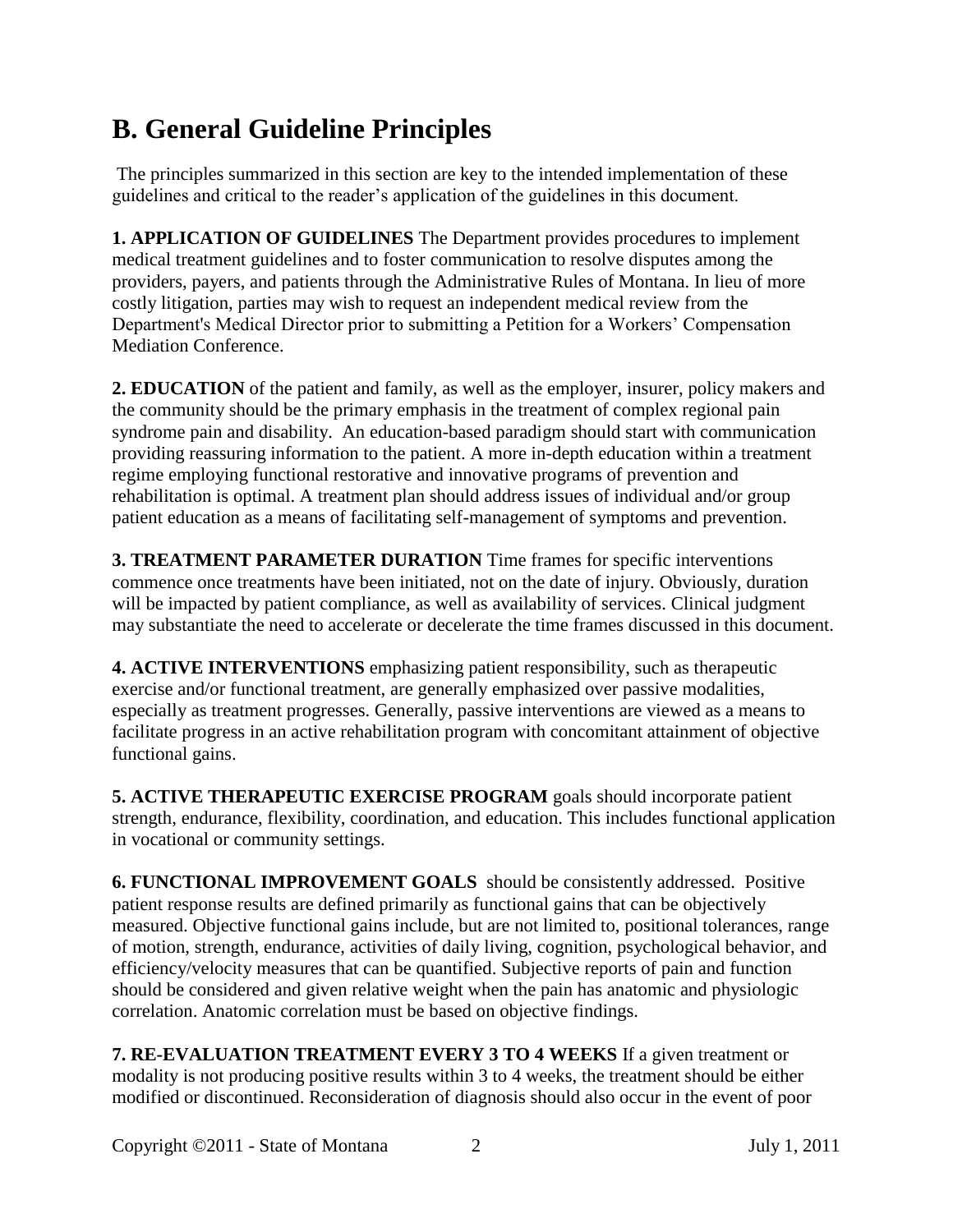# B. General Guideline Principles

The principles summarized in this section are key to the intended implementation of these guidelines and critical to the reader's application of the guidelines in this document.

**1. APPLICATION OF GUIDELINES** The Department provides procedures to implement medical treatment guidelines and to foster communication to resolve disputes among the providers, payers, and patients through the Administrative Rules of Montana. In lieu of more costly litigation, parties may wish to request an independent medical review from the Department's Medical Director prior to submitting a Petition for a Workers' Compensation Mediation Conference.

**2. EDUCATION** of the patient and family, as well as the employer, insurer, policy makers and the community should be the primary emphasis in the treatment of complex regional pain syndrome pain and disability. An education-based paradigm should start with communication providing reassuring information to the patient. A more in-depth education within a treatment regime employing functional restorative and innovative programs of prevention and rehabilitation is optimal. A treatment plan should address issues of individual and/or group patient education as a means of facilitating self-management of symptoms and prevention.

**3. TREATMENT PARAMETER DURATION** Time frames for specific interventions commence once treatments have been initiated, not on the date of injury. Obviously, duration will be impacted by patient compliance, as well as availability of services. Clinical judgment may substantiate the need to accelerate or decelerate the time frames discussed in this document.

**4. ACTIVE INTERVENTIONS** emphasizing patient responsibility, such as therapeutic exercise and/or functional treatment, are generally emphasized over passive modalities, especially as treatment progresses. Generally, passive interventions are viewed as a means to facilitate progress in an active rehabilitation program with concomitant attainment of objective functional gains.

**5. ACTIVE THERAPEUTIC EXERCISE PROGRAM** goals should incorporate patient strength, endurance, flexibility, coordination, and education. This includes functional application in vocational or community settings.

**6. FUNCTIONAL IMPROVEMENT GOALS** should be consistently addressed. Positive patient response results are defined primarily as functional gains that can be objectively measured. Objective functional gains include, but are not limited to, positional tolerances, range of motion, strength, endurance, activities of daily living, cognition, psychological behavior, and efficiency/velocity measures that can be quantified. Subjective reports of pain and function should be considered and given relative weight when the pain has anatomic and physiologic correlation. Anatomic correlation must be based on objective findings.

**7. RE-EVALUATION TREATMENT EVERY 3 TO 4 WEEKS** If a given treatment or modality is not producing positive results within 3 to 4 weeks, the treatment should be either modified or discontinued. Reconsideration of diagnosis should also occur in the event of poor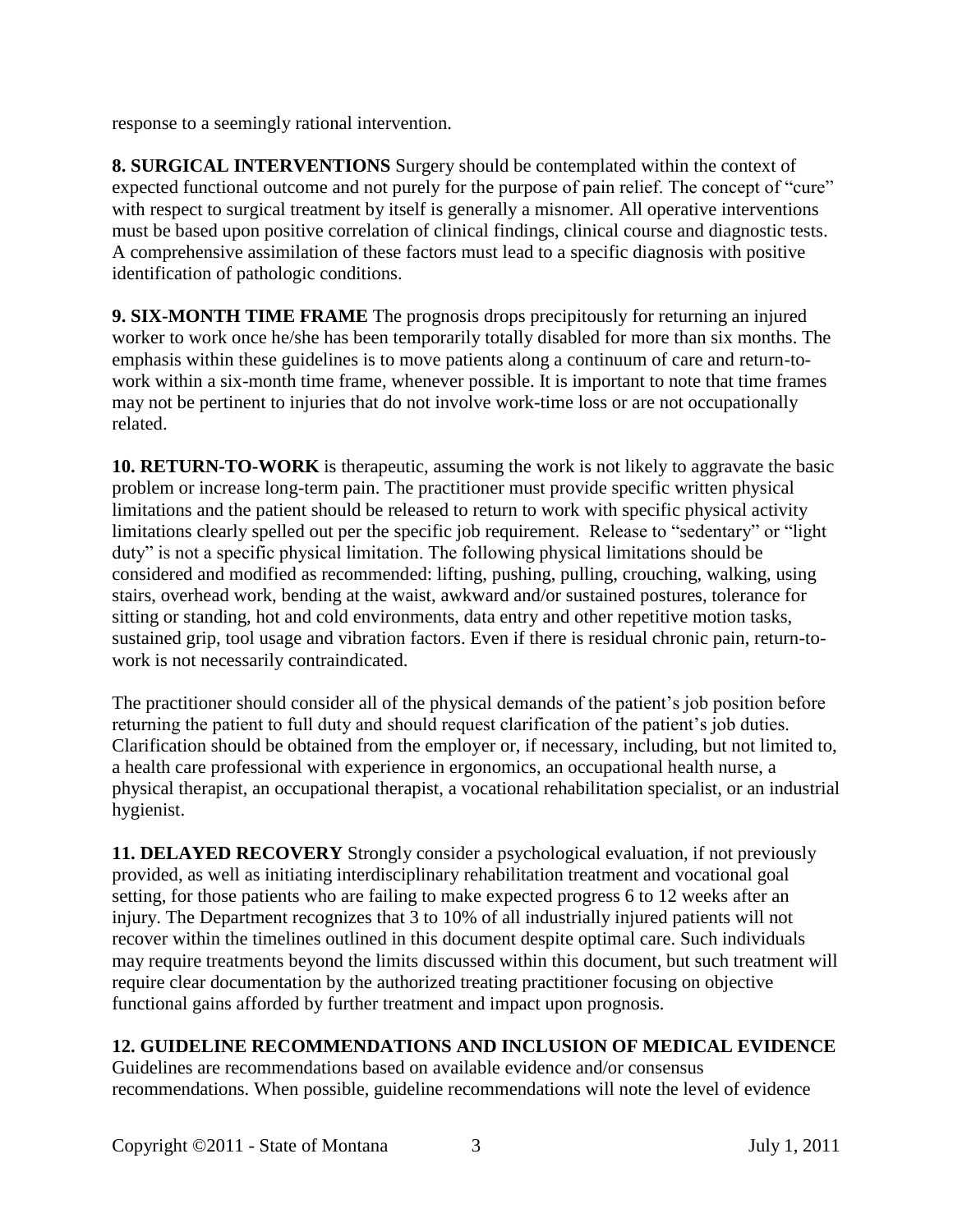response to a seemingly rational intervention.

**8. SURGICAL INTERVENTIONS** Surgery should be contemplated within the context of expected functional outcome and not purely for the purpose of pain relief. The concept of "cure" with respect to surgical treatment by itself is generally a misnomer. All operative interventions must be based upon positive correlation of clinical findings, clinical course and diagnostic tests. A comprehensive assimilation of these factors must lead to a specific diagnosis with positive identification of pathologic conditions.

**9. SIX-MONTH TIME FRAME** The prognosis drops precipitously for returning an injured worker to work once he/she has been temporarily totally disabled for more than six months. The emphasis within these guidelines is to move patients along a continuum of care and return-to-work within a six-month time frame, whenever possible. It is important to note that time frames may not be pertinent to injuries that do not involve work-time loss or are not occupationally related.

**10. RETURN-TO-WORK** is therapeutic, assuming the work is not likely to aggravate the basic problem or increase long-term pain. The practitioner must provide specific written physical limitations and the patient should be released to return to work with specific physical activity limitations clearly spelled out per the specific job requirement. Release to "sedentary" or "light duty" is not a specific physical limitation. The following physical limitations should be considered and modified as recommended: lifting, pushing, pulling, crouching, walking, using stairs, overhead work, bending at the waist, awkward and/or sustained postures, tolerance for sitting or standing, hot and cold environments, data entry and other repetitive motion tasks, sustained grip, tool usage and vibration factors. Even if there is residual chronic pain, return-to-work is not necessarily contraindicated.

The practitioner should consider all of the physical demands of the patient's job position before returning the patient to full duty and should request clarification of the patient's job duties. Clarification should be obtained from the employer or, if necessary, including, but not limited to, a health care professional with experience in ergonomics, an occupational health nurse, a physical therapist, an occupational therapist, a vocational rehabilitation specialist, or an industrial hygienist.

**11. DELAYED RECOVERY** Strongly consider a psychological evaluation, if not previously provided, as well as initiating interdisciplinary rehabilitation treatment and vocational goal setting, for those patients who are failing to make expected progress 6 to 12 weeks after an injury. The Department recognizes that 3 to 10% of all industrially injured patients will not recover within the timelines outlined in this document despite optimal care. Such individuals may require treatments beyond the limits discussed within this document, but such treatment will require clear documentation by the authorized treating practitioner focusing on objective functional gains afforded by further treatment and impact upon prognosis.

**12. GUIDELINE RECOMMENDATIONS AND INCLUSION OF MEDICAL EVIDENCE** Guidelines are recommendations based on available evidence and/or consensus recommendations. When possible, guideline recommendations will note the level of evidence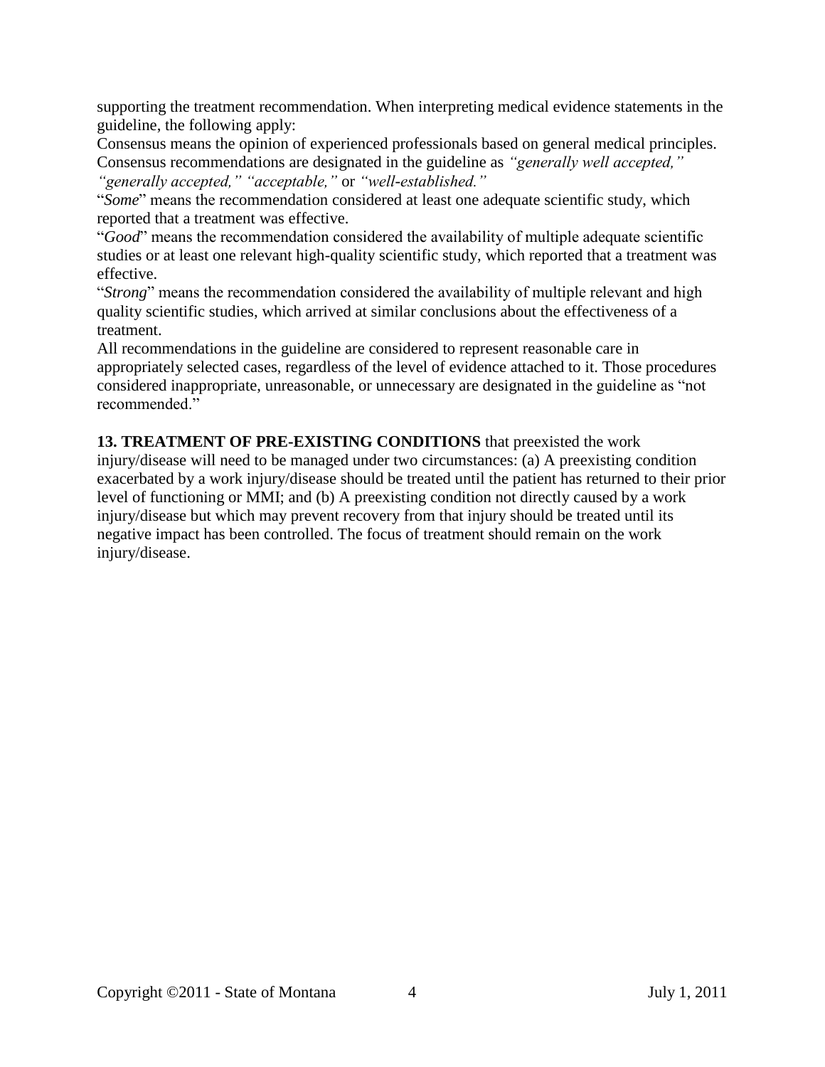supporting the treatment recommendation. When interpreting medical evidence statements in the guideline, the following apply:

Consensus means the opinion of experienced professionals based on general medical principles. Consensus recommendations are designated in the guideline as *"generally well accepted," "generally accepted," "acceptable,"* or *"well-established."*

"*Some*" means the recommendation considered at least one adequate scientific study, which reported that a treatment was effective.

"*Good*" means the recommendation considered the availability of multiple adequate scientific studies or at least one relevant high-quality scientific study, which reported that a treatment was effective.

"*Strong*" means the recommendation considered the availability of multiple relevant and high quality scientific studies, which arrived at similar conclusions about the effectiveness of a treatment.

All recommendations in the guideline are considered to represent reasonable care in appropriately selected cases, regardless of the level of evidence attached to it. Those procedures considered inappropriate, unreasonable, or unnecessary are designated in the guideline as "not recommended."

**13. TREATMENT OF PRE-EXISTING CONDITIONS** that preexisted the work injury/disease will need to be managed under two circumstances: (a) A preexisting condition exacerbated by a work injury/disease should be treated until the patient has returned to their prior level of functioning or MMI; and (b) A preexisting condition not directly caused by a work injury/disease but which may prevent recovery from that injury should be treated until its negative impact has been controlled. The focus of treatment should remain on the work injury/disease.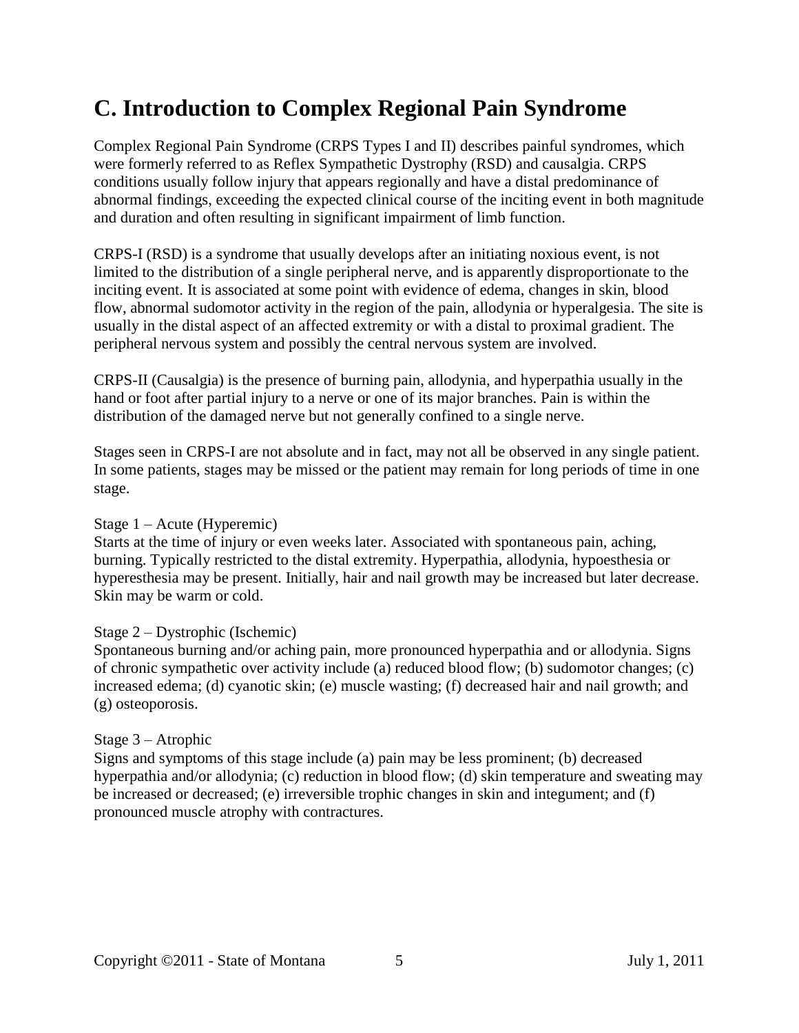## C. Introduction to Complex Regional Pain Syndrome

Complex Regional Pain Syndrome (CRPS Types I and II) describes painful syndromes, which were formerly referred to as Reflex Sympathetic Dystrophy (RSD) and causalgia. CRPS conditions usually follow injury that appears regionally and have a distal predominance of abnormal findings, exceeding the expected clinical course of the inciting event in both magnitude and duration and often resulting in significant impairment of limb function.

CRPS-I (RSD) is a syndrome that usually develops after an initiating noxious event, is not limited to the distribution of a single peripheral nerve, and is apparently disproportionate to the inciting event. It is associated at some point with evidence of edema, changes in skin, blood flow, abnormal sudomotor activity in the region of the pain, allodynia or hyperalgesia. The site is usually in the distal aspect of an affected extremity or with a distal to proximal gradient. The peripheral nervous system and possibly the central nervous system are involved.

CRPS-II (Causalgia) is the presence of burning pain, allodynia, and hyperpathia usually in the hand or foot after partial injury to a nerve or one of its major branches. Pain is within the distribution of the damaged nerve but not generally confined to a single nerve.

Stages seen in CRPS-I are not absolute and in fact, may not all be observed in any single patient. In some patients, stages may be missed or the patient may remain for long periods of time in one stage.

Stage 1 – Acute (Hyperemic)
Starts at the time of injury or even weeks later. Associated with spontaneous pain, aching, burning. Typically restricted to the distal extremity. Hyperpathia, allodynia, hypoesthesia or hyperesthesia may be present. Initially, hair and nail growth may be increased but later decrease. Skin may be warm or cold.

Stage 2 – Dystrophic (Ischemic)
Spontaneous burning and/or aching pain, more pronounced hyperpathia and or allodynia. Signs of chronic sympathetic over activity include (a) reduced blood flow; (b) sudomotor changes; (c) increased edema; (d) cyanotic skin; (e) muscle wasting; (f) decreased hair and nail growth; and (g) osteoporosis.

Stage 3 – Atrophic
Signs and symptoms of this stage include (a) pain may be less prominent; (b) decreased hyperpathia and/or allodynia; (c) reduction in blood flow; (d) skin temperature and sweating may be increased or decreased; (e) irreversible trophic changes in skin and integument; and (f) pronounced muscle atrophy with contractures.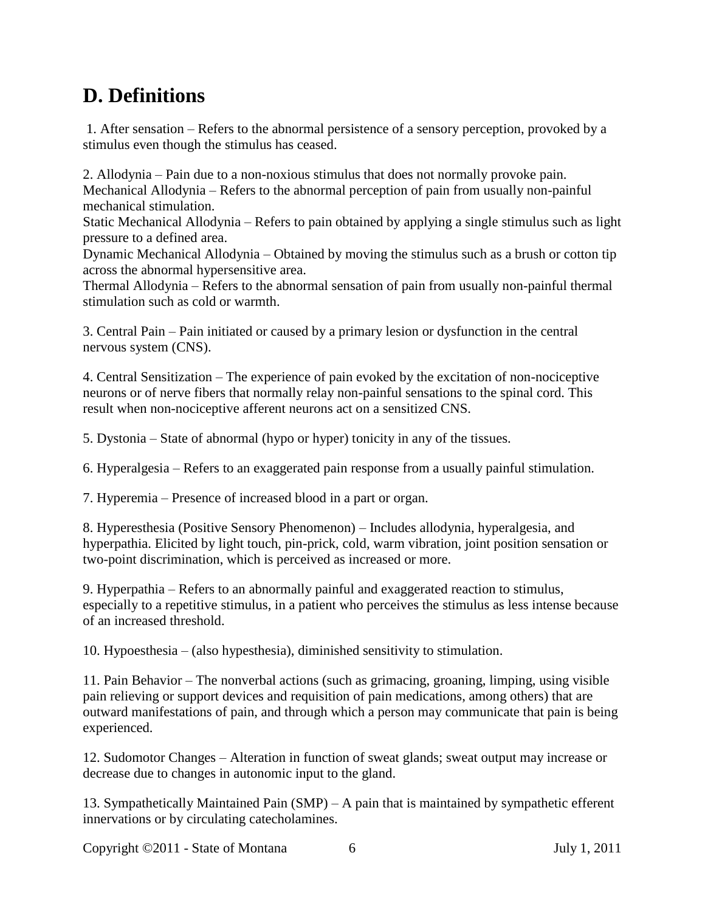## D. Definitions

1. After sensation – Refers to the abnormal persistence of a sensory perception, provoked by a stimulus even though the stimulus has ceased.

2. Allodynia – Pain due to a non-noxious stimulus that does not normally provoke pain.
Mechanical Allodynia – Refers to the abnormal perception of pain from usually non-painful mechanical stimulation.
Static Mechanical Allodynia – Refers to pain obtained by applying a single stimulus such as light pressure to a defined area.
Dynamic Mechanical Allodynia – Obtained by moving the stimulus such as a brush or cotton tip across the abnormal hypersensitive area.
Thermal Allodynia – Refers to the abnormal sensation of pain from usually non-painful thermal stimulation such as cold or warmth.

3. Central Pain – Pain initiated or caused by a primary lesion or dysfunction in the central nervous system (CNS).

4. Central Sensitization – The experience of pain evoked by the excitation of non-nociceptive neurons or of nerve fibers that normally relay non-painful sensations to the spinal cord. This result when non-nociceptive afferent neurons act on a sensitized CNS.

5. Dystonia – State of abnormal (hypo or hyper) tonicity in any of the tissues.

6. Hyperalgesia – Refers to an exaggerated pain response from a usually painful stimulation.

7. Hyperemia – Presence of increased blood in a part or organ.

8. Hyperesthesia (Positive Sensory Phenomenon) – Includes allodynia, hyperalgesia, and hyperpathia. Elicited by light touch, pin-prick, cold, warm vibration, joint position sensation or two-point discrimination, which is perceived as increased or more.

9. Hyperpathia – Refers to an abnormally painful and exaggerated reaction to stimulus, especially to a repetitive stimulus, in a patient who perceives the stimulus as less intense because of an increased threshold.

10. Hypoesthesia – (also hypesthesia), diminished sensitivity to stimulation.

11. Pain Behavior – The nonverbal actions (such as grimacing, groaning, limping, using visible pain relieving or support devices and requisition of pain medications, among others) that are outward manifestations of pain, and through which a person may communicate that pain is being experienced.

12. Sudomotor Changes – Alteration in function of sweat glands; sweat output may increase or decrease due to changes in autonomic input to the gland.

13. Sympathetically Maintained Pain (SMP) – A pain that is maintained by sympathetic efferent innervations or by circulating catecholamines.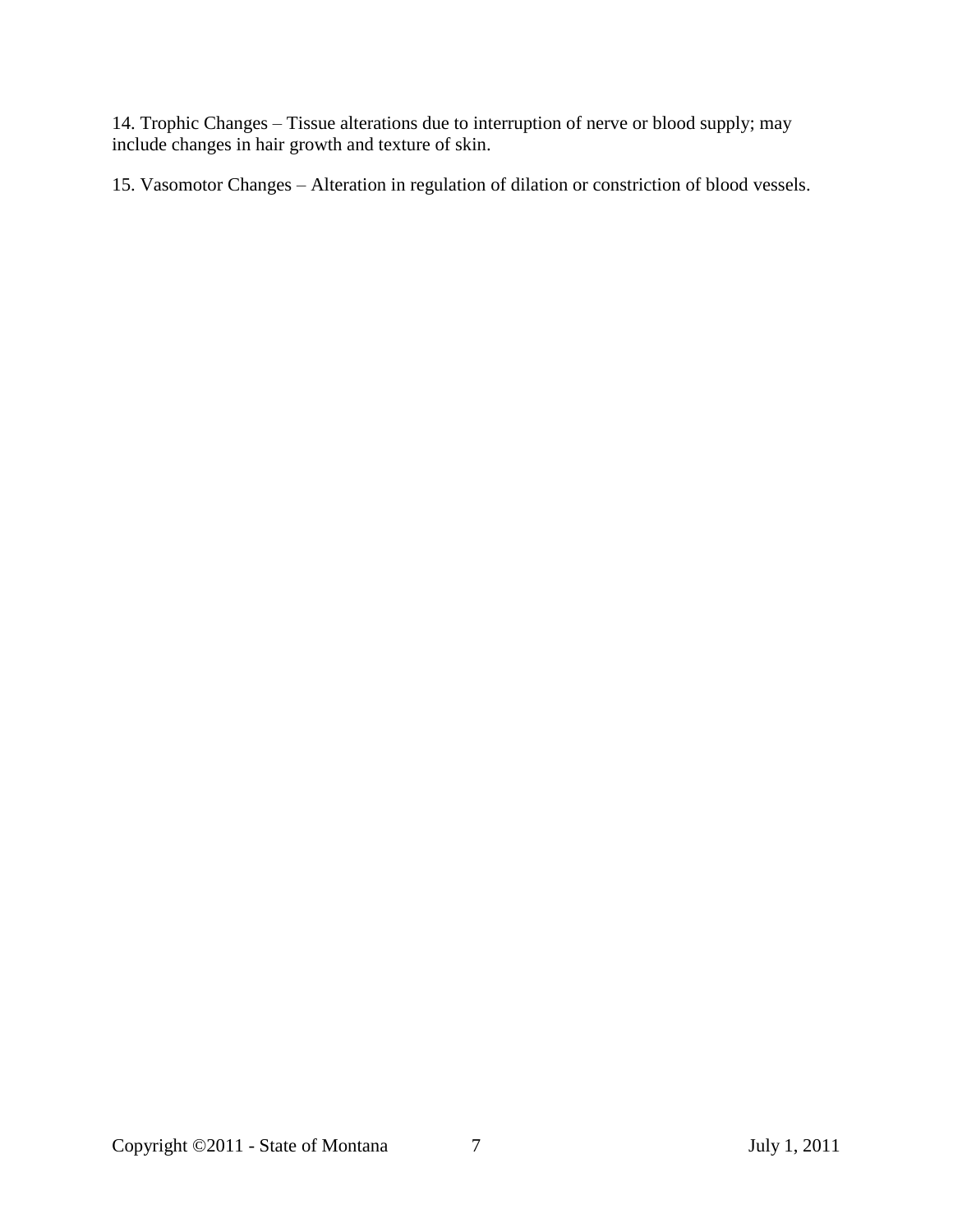14. Trophic Changes – Tissue alterations due to interruption of nerve or blood supply; may include changes in hair growth and texture of skin.

15. Vasomotor Changes – Alteration in regulation of dilation or constriction of blood vessels.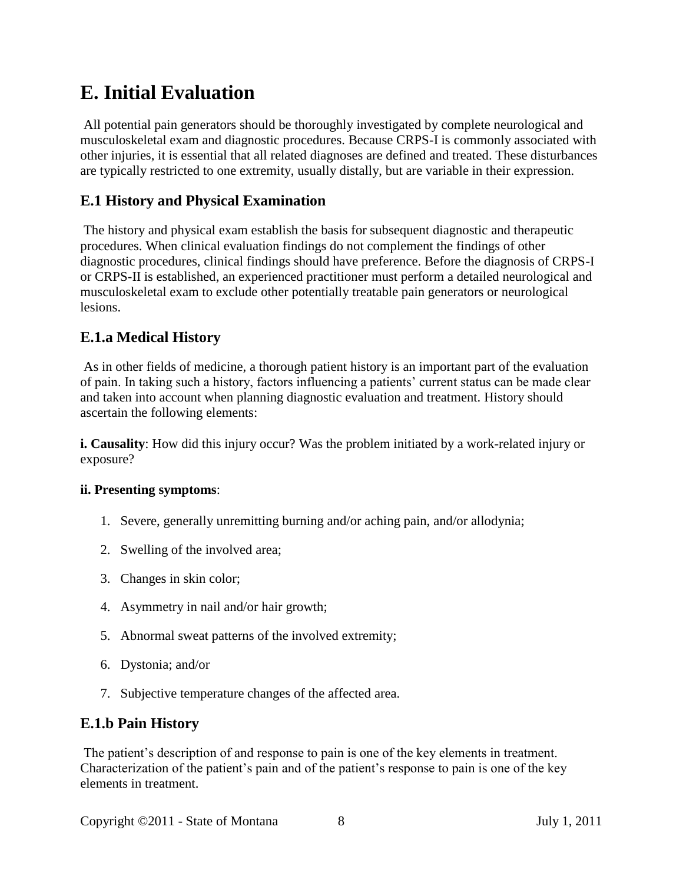# E. Initial Evaluation

All potential pain generators should be thoroughly investigated by complete neurological and musculoskeletal exam and diagnostic procedures. Because CRPS-I is commonly associated with other injuries, it is essential that all related diagnoses are defined and treated. These disturbances are typically restricted to one extremity, usually distally, but are variable in their expression.

## E.1 History and Physical Examination

The history and physical exam establish the basis for subsequent diagnostic and therapeutic procedures. When clinical evaluation findings do not complement the findings of other diagnostic procedures, clinical findings should have preference. Before the diagnosis of CRPS-I or CRPS-II is established, an experienced practitioner must perform a detailed neurological and musculoskeletal exam to exclude other potentially treatable pain generators or neurological lesions.

## E.1.a Medical History

As in other fields of medicine, a thorough patient history is an important part of the evaluation of pain. In taking such a history, factors influencing a patients' current status can be made clear and taken into account when planning diagnostic evaluation and treatment. History should ascertain the following elements:

**i. Causality**: How did this injury occur? Was the problem initiated by a work-related injury or exposure?

**ii. Presenting symptoms**:

1. Severe, generally unremitting burning and/or aching pain, and/or allodynia;
2. Swelling of the involved area;
3. Changes in skin color;
4. Asymmetry in nail and/or hair growth;
5. Abnormal sweat patterns of the involved extremity;
6. Dystonia; and/or
7. Subjective temperature changes of the affected area.

## E.1.b Pain History

The patient's description of and response to pain is one of the key elements in treatment. Characterization of the patient's pain and of the patient's response to pain is one of the key elements in treatment.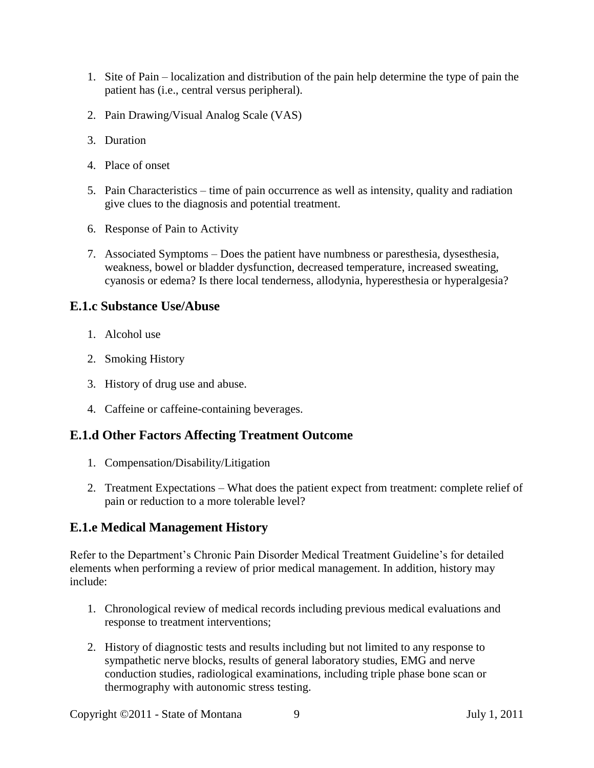1. Site of Pain – localization and distribution of the pain help determine the type of pain the patient has (i.e., central versus peripheral).
2. Pain Drawing/Visual Analog Scale (VAS)
3. Duration
4. Place of onset
5. Pain Characteristics – time of pain occurrence as well as intensity, quality and radiation give clues to the diagnosis and potential treatment.
6. Response of Pain to Activity
7. Associated Symptoms – Does the patient have numbness or paresthesia, dysesthesia, weakness, bowel or bladder dysfunction, decreased temperature, increased sweating, cyanosis or edema? Is there local tenderness, allodynia, hyperesthesia or hyperalgesia?

### E.1.c Substance Use/Abuse

1. Alcohol use
2. Smoking History
3. History of drug use and abuse.
4. Caffeine or caffeine-containing beverages.

### E.1.d Other Factors Affecting Treatment Outcome

1. Compensation/Disability/Litigation
2. Treatment Expectations – What does the patient expect from treatment: complete relief of pain or reduction to a more tolerable level?

### E.1.e Medical Management History

Refer to the Department's Chronic Pain Disorder Medical Treatment Guideline's for detailed elements when performing a review of prior medical management. In addition, history may include:

1. Chronological review of medical records including previous medical evaluations and response to treatment interventions;
2. History of diagnostic tests and results including but not limited to any response to sympathetic nerve blocks, results of general laboratory studies, EMG and nerve conduction studies, radiological examinations, including triple phase bone scan or thermography with autonomic stress testing.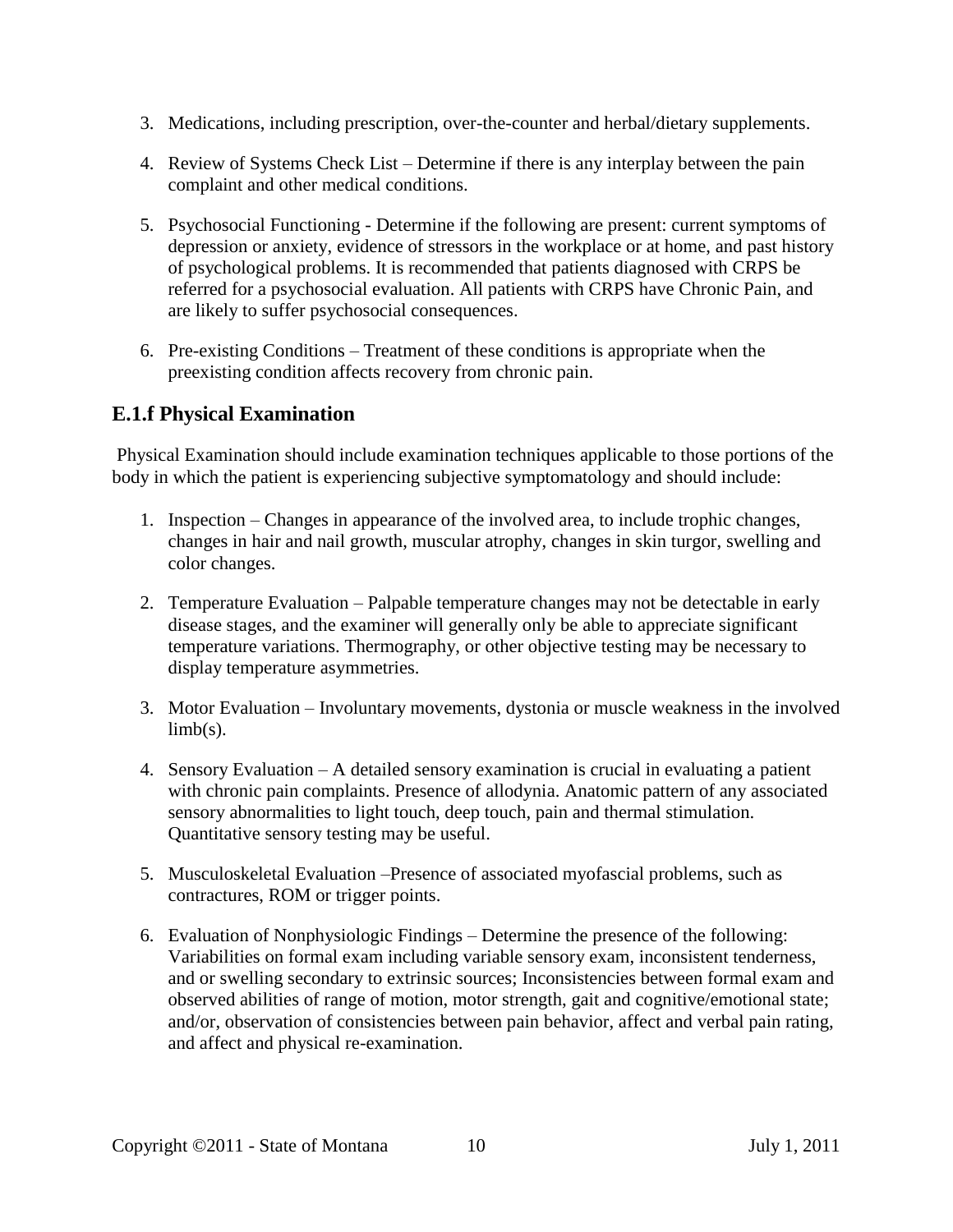3. Medications, including prescription, over-the-counter and herbal/dietary supplements.

4. Review of Systems Check List – Determine if there is any interplay between the pain complaint and other medical conditions.

5. Psychosocial Functioning - Determine if the following are present: current symptoms of depression or anxiety, evidence of stressors in the workplace or at home, and past history of psychological problems. It is recommended that patients diagnosed with CRPS be referred for a psychosocial evaluation. All patients with CRPS have Chronic Pain, and are likely to suffer psychosocial consequences.

6. Pre-existing Conditions – Treatment of these conditions is appropriate when the preexisting condition affects recovery from chronic pain.

## E.1.f Physical Examination

Physical Examination should include examination techniques applicable to those portions of the body in which the patient is experiencing subjective symptomatology and should include:

1. Inspection – Changes in appearance of the involved area, to include trophic changes, changes in hair and nail growth, muscular atrophy, changes in skin turgor, swelling and color changes.

2. Temperature Evaluation – Palpable temperature changes may not be detectable in early disease stages, and the examiner will generally only be able to appreciate significant temperature variations. Thermography, or other objective testing may be necessary to display temperature asymmetries.

3. Motor Evaluation – Involuntary movements, dystonia or muscle weakness in the involved limb(s).

4. Sensory Evaluation – A detailed sensory examination is crucial in evaluating a patient with chronic pain complaints. Presence of allodynia. Anatomic pattern of any associated sensory abnormalities to light touch, deep touch, pain and thermal stimulation. Quantitative sensory testing may be useful.

5. Musculoskeletal Evaluation –Presence of associated myofascial problems, such as contractures, ROM or trigger points.

6. Evaluation of Nonphysiologic Findings – Determine the presence of the following: Variabilities on formal exam including variable sensory exam, inconsistent tenderness, and or swelling secondary to extrinsic sources; Inconsistencies between formal exam and observed abilities of range of motion, motor strength, gait and cognitive/emotional state; and/or, observation of consistencies between pain behavior, affect and verbal pain rating, and affect and physical re-examination.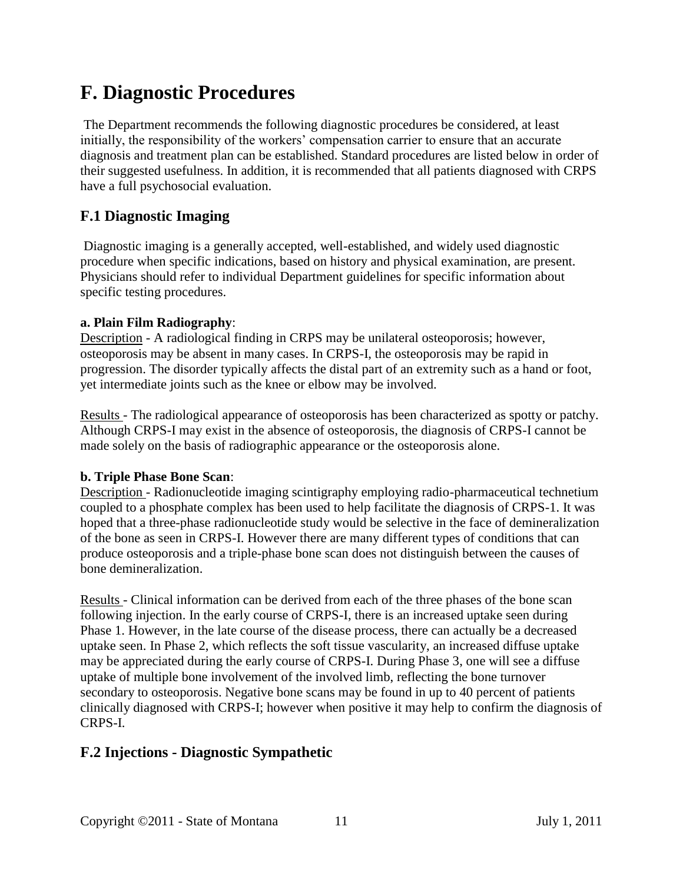# F. Diagnostic Procedures

The Department recommends the following diagnostic procedures be considered, at least initially, the responsibility of the workers' compensation carrier to ensure that an accurate diagnosis and treatment plan can be established. Standard procedures are listed below in order of their suggested usefulness. In addition, it is recommended that all patients diagnosed with CRPS have a full psychosocial evaluation.

## F.1 Diagnostic Imaging

Diagnostic imaging is a generally accepted, well-established, and widely used diagnostic procedure when specific indications, based on history and physical examination, are present. Physicians should refer to individual Department guidelines for specific information about specific testing procedures.

**a. Plain Film Radiography**:
Description - A radiological finding in CRPS may be unilateral osteoporosis; however, osteoporosis may be absent in many cases. In CRPS-I, the osteoporosis may be rapid in progression. The disorder typically affects the distal part of an extremity such as a hand or foot, yet intermediate joints such as the knee or elbow may be involved.

Results - The radiological appearance of osteoporosis has been characterized as spotty or patchy. Although CRPS-I may exist in the absence of osteoporosis, the diagnosis of CRPS-I cannot be made solely on the basis of radiographic appearance or the osteoporosis alone.

**b. Triple Phase Bone Scan**:
Description - Radionucleotide imaging scintigraphy employing radio-pharmaceutical technetium coupled to a phosphate complex has been used to help facilitate the diagnosis of CRPS-1. It was hoped that a three-phase radionucleotide study would be selective in the face of demineralization of the bone as seen in CRPS-I. However there are many different types of conditions that can produce osteoporosis and a triple-phase bone scan does not distinguish between the causes of bone demineralization.

Results - Clinical information can be derived from each of the three phases of the bone scan following injection. In the early course of CRPS-I, there is an increased uptake seen during Phase 1. However, in the late course of the disease process, there can actually be a decreased uptake seen. In Phase 2, which reflects the soft tissue vascularity, an increased diffuse uptake may be appreciated during the early course of CRPS-I. During Phase 3, one will see a diffuse uptake of multiple bone involvement of the involved limb, reflecting the bone turnover secondary to osteoporosis. Negative bone scans may be found in up to 40 percent of patients clinically diagnosed with CRPS-I; however when positive it may help to confirm the diagnosis of CRPS-I.

## F.2 Injections - Diagnostic Sympathetic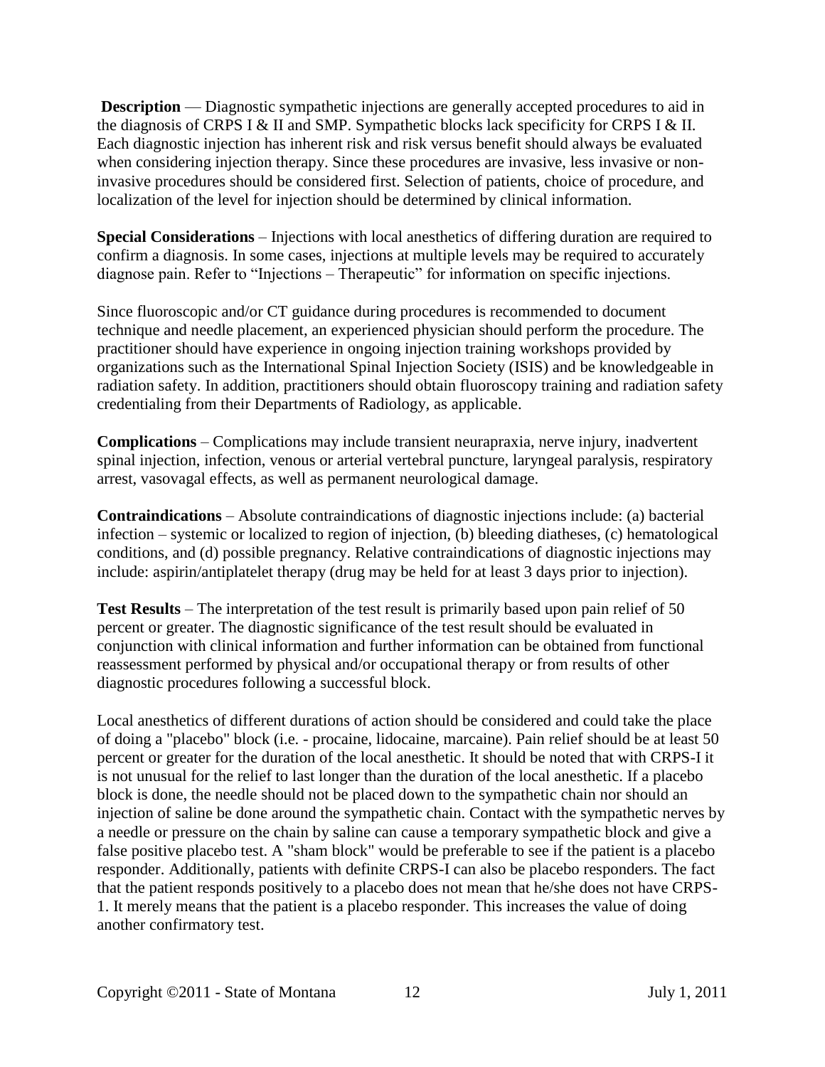**Description** — Diagnostic sympathetic injections are generally accepted procedures to aid in the diagnosis of CRPS I & II and SMP. Sympathetic blocks lack specificity for CRPS I & II. Each diagnostic injection has inherent risk and risk versus benefit should always be evaluated when considering injection therapy. Since these procedures are invasive, less invasive or non-invasive procedures should be considered first. Selection of patients, choice of procedure, and localization of the level for injection should be determined by clinical information.

**Special Considerations** – Injections with local anesthetics of differing duration are required to confirm a diagnosis. In some cases, injections at multiple levels may be required to accurately diagnose pain. Refer to "Injections – Therapeutic" for information on specific injections.

Since fluoroscopic and/or CT guidance during procedures is recommended to document technique and needle placement, an experienced physician should perform the procedure. The practitioner should have experience in ongoing injection training workshops provided by organizations such as the International Spinal Injection Society (ISIS) and be knowledgeable in radiation safety. In addition, practitioners should obtain fluoroscopy training and radiation safety credentialing from their Departments of Radiology, as applicable.

**Complications** – Complications may include transient neurapraxia, nerve injury, inadvertent spinal injection, infection, venous or arterial vertebral puncture, laryngeal paralysis, respiratory arrest, vasovagal effects, as well as permanent neurological damage.

**Contraindications** – Absolute contraindications of diagnostic injections include: (a) bacterial infection – systemic or localized to region of injection, (b) bleeding diatheses, (c) hematological conditions, and (d) possible pregnancy. Relative contraindications of diagnostic injections may include: aspirin/antiplatelet therapy (drug may be held for at least 3 days prior to injection).

**Test Results** – The interpretation of the test result is primarily based upon pain relief of 50 percent or greater. The diagnostic significance of the test result should be evaluated in conjunction with clinical information and further information can be obtained from functional reassessment performed by physical and/or occupational therapy or from results of other diagnostic procedures following a successful block.

Local anesthetics of different durations of action should be considered and could take the place of doing a "placebo" block (i.e. - procaine, lidocaine, marcaine). Pain relief should be at least 50 percent or greater for the duration of the local anesthetic. It should be noted that with CRPS-I it is not unusual for the relief to last longer than the duration of the local anesthetic. If a placebo block is done, the needle should not be placed down to the sympathetic chain nor should an injection of saline be done around the sympathetic chain. Contact with the sympathetic nerves by a needle or pressure on the chain by saline can cause a temporary sympathetic block and give a false positive placebo test. A "sham block" would be preferable to see if the patient is a placebo responder. Additionally, patients with definite CRPS-I can also be placebo responders. The fact that the patient responds positively to a placebo does not mean that he/she does not have CRPS-1. It merely means that the patient is a placebo responder. This increases the value of doing another confirmatory test.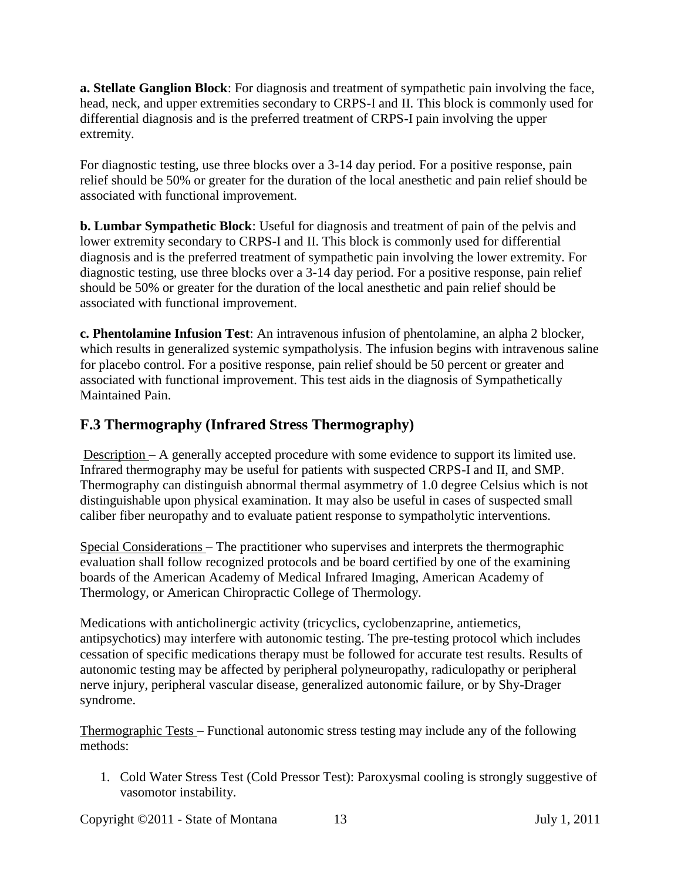**a. Stellate Ganglion Block**: For diagnosis and treatment of sympathetic pain involving the face, head, neck, and upper extremities secondary to CRPS-I and II. This block is commonly used for differential diagnosis and is the preferred treatment of CRPS-I pain involving the upper extremity.

For diagnostic testing, use three blocks over a 3-14 day period. For a positive response, pain relief should be 50% or greater for the duration of the local anesthetic and pain relief should be associated with functional improvement.

**b. Lumbar Sympathetic Block**: Useful for diagnosis and treatment of pain of the pelvis and lower extremity secondary to CRPS-I and II. This block is commonly used for differential diagnosis and is the preferred treatment of sympathetic pain involving the lower extremity. For diagnostic testing, use three blocks over a 3-14 day period. For a positive response, pain relief should be 50% or greater for the duration of the local anesthetic and pain relief should be associated with functional improvement.

**c. Phentolamine Infusion Test**: An intravenous infusion of phentolamine, an alpha 2 blocker, which results in generalized systemic sympatholysis. The infusion begins with intravenous saline for placebo control. For a positive response, pain relief should be 50 percent or greater and associated with functional improvement. This test aids in the diagnosis of Sympathetically Maintained Pain.

## F.3 Thermography (Infrared Stress Thermography)

Description – A generally accepted procedure with some evidence to support its limited use. Infrared thermography may be useful for patients with suspected CRPS-I and II, and SMP. Thermography can distinguish abnormal thermal asymmetry of 1.0 degree Celsius which is not distinguishable upon physical examination. It may also be useful in cases of suspected small caliber fiber neuropathy and to evaluate patient response to sympatholytic interventions.

Special Considerations – The practitioner who supervises and interprets the thermographic evaluation shall follow recognized protocols and be board certified by one of the examining boards of the American Academy of Medical Infrared Imaging, American Academy of Thermology, or American Chiropractic College of Thermology.

Medications with anticholinergic activity (tricyclics, cyclobenzaprine, antiemetics, antipsychotics) may interfere with autonomic testing. The pre-testing protocol which includes cessation of specific medications therapy must be followed for accurate test results. Results of autonomic testing may be affected by peripheral polyneuropathy, radiculopathy or peripheral nerve injury, peripheral vascular disease, generalized autonomic failure, or by Shy-Drager syndrome.

Thermographic Tests – Functional autonomic stress testing may include any of the following methods:

1. Cold Water Stress Test (Cold Pressor Test): Paroxysmal cooling is strongly suggestive of vasomotor instability.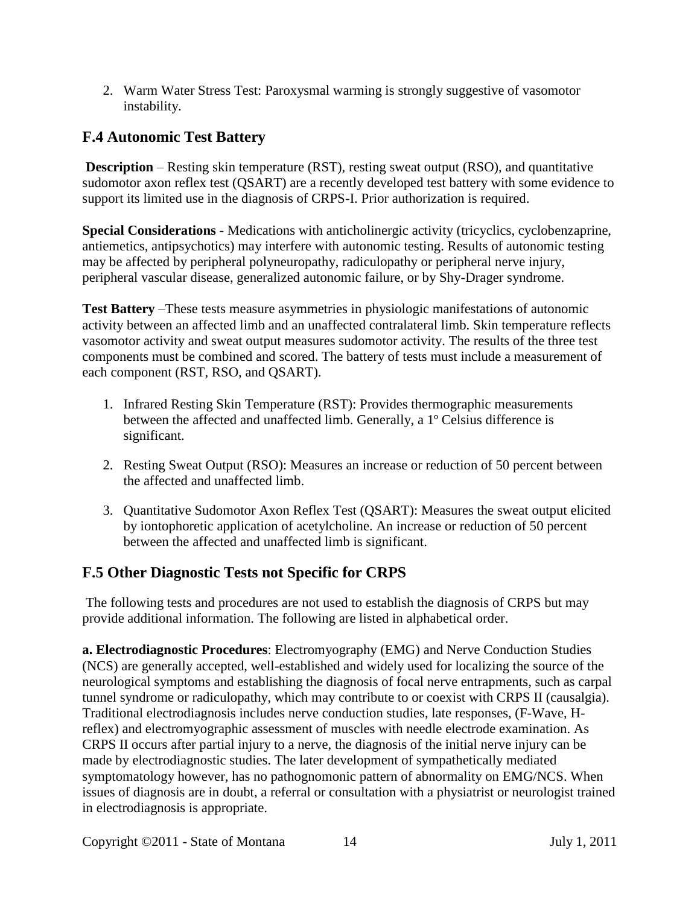2. Warm Water Stress Test: Paroxysmal warming is strongly suggestive of vasomotor instability.

## F.4 Autonomic Test Battery

**Description** – Resting skin temperature (RST), resting sweat output (RSO), and quantitative sudomotor axon reflex test (QSART) are a recently developed test battery with some evidence to support its limited use in the diagnosis of CRPS-I. Prior authorization is required.

**Special Considerations** - Medications with anticholinergic activity (tricyclics, cyclobenzaprine, antiemetics, antipsychotics) may interfere with autonomic testing. Results of autonomic testing may be affected by peripheral polyneuropathy, radiculopathy or peripheral nerve injury, peripheral vascular disease, generalized autonomic failure, or by Shy-Drager syndrome.

**Test Battery** –These tests measure asymmetries in physiologic manifestations of autonomic activity between an affected limb and an unaffected contralateral limb. Skin temperature reflects vasomotor activity and sweat output measures sudomotor activity. The results of the three test components must be combined and scored. The battery of tests must include a measurement of each component (RST, RSO, and QSART).

1. Infrared Resting Skin Temperature (RST): Provides thermographic measurements between the affected and unaffected limb. Generally, a 1º Celsius difference is significant.

2. Resting Sweat Output (RSO): Measures an increase or reduction of 50 percent between the affected and unaffected limb.

3. Quantitative Sudomotor Axon Reflex Test (QSART): Measures the sweat output elicited by iontophoretic application of acetylcholine. An increase or reduction of 50 percent between the affected and unaffected limb is significant.

## F.5 Other Diagnostic Tests not Specific for CRPS

The following tests and procedures are not used to establish the diagnosis of CRPS but may provide additional information. The following are listed in alphabetical order.

**a. Electrodiagnostic Procedures**: Electromyography (EMG) and Nerve Conduction Studies (NCS) are generally accepted, well-established and widely used for localizing the source of the neurological symptoms and establishing the diagnosis of focal nerve entrapments, such as carpal tunnel syndrome or radiculopathy, which may contribute to or coexist with CRPS II (causalgia). Traditional electrodiagnosis includes nerve conduction studies, late responses, (F-Wave, H-reflex) and electromyographic assessment of muscles with needle electrode examination. As CRPS II occurs after partial injury to a nerve, the diagnosis of the initial nerve injury can be made by electrodiagnostic studies. The later development of sympathetically mediated symptomatology however, has no pathognomonic pattern of abnormality on EMG/NCS. When issues of diagnosis are in doubt, a referral or consultation with a physiatrist or neurologist trained in electrodiagnosis is appropriate.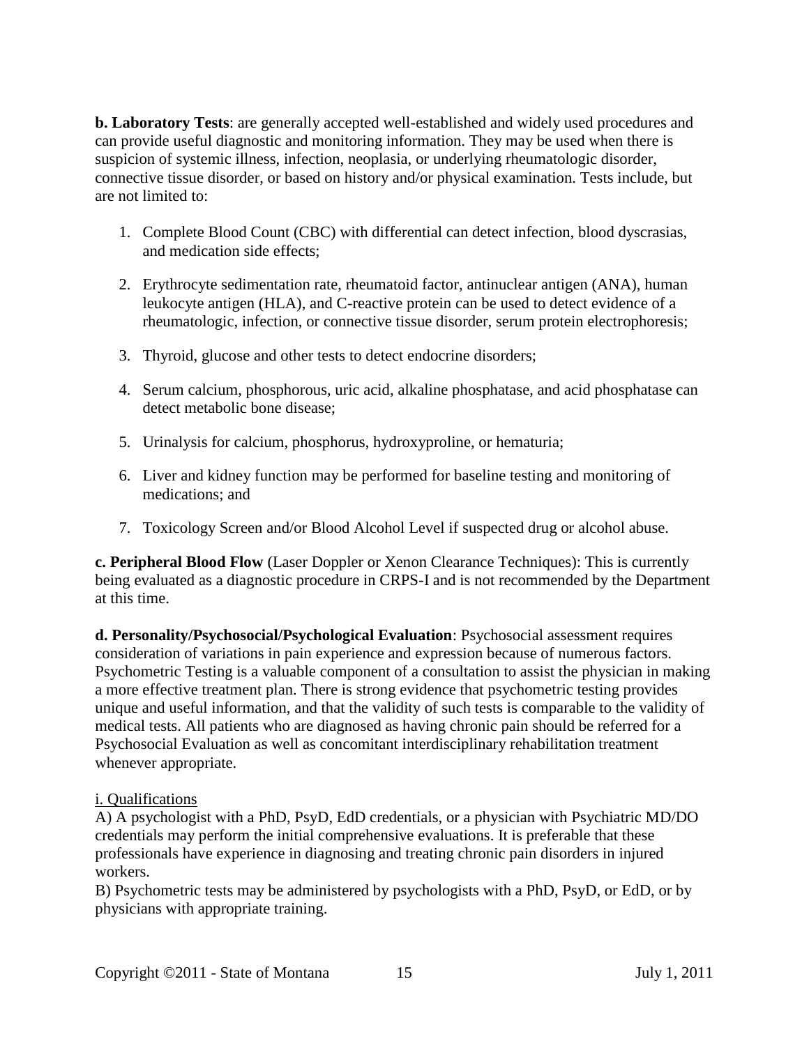**b. Laboratory Tests**: are generally accepted well-established and widely used procedures and can provide useful diagnostic and monitoring information. They may be used when there is suspicion of systemic illness, infection, neoplasia, or underlying rheumatologic disorder, connective tissue disorder, or based on history and/or physical examination. Tests include, but are not limited to:

1. Complete Blood Count (CBC) with differential can detect infection, blood dyscrasias, and medication side effects;
2. Erythrocyte sedimentation rate, rheumatoid factor, antinuclear antigen (ANA), human leukocyte antigen (HLA), and C-reactive protein can be used to detect evidence of a rheumatologic, infection, or connective tissue disorder, serum protein electrophoresis;
3. Thyroid, glucose and other tests to detect endocrine disorders;
4. Serum calcium, phosphorous, uric acid, alkaline phosphatase, and acid phosphatase can detect metabolic bone disease;
5. Urinalysis for calcium, phosphorus, hydroxyproline, or hematuria;
6. Liver and kidney function may be performed for baseline testing and monitoring of medications; and
7. Toxicology Screen and/or Blood Alcohol Level if suspected drug or alcohol abuse.

**c. Peripheral Blood Flow** (Laser Doppler or Xenon Clearance Techniques): This is currently being evaluated as a diagnostic procedure in CRPS-I and is not recommended by the Department at this time.

**d. Personality/Psychosocial/Psychological Evaluation**: Psychosocial assessment requires consideration of variations in pain experience and expression because of numerous factors. Psychometric Testing is a valuable component of a consultation to assist the physician in making a more effective treatment plan. There is strong evidence that psychometric testing provides unique and useful information, and that the validity of such tests is comparable to the validity of medical tests. All patients who are diagnosed as having chronic pain should be referred for a Psychosocial Evaluation as well as concomitant interdisciplinary rehabilitation treatment whenever appropriate.

i. Qualifications

A) A psychologist with a PhD, PsyD, EdD credentials, or a physician with Psychiatric MD/DO credentials may perform the initial comprehensive evaluations. It is preferable that these professionals have experience in diagnosing and treating chronic pain disorders in injured workers.

B) Psychometric tests may be administered by psychologists with a PhD, PsyD, or EdD, or by physicians with appropriate training.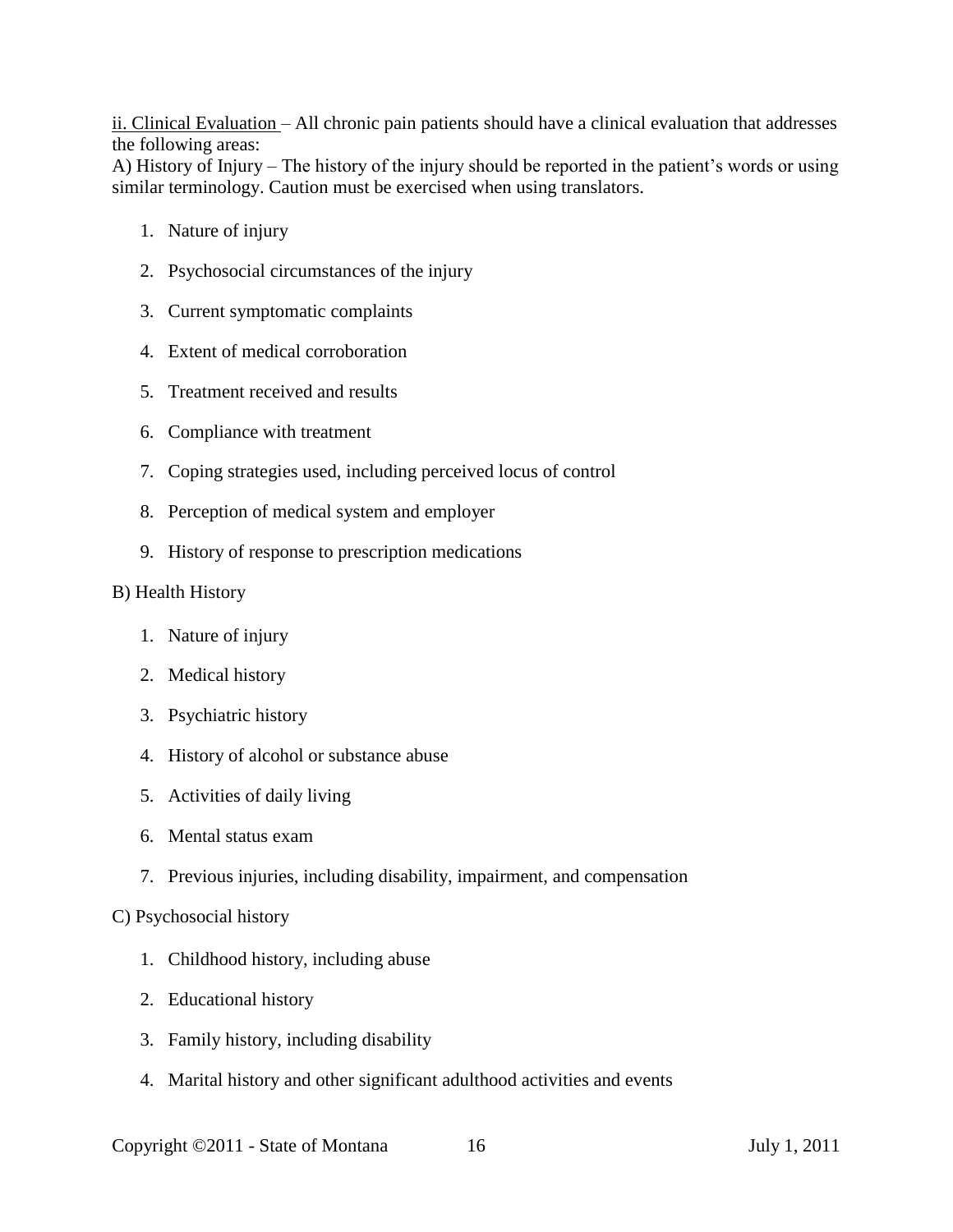ii. Clinical Evaluation – All chronic pain patients should have a clinical evaluation that addresses the following areas:

A) History of Injury – The history of the injury should be reported in the patient's words or using similar terminology. Caution must be exercised when using translators.

1. Nature of injury
2. Psychosocial circumstances of the injury
3. Current symptomatic complaints
4. Extent of medical corroboration
5. Treatment received and results
6. Compliance with treatment
7. Coping strategies used, including perceived locus of control
8. Perception of medical system and employer
9. History of response to prescription medications

B) Health History

1. Nature of injury
2. Medical history
3. Psychiatric history
4. History of alcohol or substance abuse
5. Activities of daily living
6. Mental status exam
7. Previous injuries, including disability, impairment, and compensation

C) Psychosocial history

1. Childhood history, including abuse
2. Educational history
3. Family history, including disability
4. Marital history and other significant adulthood activities and events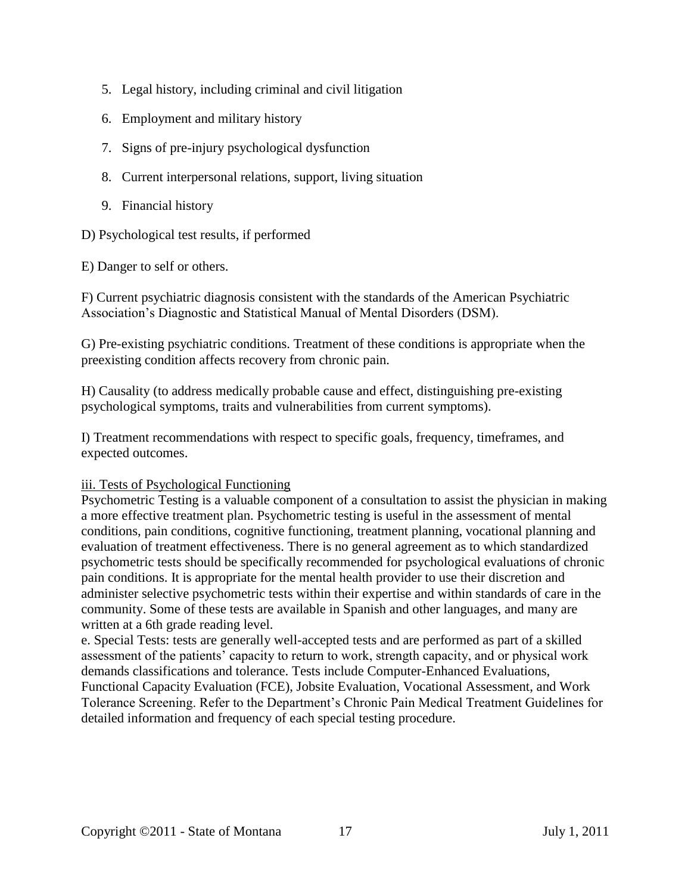5. Legal history, including criminal and civil litigation
6. Employment and military history
7. Signs of pre-injury psychological dysfunction
8. Current interpersonal relations, support, living situation
9. Financial history

D) Psychological test results, if performed

E) Danger to self or others.

F) Current psychiatric diagnosis consistent with the standards of the American Psychiatric Association's Diagnostic and Statistical Manual of Mental Disorders (DSM).

G) Pre-existing psychiatric conditions. Treatment of these conditions is appropriate when the preexisting condition affects recovery from chronic pain.

H) Causality (to address medically probable cause and effect, distinguishing pre-existing psychological symptoms, traits and vulnerabilities from current symptoms).

I) Treatment recommendations with respect to specific goals, frequency, timeframes, and expected outcomes.

iii. Tests of Psychological Functioning

Psychometric Testing is a valuable component of a consultation to assist the physician in making a more effective treatment plan. Psychometric testing is useful in the assessment of mental conditions, pain conditions, cognitive functioning, treatment planning, vocational planning and evaluation of treatment effectiveness. There is no general agreement as to which standardized psychometric tests should be specifically recommended for psychological evaluations of chronic pain conditions. It is appropriate for the mental health provider to use their discretion and administer selective psychometric tests within their expertise and within standards of care in the community. Some of these tests are available in Spanish and other languages, and many are written at a 6th grade reading level.

e. Special Tests: tests are generally well-accepted tests and are performed as part of a skilled assessment of the patients' capacity to return to work, strength capacity, and or physical work demands classifications and tolerance. Tests include Computer-Enhanced Evaluations, Functional Capacity Evaluation (FCE), Jobsite Evaluation, Vocational Assessment, and Work Tolerance Screening. Refer to the Department's Chronic Pain Medical Treatment Guidelines for detailed information and frequency of each special testing procedure.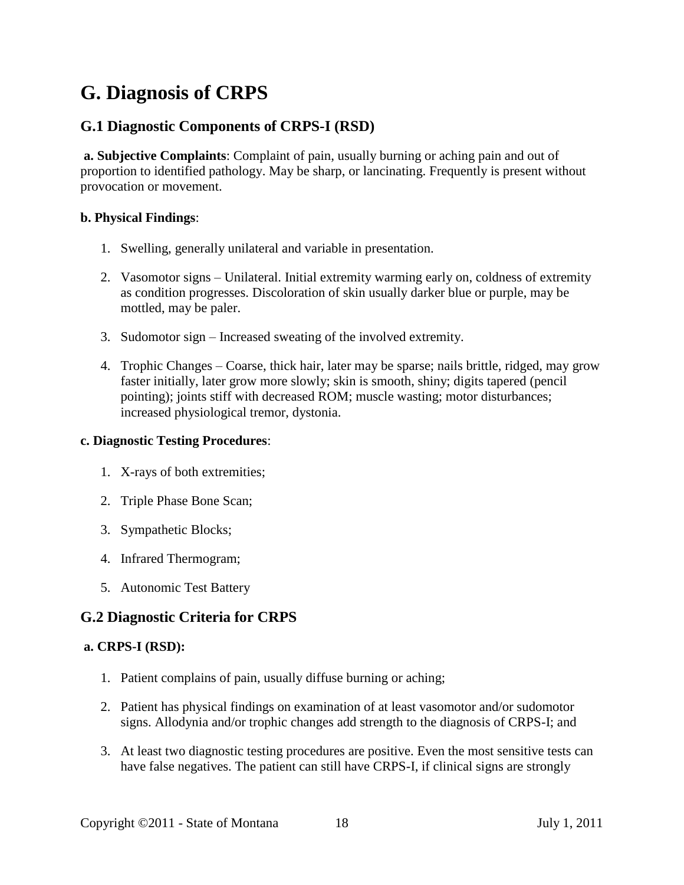# G. Diagnosis of CRPS

## G.1 Diagnostic Components of CRPS-I (RSD)

**a. Subjective Complaints**: Complaint of pain, usually burning or aching pain and out of proportion to identified pathology. May be sharp, or lancinating. Frequently is present without provocation or movement.

**b. Physical Findings**:

1. Swelling, generally unilateral and variable in presentation.
2. Vasomotor signs – Unilateral. Initial extremity warming early on, coldness of extremity as condition progresses. Discoloration of skin usually darker blue or purple, may be mottled, may be paler.
3. Sudomotor sign – Increased sweating of the involved extremity.
4. Trophic Changes – Coarse, thick hair, later may be sparse; nails brittle, ridged, may grow faster initially, later grow more slowly; skin is smooth, shiny; digits tapered (pencil pointing); joints stiff with decreased ROM; muscle wasting; motor disturbances; increased physiological tremor, dystonia.

**c. Diagnostic Testing Procedures**:

1. X-rays of both extremities;
2. Triple Phase Bone Scan;
3. Sympathetic Blocks;
4. Infrared Thermogram;
5. Autonomic Test Battery

## G.2 Diagnostic Criteria for CRPS

**a. CRPS-I (RSD):**

1. Patient complains of pain, usually diffuse burning or aching;
2. Patient has physical findings on examination of at least vasomotor and/or sudomotor signs. Allodynia and/or trophic changes add strength to the diagnosis of CRPS-I; and
3. At least two diagnostic testing procedures are positive. Even the most sensitive tests can have false negatives. The patient can still have CRPS-I, if clinical signs are strongly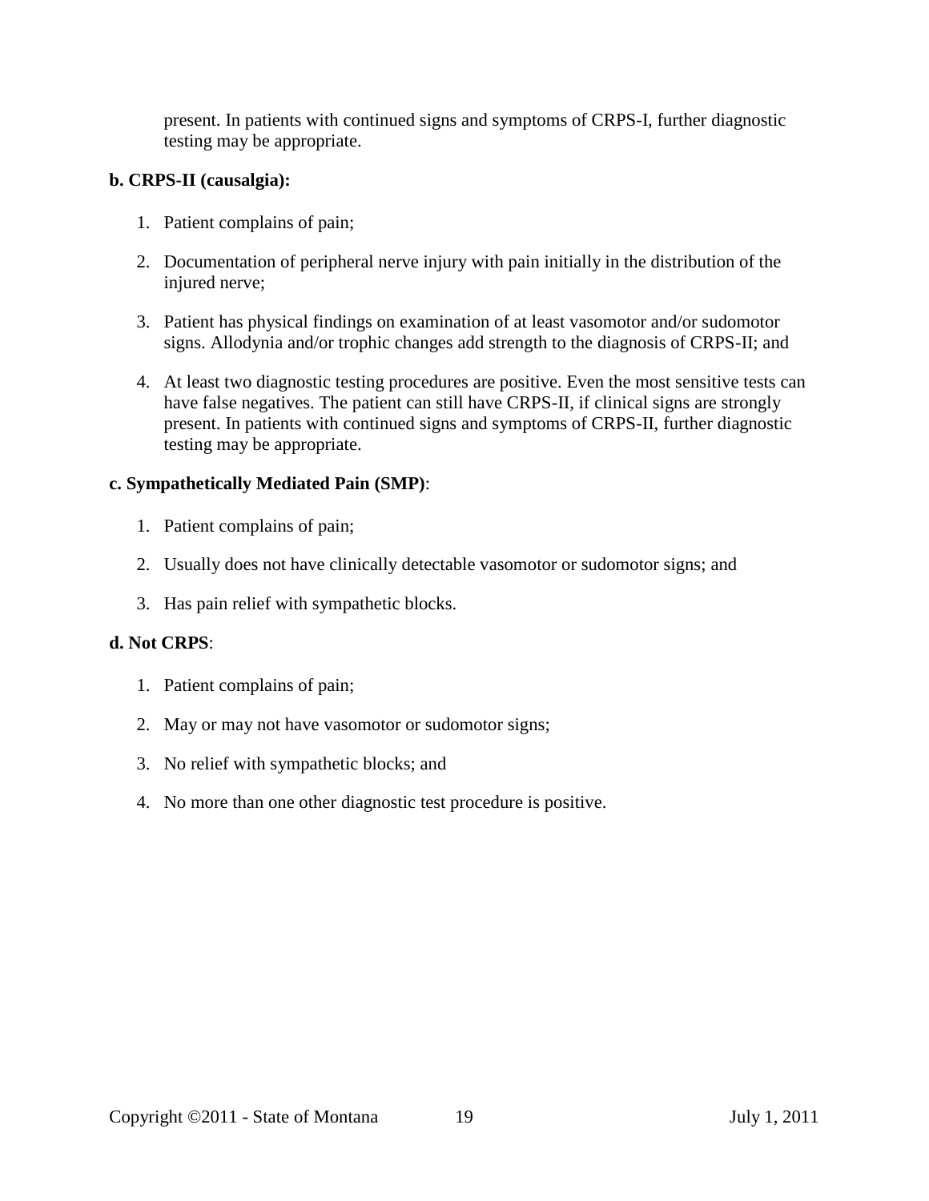present. In patients with continued signs and symptoms of CRPS-I, further diagnostic testing may be appropriate.

**b. CRPS-II (causalgia):**

1. Patient complains of pain;
2. Documentation of peripheral nerve injury with pain initially in the distribution of the injured nerve;
3. Patient has physical findings on examination of at least vasomotor and/or sudomotor signs. Allodynia and/or trophic changes add strength to the diagnosis of CRPS-II; and
4. At least two diagnostic testing procedures are positive. Even the most sensitive tests can have false negatives. The patient can still have CRPS-II, if clinical signs are strongly present. In patients with continued signs and symptoms of CRPS-II, further diagnostic testing may be appropriate.

**c. Sympathetically Mediated Pain (SMP)**:

1. Patient complains of pain;
2. Usually does not have clinically detectable vasomotor or sudomotor signs; and
3. Has pain relief with sympathetic blocks.

**d. Not CRPS**:

1. Patient complains of pain;
2. May or may not have vasomotor or sudomotor signs;
3. No relief with sympathetic blocks; and
4. No more than one other diagnostic test procedure is positive.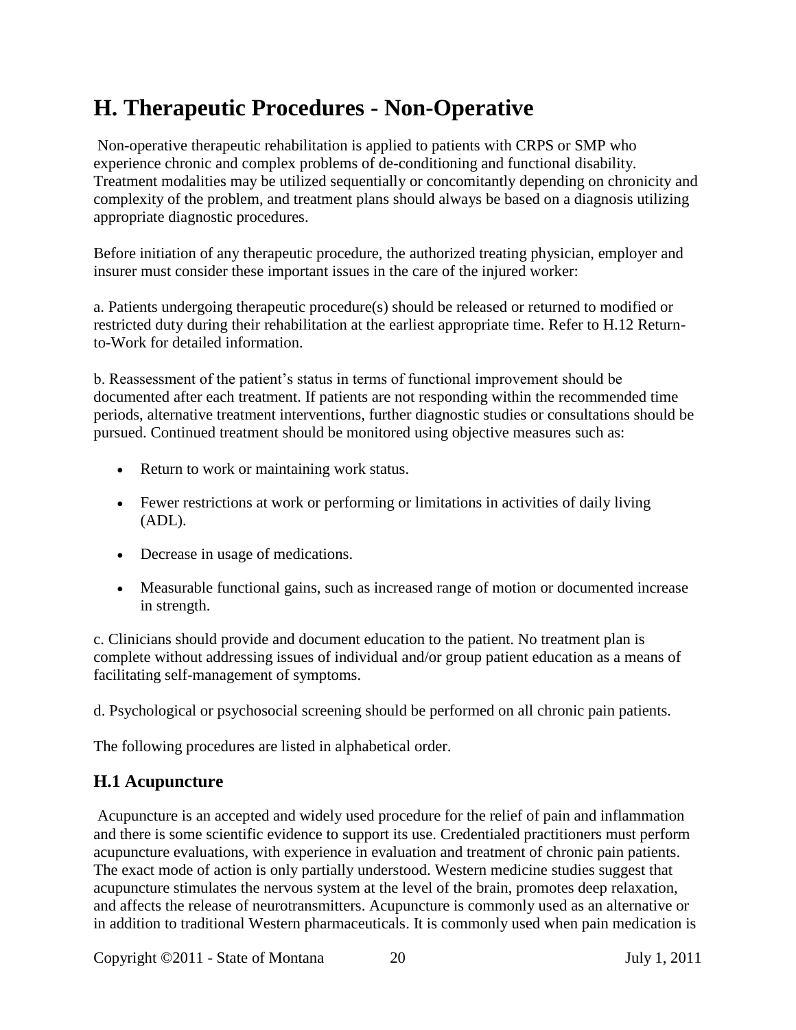# H. Therapeutic Procedures - Non-Operative

Non-operative therapeutic rehabilitation is applied to patients with CRPS or SMP who experience chronic and complex problems of de-conditioning and functional disability. Treatment modalities may be utilized sequentially or concomitantly depending on chronicity and complexity of the problem, and treatment plans should always be based on a diagnosis utilizing appropriate diagnostic procedures.

Before initiation of any therapeutic procedure, the authorized treating physician, employer and insurer must consider these important issues in the care of the injured worker:

a. Patients undergoing therapeutic procedure(s) should be released or returned to modified or restricted duty during their rehabilitation at the earliest appropriate time. Refer to H.12 Return-to-Work for detailed information.

b. Reassessment of the patient's status in terms of functional improvement should be documented after each treatment. If patients are not responding within the recommended time periods, alternative treatment interventions, further diagnostic studies or consultations should be pursued. Continued treatment should be monitored using objective measures such as:

- Return to work or maintaining work status.
- Fewer restrictions at work or performing or limitations in activities of daily living (ADL).
- Decrease in usage of medications.
- Measurable functional gains, such as increased range of motion or documented increase in strength.

c. Clinicians should provide and document education to the patient. No treatment plan is complete without addressing issues of individual and/or group patient education as a means of facilitating self-management of symptoms.

d. Psychological or psychosocial screening should be performed on all chronic pain patients.

The following procedures are listed in alphabetical order.

## H.1 Acupuncture

Acupuncture is an accepted and widely used procedure for the relief of pain and inflammation and there is some scientific evidence to support its use. Credentialed practitioners must perform acupuncture evaluations, with experience in evaluation and treatment of chronic pain patients. The exact mode of action is only partially understood. Western medicine studies suggest that acupuncture stimulates the nervous system at the level of the brain, promotes deep relaxation, and affects the release of neurotransmitters. Acupuncture is commonly used as an alternative or in addition to traditional Western pharmaceuticals. It is commonly used when pain medication is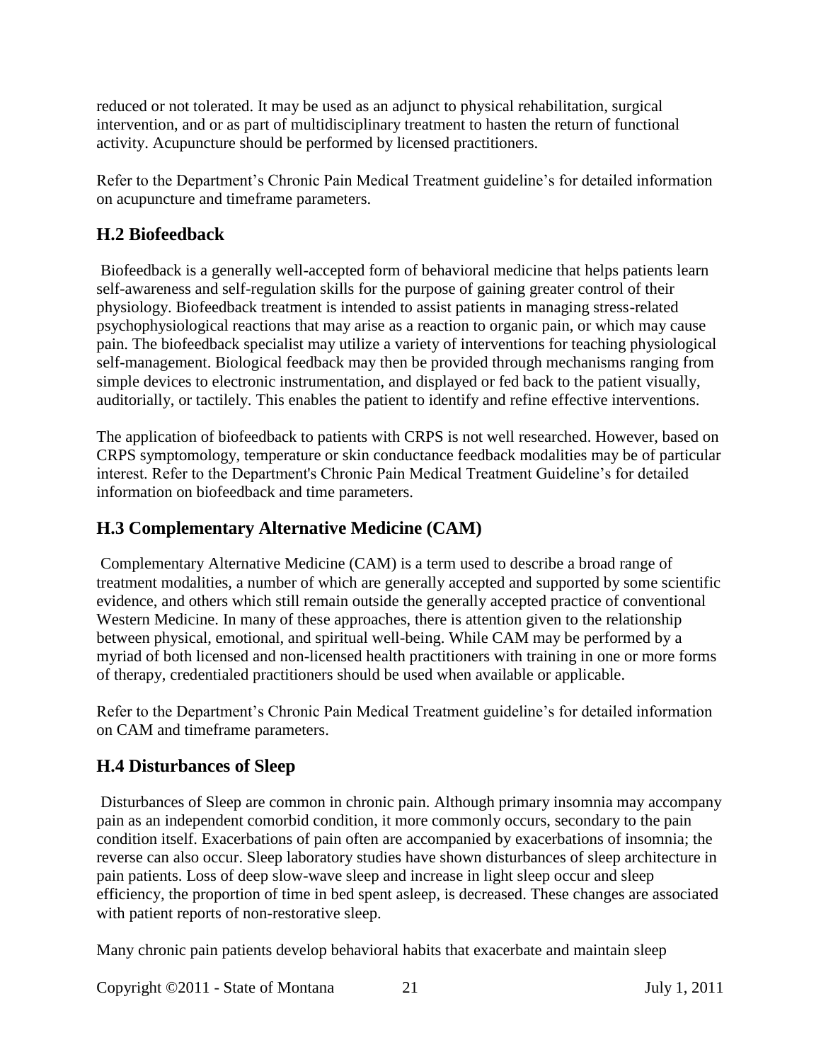reduced or not tolerated. It may be used as an adjunct to physical rehabilitation, surgical intervention, and or as part of multidisciplinary treatment to hasten the return of functional activity. Acupuncture should be performed by licensed practitioners.

Refer to the Department's Chronic Pain Medical Treatment guideline's for detailed information on acupuncture and timeframe parameters.

## H.2 Biofeedback

Biofeedback is a generally well-accepted form of behavioral medicine that helps patients learn self-awareness and self-regulation skills for the purpose of gaining greater control of their physiology. Biofeedback treatment is intended to assist patients in managing stress-related psychophysiological reactions that may arise as a reaction to organic pain, or which may cause pain. The biofeedback specialist may utilize a variety of interventions for teaching physiological self-management. Biological feedback may then be provided through mechanisms ranging from simple devices to electronic instrumentation, and displayed or fed back to the patient visually, auditorially, or tactilely. This enables the patient to identify and refine effective interventions.

The application of biofeedback to patients with CRPS is not well researched. However, based on CRPS symptomology, temperature or skin conductance feedback modalities may be of particular interest. Refer to the Department's Chronic Pain Medical Treatment Guideline's for detailed information on biofeedback and time parameters.

## H.3 Complementary Alternative Medicine (CAM)

Complementary Alternative Medicine (CAM) is a term used to describe a broad range of treatment modalities, a number of which are generally accepted and supported by some scientific evidence, and others which still remain outside the generally accepted practice of conventional Western Medicine. In many of these approaches, there is attention given to the relationship between physical, emotional, and spiritual well-being. While CAM may be performed by a myriad of both licensed and non-licensed health practitioners with training in one or more forms of therapy, credentialed practitioners should be used when available or applicable.

Refer to the Department's Chronic Pain Medical Treatment guideline's for detailed information on CAM and timeframe parameters.

## H.4 Disturbances of Sleep

Disturbances of Sleep are common in chronic pain. Although primary insomnia may accompany pain as an independent comorbid condition, it more commonly occurs, secondary to the pain condition itself. Exacerbations of pain often are accompanied by exacerbations of insomnia; the reverse can also occur. Sleep laboratory studies have shown disturbances of sleep architecture in pain patients. Loss of deep slow-wave sleep and increase in light sleep occur and sleep efficiency, the proportion of time in bed spent asleep, is decreased. These changes are associated with patient reports of non-restorative sleep.

Many chronic pain patients develop behavioral habits that exacerbate and maintain sleep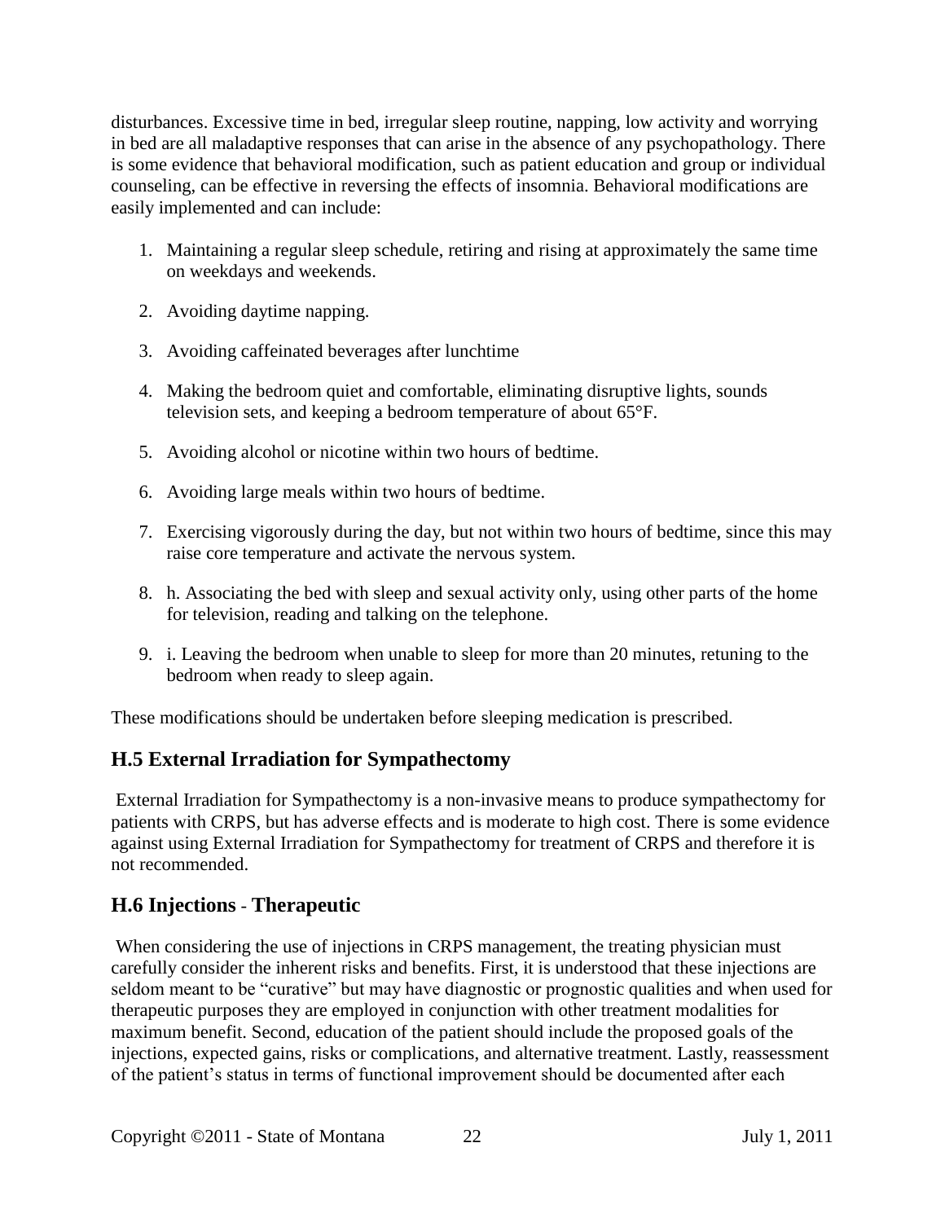disturbances. Excessive time in bed, irregular sleep routine, napping, low activity and worrying in bed are all maladaptive responses that can arise in the absence of any psychopathology. There is some evidence that behavioral modification, such as patient education and group or individual counseling, can be effective in reversing the effects of insomnia. Behavioral modifications are easily implemented and can include:

1. Maintaining a regular sleep schedule, retiring and rising at approximately the same time on weekdays and weekends.
2. Avoiding daytime napping.
3. Avoiding caffeinated beverages after lunchtime
4. Making the bedroom quiet and comfortable, eliminating disruptive lights, sounds television sets, and keeping a bedroom temperature of about 65°F.
5. Avoiding alcohol or nicotine within two hours of bedtime.
6. Avoiding large meals within two hours of bedtime.
7. Exercising vigorously during the day, but not within two hours of bedtime, since this may raise core temperature and activate the nervous system.
8. h. Associating the bed with sleep and sexual activity only, using other parts of the home for television, reading and talking on the telephone.
9. i. Leaving the bedroom when unable to sleep for more than 20 minutes, retuning to the bedroom when ready to sleep again.

These modifications should be undertaken before sleeping medication is prescribed.

## H.5 External Irradiation for Sympathectomy

External Irradiation for Sympathectomy is a non-invasive means to produce sympathectomy for patients with CRPS, but has adverse effects and is moderate to high cost. There is some evidence against using External Irradiation for Sympathectomy for treatment of CRPS and therefore it is not recommended.

## H.6 Injections - Therapeutic

When considering the use of injections in CRPS management, the treating physician must carefully consider the inherent risks and benefits. First, it is understood that these injections are seldom meant to be "curative" but may have diagnostic or prognostic qualities and when used for therapeutic purposes they are employed in conjunction with other treatment modalities for maximum benefit. Second, education of the patient should include the proposed goals of the injections, expected gains, risks or complications, and alternative treatment. Lastly, reassessment of the patient's status in terms of functional improvement should be documented after each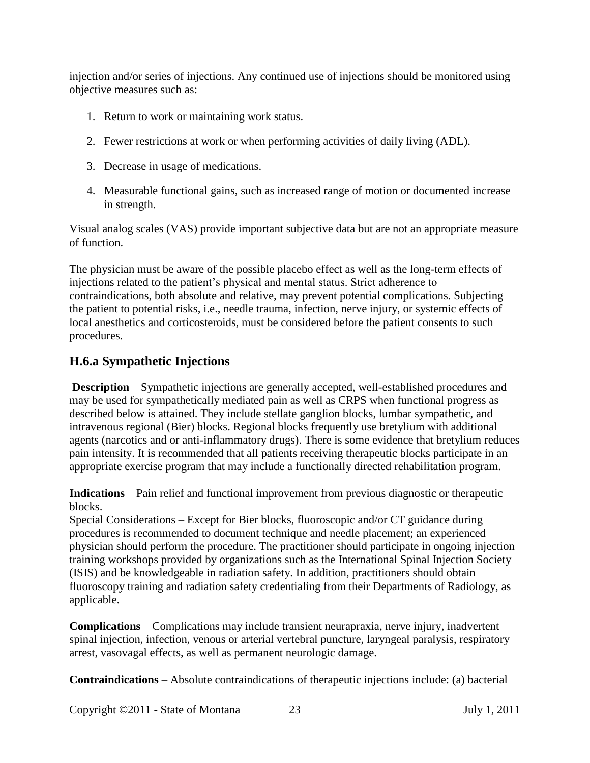injection and/or series of injections. Any continued use of injections should be monitored using objective measures such as:

1. Return to work or maintaining work status.
2. Fewer restrictions at work or when performing activities of daily living (ADL).
3. Decrease in usage of medications.
4. Measurable functional gains, such as increased range of motion or documented increase in strength.

Visual analog scales (VAS) provide important subjective data but are not an appropriate measure of function.

The physician must be aware of the possible placebo effect as well as the long-term effects of injections related to the patient's physical and mental status. Strict adherence to contraindications, both absolute and relative, may prevent potential complications. Subjecting the patient to potential risks, i.e., needle trauma, infection, nerve injury, or systemic effects of local anesthetics and corticosteroids, must be considered before the patient consents to such procedures.

## H.6.a Sympathetic Injections

**Description** – Sympathetic injections are generally accepted, well-established procedures and may be used for sympathetically mediated pain as well as CRPS when functional progress as described below is attained. They include stellate ganglion blocks, lumbar sympathetic, and intravenous regional (Bier) blocks. Regional blocks frequently use bretylium with additional agents (narcotics and or anti-inflammatory drugs). There is some evidence that bretylium reduces pain intensity. It is recommended that all patients receiving therapeutic blocks participate in an appropriate exercise program that may include a functionally directed rehabilitation program.

**Indications** – Pain relief and functional improvement from previous diagnostic or therapeutic blocks.

Special Considerations – Except for Bier blocks, fluoroscopic and/or CT guidance during procedures is recommended to document technique and needle placement; an experienced physician should perform the procedure. The practitioner should participate in ongoing injection training workshops provided by organizations such as the International Spinal Injection Society (ISIS) and be knowledgeable in radiation safety. In addition, practitioners should obtain fluoroscopy training and radiation safety credentialing from their Departments of Radiology, as applicable.

**Complications** – Complications may include transient neurapraxia, nerve injury, inadvertent spinal injection, infection, venous or arterial vertebral puncture, laryngeal paralysis, respiratory arrest, vasovagal effects, as well as permanent neurologic damage.

**Contraindications** – Absolute contraindications of therapeutic injections include: (a) bacterial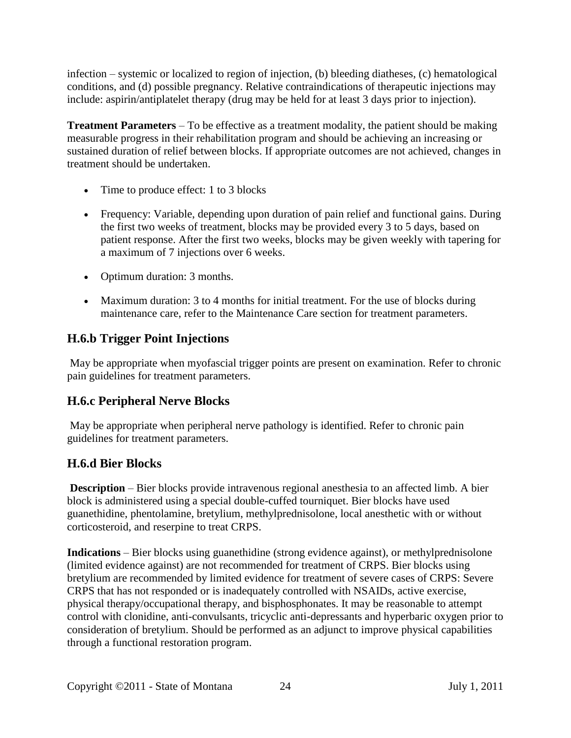infection – systemic or localized to region of injection, (b) bleeding diatheses, (c) hematological conditions, and (d) possible pregnancy. Relative contraindications of therapeutic injections may include: aspirin/antiplatelet therapy (drug may be held for at least 3 days prior to injection).

**Treatment Parameters** – To be effective as a treatment modality, the patient should be making measurable progress in their rehabilitation program and should be achieving an increasing or sustained duration of relief between blocks. If appropriate outcomes are not achieved, changes in treatment should be undertaken.

- Time to produce effect: 1 to 3 blocks
- Frequency: Variable, depending upon duration of pain relief and functional gains. During the first two weeks of treatment, blocks may be provided every 3 to 5 days, based on patient response. After the first two weeks, blocks may be given weekly with tapering for a maximum of 7 injections over 6 weeks.
- Optimum duration: 3 months.
- Maximum duration: 3 to 4 months for initial treatment. For the use of blocks during maintenance care, refer to the Maintenance Care section for treatment parameters.

## H.6.b Trigger Point Injections

May be appropriate when myofascial trigger points are present on examination. Refer to chronic pain guidelines for treatment parameters.

## H.6.c Peripheral Nerve Blocks

May be appropriate when peripheral nerve pathology is identified. Refer to chronic pain guidelines for treatment parameters.

## H.6.d Bier Blocks

**Description** – Bier blocks provide intravenous regional anesthesia to an affected limb. A bier block is administered using a special double-cuffed tourniquet. Bier blocks have used guanethidine, phentolamine, bretylium, methylprednisolone, local anesthetic with or without corticosteroid, and reserpine to treat CRPS.

**Indications** – Bier blocks using guanethidine (strong evidence against), or methylprednisolone (limited evidence against) are not recommended for treatment of CRPS. Bier blocks using bretylium are recommended by limited evidence for treatment of severe cases of CRPS: Severe CRPS that has not responded or is inadequately controlled with NSAIDs, active exercise, physical therapy/occupational therapy, and bisphosphonates. It may be reasonable to attempt control with clonidine, anti-convulsants, tricyclic anti-depressants and hyperbaric oxygen prior to consideration of bretylium. Should be performed as an adjunct to improve physical capabilities through a functional restoration program.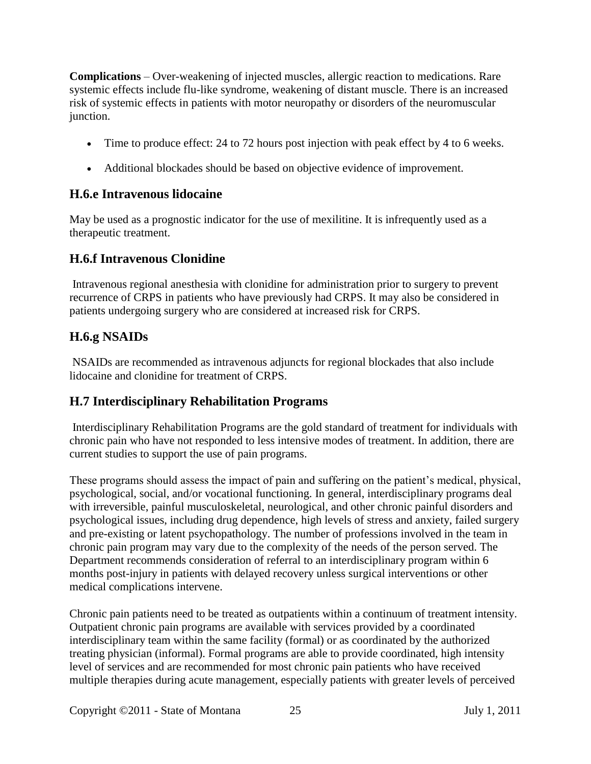**Complications** – Over-weakening of injected muscles, allergic reaction to medications. Rare systemic effects include flu-like syndrome, weakening of distant muscle. There is an increased risk of systemic effects in patients with motor neuropathy or disorders of the neuromuscular junction.

- Time to produce effect: 24 to 72 hours post injection with peak effect by 4 to 6 weeks.
- Additional blockades should be based on objective evidence of improvement.

## H.6.e Intravenous lidocaine

May be used as a prognostic indicator for the use of mexilitine. It is infrequently used as a therapeutic treatment.

## H.6.f Intravenous Clonidine

Intravenous regional anesthesia with clonidine for administration prior to surgery to prevent recurrence of CRPS in patients who have previously had CRPS. It may also be considered in patients undergoing surgery who are considered at increased risk for CRPS.

## H.6.g NSAIDs

NSAIDs are recommended as intravenous adjuncts for regional blockades that also include lidocaine and clonidine for treatment of CRPS.

## H.7 Interdisciplinary Rehabilitation Programs

Interdisciplinary Rehabilitation Programs are the gold standard of treatment for individuals with chronic pain who have not responded to less intensive modes of treatment. In addition, there are current studies to support the use of pain programs.

These programs should assess the impact of pain and suffering on the patient's medical, physical, psychological, social, and/or vocational functioning. In general, interdisciplinary programs deal with irreversible, painful musculoskeletal, neurological, and other chronic painful disorders and psychological issues, including drug dependence, high levels of stress and anxiety, failed surgery and pre-existing or latent psychopathology. The number of professions involved in the team in chronic pain program may vary due to the complexity of the needs of the person served. The Department recommends consideration of referral to an interdisciplinary program within 6 months post-injury in patients with delayed recovery unless surgical interventions or other medical complications intervene.

Chronic pain patients need to be treated as outpatients within a continuum of treatment intensity. Outpatient chronic pain programs are available with services provided by a coordinated interdisciplinary team within the same facility (formal) or as coordinated by the authorized treating physician (informal). Formal programs are able to provide coordinated, high intensity level of services and are recommended for most chronic pain patients who have received multiple therapies during acute management, especially patients with greater levels of perceived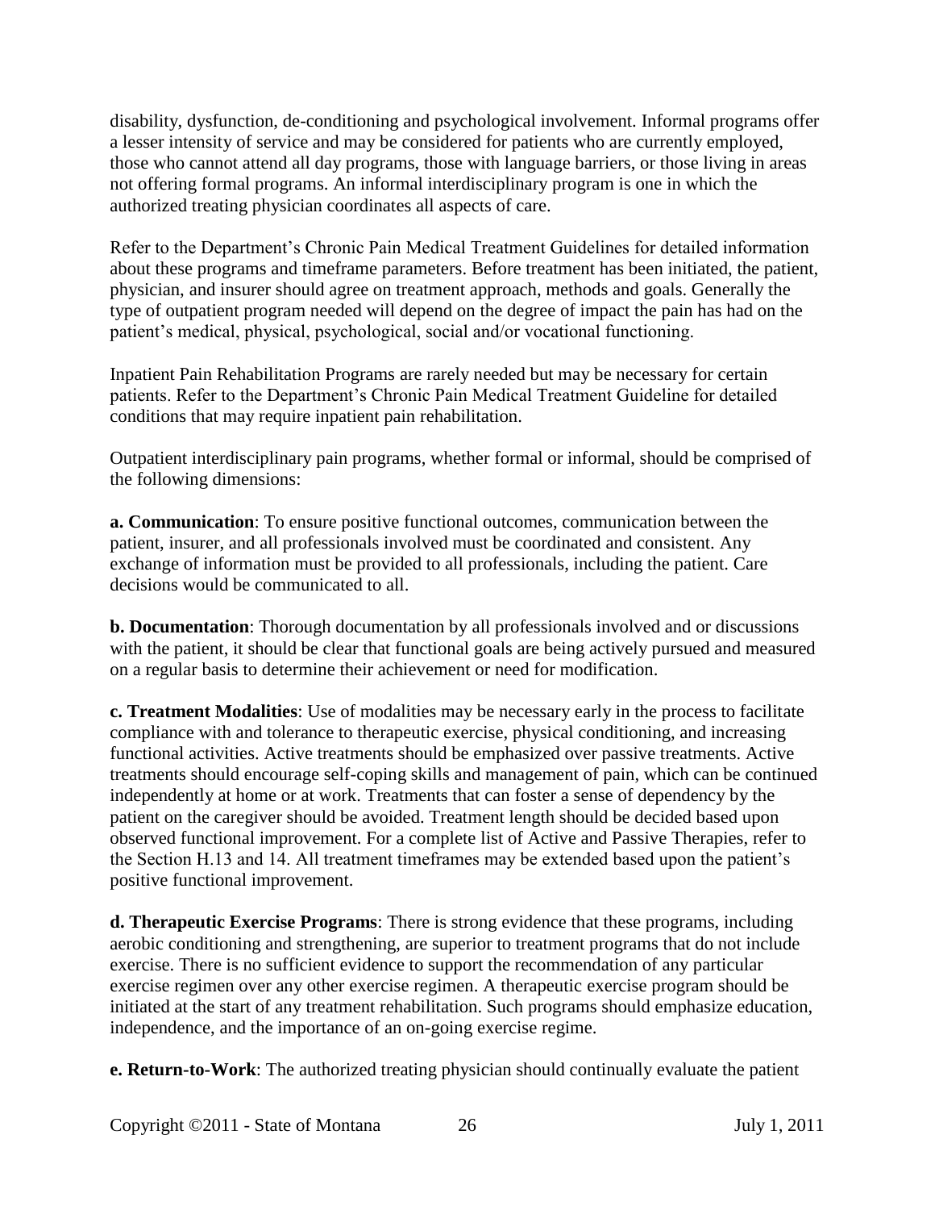disability, dysfunction, de-conditioning and psychological involvement. Informal programs offer a lesser intensity of service and may be considered for patients who are currently employed, those who cannot attend all day programs, those with language barriers, or those living in areas not offering formal programs. An informal interdisciplinary program is one in which the authorized treating physician coordinates all aspects of care.

Refer to the Department's Chronic Pain Medical Treatment Guidelines for detailed information about these programs and timeframe parameters. Before treatment has been initiated, the patient, physician, and insurer should agree on treatment approach, methods and goals. Generally the type of outpatient program needed will depend on the degree of impact the pain has had on the patient's medical, physical, psychological, social and/or vocational functioning.

Inpatient Pain Rehabilitation Programs are rarely needed but may be necessary for certain patients. Refer to the Department's Chronic Pain Medical Treatment Guideline for detailed conditions that may require inpatient pain rehabilitation.

Outpatient interdisciplinary pain programs, whether formal or informal, should be comprised of the following dimensions:

**a. Communication**: To ensure positive functional outcomes, communication between the patient, insurer, and all professionals involved must be coordinated and consistent. Any exchange of information must be provided to all professionals, including the patient. Care decisions would be communicated to all.

**b. Documentation**: Thorough documentation by all professionals involved and or discussions with the patient, it should be clear that functional goals are being actively pursued and measured on a regular basis to determine their achievement or need for modification.

**c. Treatment Modalities**: Use of modalities may be necessary early in the process to facilitate compliance with and tolerance to therapeutic exercise, physical conditioning, and increasing functional activities. Active treatments should be emphasized over passive treatments. Active treatments should encourage self-coping skills and management of pain, which can be continued independently at home or at work. Treatments that can foster a sense of dependency by the patient on the caregiver should be avoided. Treatment length should be decided based upon observed functional improvement. For a complete list of Active and Passive Therapies, refer to the Section H.13 and 14. All treatment timeframes may be extended based upon the patient's positive functional improvement.

**d. Therapeutic Exercise Programs**: There is strong evidence that these programs, including aerobic conditioning and strengthening, are superior to treatment programs that do not include exercise. There is no sufficient evidence to support the recommendation of any particular exercise regimen over any other exercise regimen. A therapeutic exercise program should be initiated at the start of any treatment rehabilitation. Such programs should emphasize education, independence, and the importance of an on-going exercise regime.

**e. Return-to-Work**: The authorized treating physician should continually evaluate the patient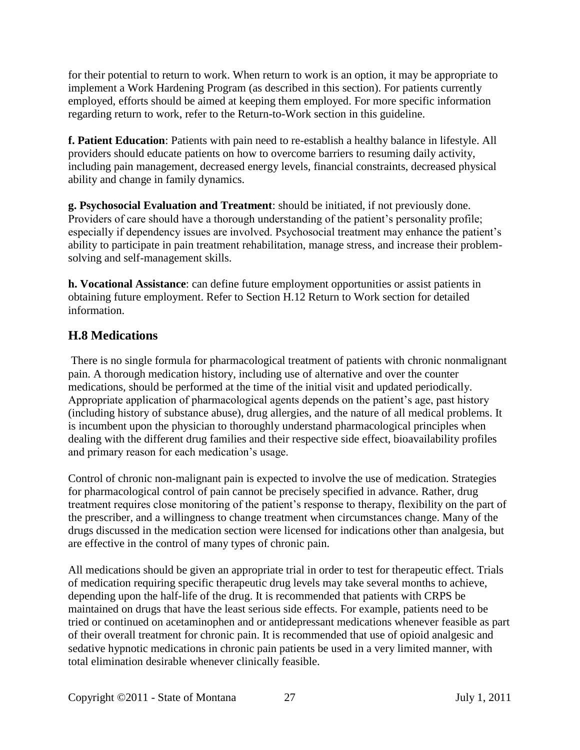for their potential to return to work. When return to work is an option, it may be appropriate to implement a Work Hardening Program (as described in this section). For patients currently employed, efforts should be aimed at keeping them employed. For more specific information regarding return to work, refer to the Return-to-Work section in this guideline.

**f. Patient Education**: Patients with pain need to re-establish a healthy balance in lifestyle. All providers should educate patients on how to overcome barriers to resuming daily activity, including pain management, decreased energy levels, financial constraints, decreased physical ability and change in family dynamics.

**g. Psychosocial Evaluation and Treatment**: should be initiated, if not previously done. Providers of care should have a thorough understanding of the patient's personality profile; especially if dependency issues are involved. Psychosocial treatment may enhance the patient's ability to participate in pain treatment rehabilitation, manage stress, and increase their problem-solving and self-management skills.

**h. Vocational Assistance**: can define future employment opportunities or assist patients in obtaining future employment. Refer to Section H.12 Return to Work section for detailed information.

## H.8 Medications

There is no single formula for pharmacological treatment of patients with chronic nonmalignant pain. A thorough medication history, including use of alternative and over the counter medications, should be performed at the time of the initial visit and updated periodically. Appropriate application of pharmacological agents depends on the patient's age, past history (including history of substance abuse), drug allergies, and the nature of all medical problems. It is incumbent upon the physician to thoroughly understand pharmacological principles when dealing with the different drug families and their respective side effect, bioavailability profiles and primary reason for each medication's usage.

Control of chronic non-malignant pain is expected to involve the use of medication. Strategies for pharmacological control of pain cannot be precisely specified in advance. Rather, drug treatment requires close monitoring of the patient's response to therapy, flexibility on the part of the prescriber, and a willingness to change treatment when circumstances change. Many of the drugs discussed in the medication section were licensed for indications other than analgesia, but are effective in the control of many types of chronic pain.

All medications should be given an appropriate trial in order to test for therapeutic effect. Trials of medication requiring specific therapeutic drug levels may take several months to achieve, depending upon the half-life of the drug. It is recommended that patients with CRPS be maintained on drugs that have the least serious side effects. For example, patients need to be tried or continued on acetaminophen and or antidepressant medications whenever feasible as part of their overall treatment for chronic pain. It is recommended that use of opioid analgesic and sedative hypnotic medications in chronic pain patients be used in a very limited manner, with total elimination desirable whenever clinically feasible.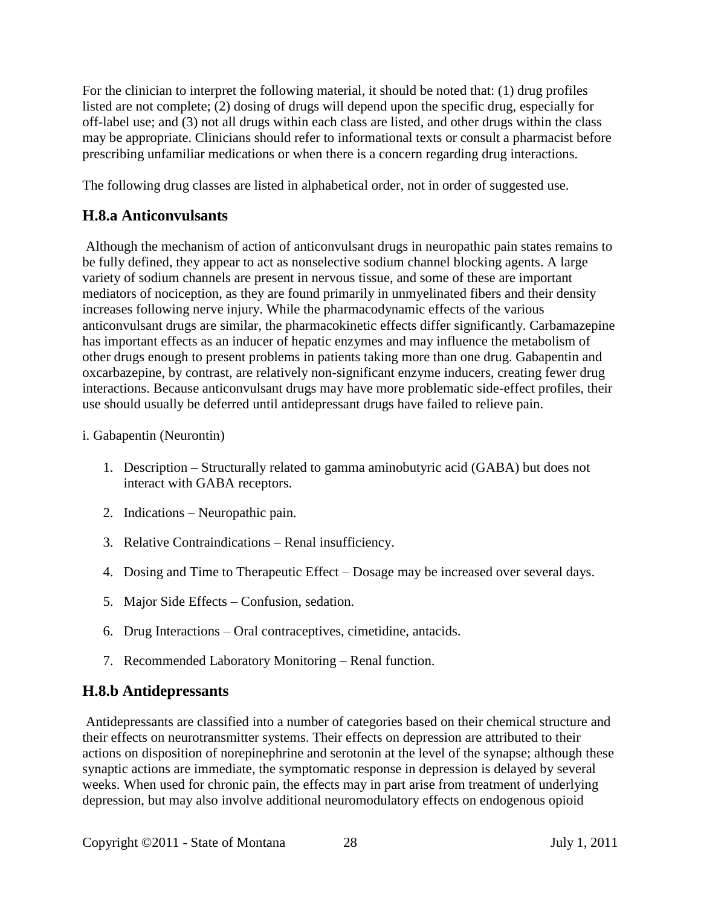For the clinician to interpret the following material, it should be noted that: (1) drug profiles listed are not complete; (2) dosing of drugs will depend upon the specific drug, especially for off-label use; and (3) not all drugs within each class are listed, and other drugs within the class may be appropriate. Clinicians should refer to informational texts or consult a pharmacist before prescribing unfamiliar medications or when there is a concern regarding drug interactions.

The following drug classes are listed in alphabetical order, not in order of suggested use.

## H.8.a Anticonvulsants

Although the mechanism of action of anticonvulsant drugs in neuropathic pain states remains to be fully defined, they appear to act as nonselective sodium channel blocking agents. A large variety of sodium channels are present in nervous tissue, and some of these are important mediators of nociception, as they are found primarily in unmyelinated fibers and their density increases following nerve injury. While the pharmacodynamic effects of the various anticonvulsant drugs are similar, the pharmacokinetic effects differ significantly. Carbamazepine has important effects as an inducer of hepatic enzymes and may influence the metabolism of other drugs enough to present problems in patients taking more than one drug. Gabapentin and oxcarbazepine, by contrast, are relatively non-significant enzyme inducers, creating fewer drug interactions. Because anticonvulsant drugs may have more problematic side-effect profiles, their use should usually be deferred until antidepressant drugs have failed to relieve pain.

i. Gabapentin (Neurontin)

1. Description – Structurally related to gamma aminobutyric acid (GABA) but does not interact with GABA receptors.
2. Indications – Neuropathic pain.
3. Relative Contraindications – Renal insufficiency.
4. Dosing and Time to Therapeutic Effect – Dosage may be increased over several days.
5. Major Side Effects – Confusion, sedation.
6. Drug Interactions – Oral contraceptives, cimetidine, antacids.
7. Recommended Laboratory Monitoring – Renal function.

## H.8.b Antidepressants

Antidepressants are classified into a number of categories based on their chemical structure and their effects on neurotransmitter systems. Their effects on depression are attributed to their actions on disposition of norepinephrine and serotonin at the level of the synapse; although these synaptic actions are immediate, the symptomatic response in depression is delayed by several weeks. When used for chronic pain, the effects may in part arise from treatment of underlying depression, but may also involve additional neuromodulatory effects on endogenous opioid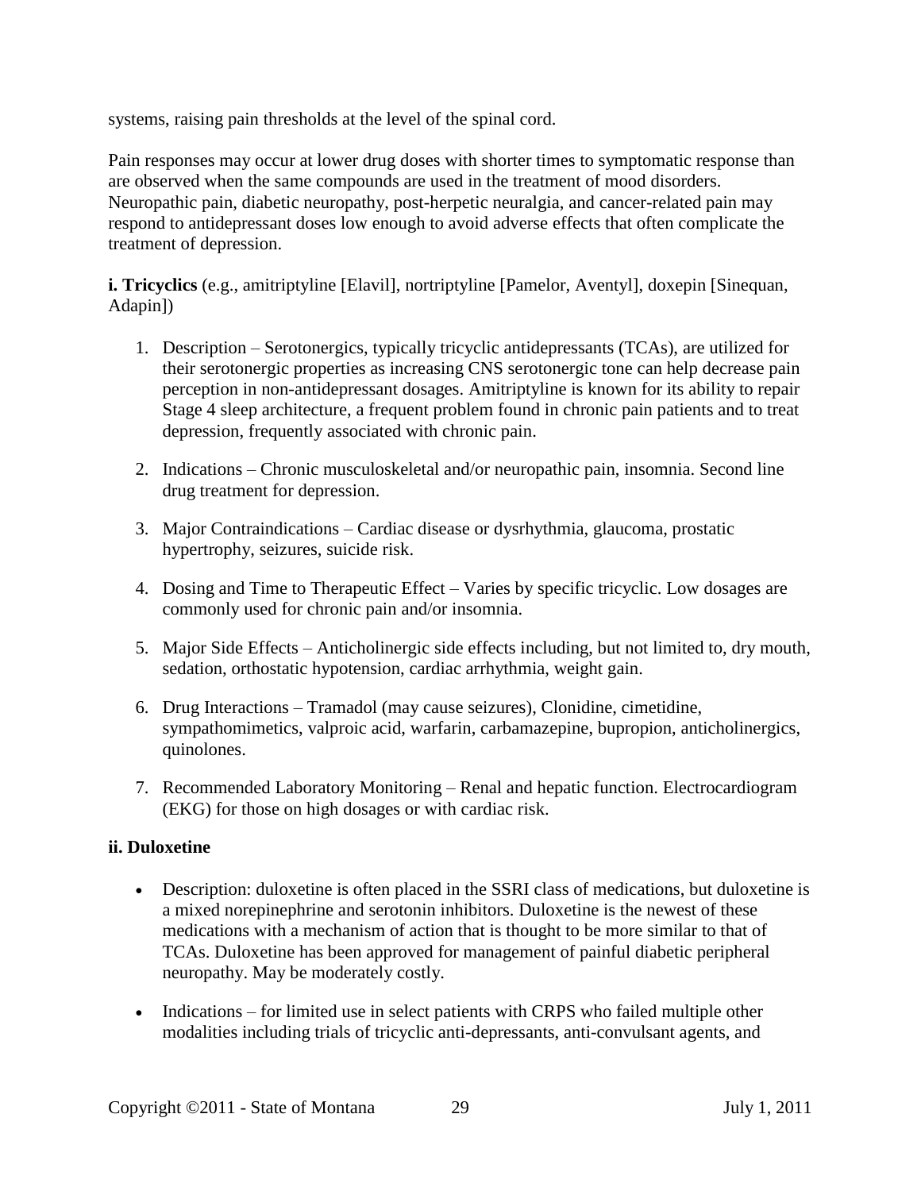systems, raising pain thresholds at the level of the spinal cord.

Pain responses may occur at lower drug doses with shorter times to symptomatic response than are observed when the same compounds are used in the treatment of mood disorders. Neuropathic pain, diabetic neuropathy, post-herpetic neuralgia, and cancer-related pain may respond to antidepressant doses low enough to avoid adverse effects that often complicate the treatment of depression.

**i. Tricyclics** (e.g., amitriptyline [Elavil], nortriptyline [Pamelor, Aventyl], doxepin [Sinequan, Adapin])

1. Description – Serotonergics, typically tricyclic antidepressants (TCAs), are utilized for their serotonergic properties as increasing CNS serotonergic tone can help decrease pain perception in non-antidepressant dosages. Amitriptyline is known for its ability to repair Stage 4 sleep architecture, a frequent problem found in chronic pain patients and to treat depression, frequently associated with chronic pain.
2. Indications – Chronic musculoskeletal and/or neuropathic pain, insomnia. Second line drug treatment for depression.
3. Major Contraindications – Cardiac disease or dysrhythmia, glaucoma, prostatic hypertrophy, seizures, suicide risk.
4. Dosing and Time to Therapeutic Effect – Varies by specific tricyclic. Low dosages are commonly used for chronic pain and/or insomnia.
5. Major Side Effects – Anticholinergic side effects including, but not limited to, dry mouth, sedation, orthostatic hypotension, cardiac arrhythmia, weight gain.
6. Drug Interactions – Tramadol (may cause seizures), Clonidine, cimetidine, sympathomimetics, valproic acid, warfarin, carbamazepine, bupropion, anticholinergics, quinolones.
7. Recommended Laboratory Monitoring – Renal and hepatic function. Electrocardiogram (EKG) for those on high dosages or with cardiac risk.

**ii. Duloxetine**

- Description: duloxetine is often placed in the SSRI class of medications, but duloxetine is a mixed norepinephrine and serotonin inhibitors. Duloxetine is the newest of these medications with a mechanism of action that is thought to be more similar to that of TCAs. Duloxetine has been approved for management of painful diabetic peripheral neuropathy. May be moderately costly.
- Indications – for limited use in select patients with CRPS who failed multiple other modalities including trials of tricyclic anti-depressants, anti-convulsant agents, and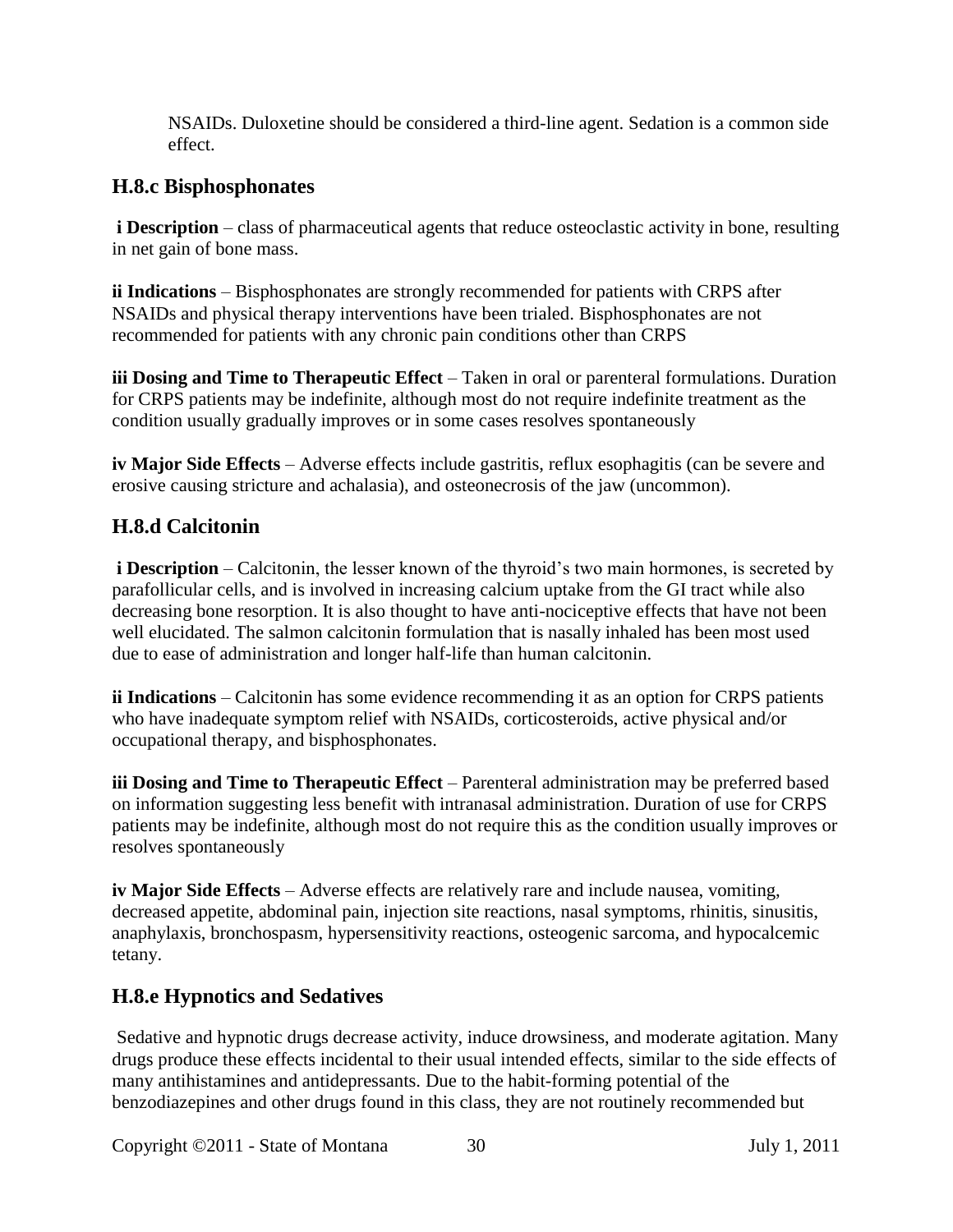NSAIDs. Duloxetine should be considered a third-line agent. Sedation is a common side effect.

## H.8.c Bisphosphonates

**i Description** – class of pharmaceutical agents that reduce osteoclastic activity in bone, resulting in net gain of bone mass.

**ii Indications** – Bisphosphonates are strongly recommended for patients with CRPS after NSAIDs and physical therapy interventions have been trialed. Bisphosphonates are not recommended for patients with any chronic pain conditions other than CRPS

**iii Dosing and Time to Therapeutic Effect** – Taken in oral or parenteral formulations. Duration for CRPS patients may be indefinite, although most do not require indefinite treatment as the condition usually gradually improves or in some cases resolves spontaneously

**iv Major Side Effects** – Adverse effects include gastritis, reflux esophagitis (can be severe and erosive causing stricture and achalasia), and osteonecrosis of the jaw (uncommon).

## H.8.d Calcitonin

**i Description** – Calcitonin, the lesser known of the thyroid's two main hormones, is secreted by parafollicular cells, and is involved in increasing calcium uptake from the GI tract while also decreasing bone resorption. It is also thought to have anti-nociceptive effects that have not been well elucidated. The salmon calcitonin formulation that is nasally inhaled has been most used due to ease of administration and longer half-life than human calcitonin.

**ii Indications** – Calcitonin has some evidence recommending it as an option for CRPS patients who have inadequate symptom relief with NSAIDs, corticosteroids, active physical and/or occupational therapy, and bisphosphonates.

**iii Dosing and Time to Therapeutic Effect** – Parenteral administration may be preferred based on information suggesting less benefit with intranasal administration. Duration of use for CRPS patients may be indefinite, although most do not require this as the condition usually improves or resolves spontaneously

**iv Major Side Effects** – Adverse effects are relatively rare and include nausea, vomiting, decreased appetite, abdominal pain, injection site reactions, nasal symptoms, rhinitis, sinusitis, anaphylaxis, bronchospasm, hypersensitivity reactions, osteogenic sarcoma, and hypocalcemic tetany.

## H.8.e Hypnotics and Sedatives

Sedative and hypnotic drugs decrease activity, induce drowsiness, and moderate agitation. Many drugs produce these effects incidental to their usual intended effects, similar to the side effects of many antihistamines and antidepressants. Due to the habit-forming potential of the benzodiazepines and other drugs found in this class, they are not routinely recommended but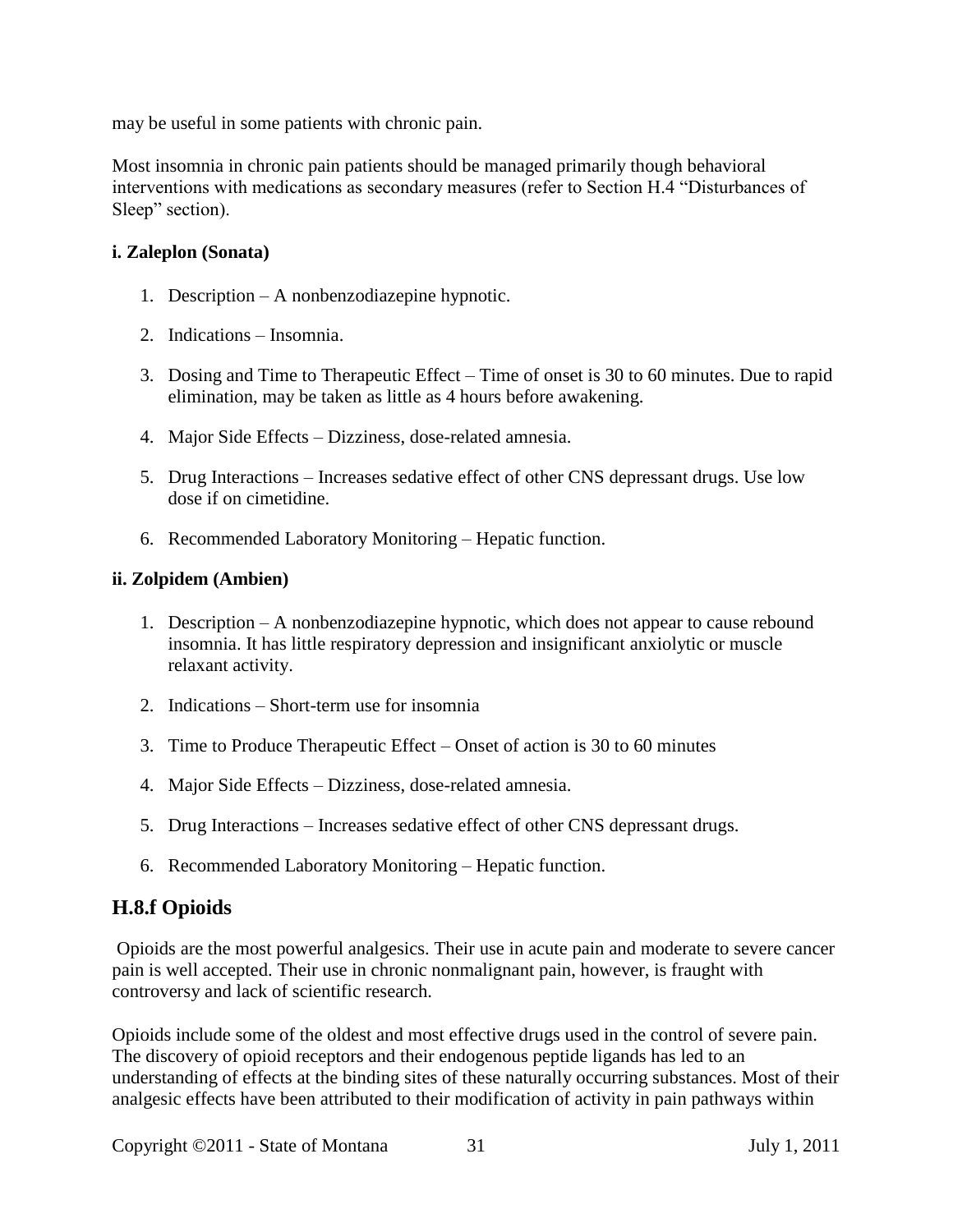may be useful in some patients with chronic pain.

Most insomnia in chronic pain patients should be managed primarily though behavioral interventions with medications as secondary measures (refer to Section H.4 "Disturbances of Sleep" section).

**i. Zaleplon (Sonata)**

1. Description – A nonbenzodiazepine hypnotic.
2. Indications – Insomnia.
3. Dosing and Time to Therapeutic Effect – Time of onset is 30 to 60 minutes. Due to rapid elimination, may be taken as little as 4 hours before awakening.
4. Major Side Effects – Dizziness, dose-related amnesia.
5. Drug Interactions – Increases sedative effect of other CNS depressant drugs. Use low dose if on cimetidine.
6. Recommended Laboratory Monitoring – Hepatic function.

**ii. Zolpidem (Ambien)**

1. Description – A nonbenzodiazepine hypnotic, which does not appear to cause rebound insomnia. It has little respiratory depression and insignificant anxiolytic or muscle relaxant activity.
2. Indications – Short-term use for insomnia
3. Time to Produce Therapeutic Effect – Onset of action is 30 to 60 minutes
4. Major Side Effects – Dizziness, dose-related amnesia.
5. Drug Interactions – Increases sedative effect of other CNS depressant drugs.
6. Recommended Laboratory Monitoring – Hepatic function.

## H.8.f Opioids

Opioids are the most powerful analgesics. Their use in acute pain and moderate to severe cancer pain is well accepted. Their use in chronic nonmalignant pain, however, is fraught with controversy and lack of scientific research.

Opioids include some of the oldest and most effective drugs used in the control of severe pain. The discovery of opioid receptors and their endogenous peptide ligands has led to an understanding of effects at the binding sites of these naturally occurring substances. Most of their analgesic effects have been attributed to their modification of activity in pain pathways within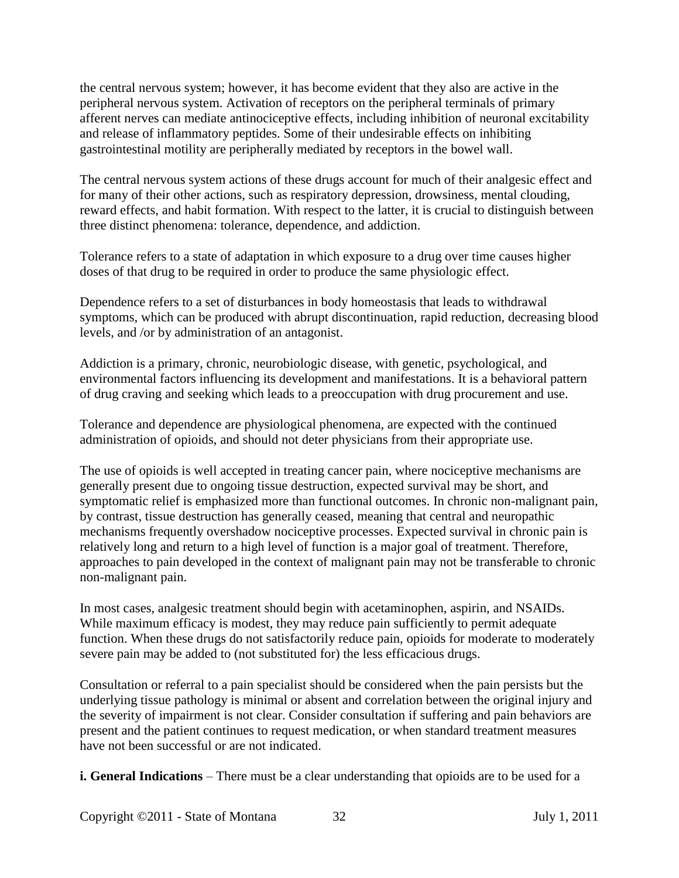the central nervous system; however, it has become evident that they also are active in the peripheral nervous system. Activation of receptors on the peripheral terminals of primary afferent nerves can mediate antinociceptive effects, including inhibition of neuronal excitability and release of inflammatory peptides. Some of their undesirable effects on inhibiting gastrointestinal motility are peripherally mediated by receptors in the bowel wall.

The central nervous system actions of these drugs account for much of their analgesic effect and for many of their other actions, such as respiratory depression, drowsiness, mental clouding, reward effects, and habit formation. With respect to the latter, it is crucial to distinguish between three distinct phenomena: tolerance, dependence, and addiction.

Tolerance refers to a state of adaptation in which exposure to a drug over time causes higher doses of that drug to be required in order to produce the same physiologic effect.

Dependence refers to a set of disturbances in body homeostasis that leads to withdrawal symptoms, which can be produced with abrupt discontinuation, rapid reduction, decreasing blood levels, and /or by administration of an antagonist.

Addiction is a primary, chronic, neurobiologic disease, with genetic, psychological, and environmental factors influencing its development and manifestations. It is a behavioral pattern of drug craving and seeking which leads to a preoccupation with drug procurement and use.

Tolerance and dependence are physiological phenomena, are expected with the continued administration of opioids, and should not deter physicians from their appropriate use.

The use of opioids is well accepted in treating cancer pain, where nociceptive mechanisms are generally present due to ongoing tissue destruction, expected survival may be short, and symptomatic relief is emphasized more than functional outcomes. In chronic non-malignant pain, by contrast, tissue destruction has generally ceased, meaning that central and neuropathic mechanisms frequently overshadow nociceptive processes. Expected survival in chronic pain is relatively long and return to a high level of function is a major goal of treatment. Therefore, approaches to pain developed in the context of malignant pain may not be transferable to chronic non-malignant pain.

In most cases, analgesic treatment should begin with acetaminophen, aspirin, and NSAIDs. While maximum efficacy is modest, they may reduce pain sufficiently to permit adequate function. When these drugs do not satisfactorily reduce pain, opioids for moderate to moderately severe pain may be added to (not substituted for) the less efficacious drugs.

Consultation or referral to a pain specialist should be considered when the pain persists but the underlying tissue pathology is minimal or absent and correlation between the original injury and the severity of impairment is not clear. Consider consultation if suffering and pain behaviors are present and the patient continues to request medication, or when standard treatment measures have not been successful or are not indicated.

**i. General Indications** – There must be a clear understanding that opioids are to be used for a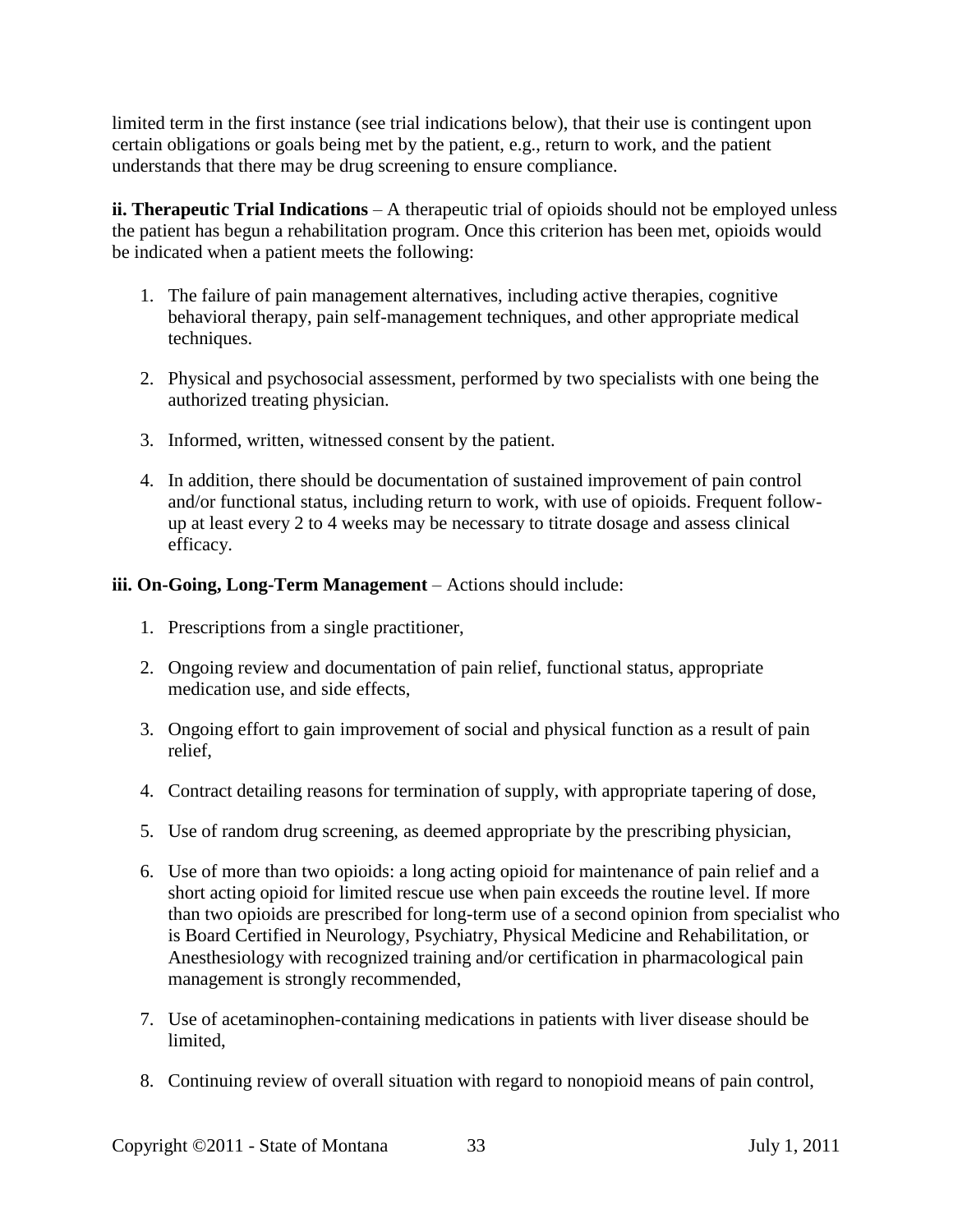limited term in the first instance (see trial indications below), that their use is contingent upon certain obligations or goals being met by the patient, e.g., return to work, and the patient understands that there may be drug screening to ensure compliance.

**ii. Therapeutic Trial Indications** – A therapeutic trial of opioids should not be employed unless the patient has begun a rehabilitation program. Once this criterion has been met, opioids would be indicated when a patient meets the following:

1. The failure of pain management alternatives, including active therapies, cognitive behavioral therapy, pain self-management techniques, and other appropriate medical techniques.

2. Physical and psychosocial assessment, performed by two specialists with one being the authorized treating physician.

3. Informed, written, witnessed consent by the patient.

4. In addition, there should be documentation of sustained improvement of pain control and/or functional status, including return to work, with use of opioids. Frequent follow-up at least every 2 to 4 weeks may be necessary to titrate dosage and assess clinical efficacy.

**iii. On-Going, Long-Term Management** – Actions should include:

1. Prescriptions from a single practitioner,

2. Ongoing review and documentation of pain relief, functional status, appropriate medication use, and side effects,

3. Ongoing effort to gain improvement of social and physical function as a result of pain relief,

4. Contract detailing reasons for termination of supply, with appropriate tapering of dose,

5. Use of random drug screening, as deemed appropriate by the prescribing physician,

6. Use of more than two opioids: a long acting opioid for maintenance of pain relief and a short acting opioid for limited rescue use when pain exceeds the routine level. If more than two opioids are prescribed for long-term use of a second opinion from specialist who is Board Certified in Neurology, Psychiatry, Physical Medicine and Rehabilitation, or Anesthesiology with recognized training and/or certification in pharmacological pain management is strongly recommended,

7. Use of acetaminophen-containing medications in patients with liver disease should be limited,

8. Continuing review of overall situation with regard to nonopioid means of pain control,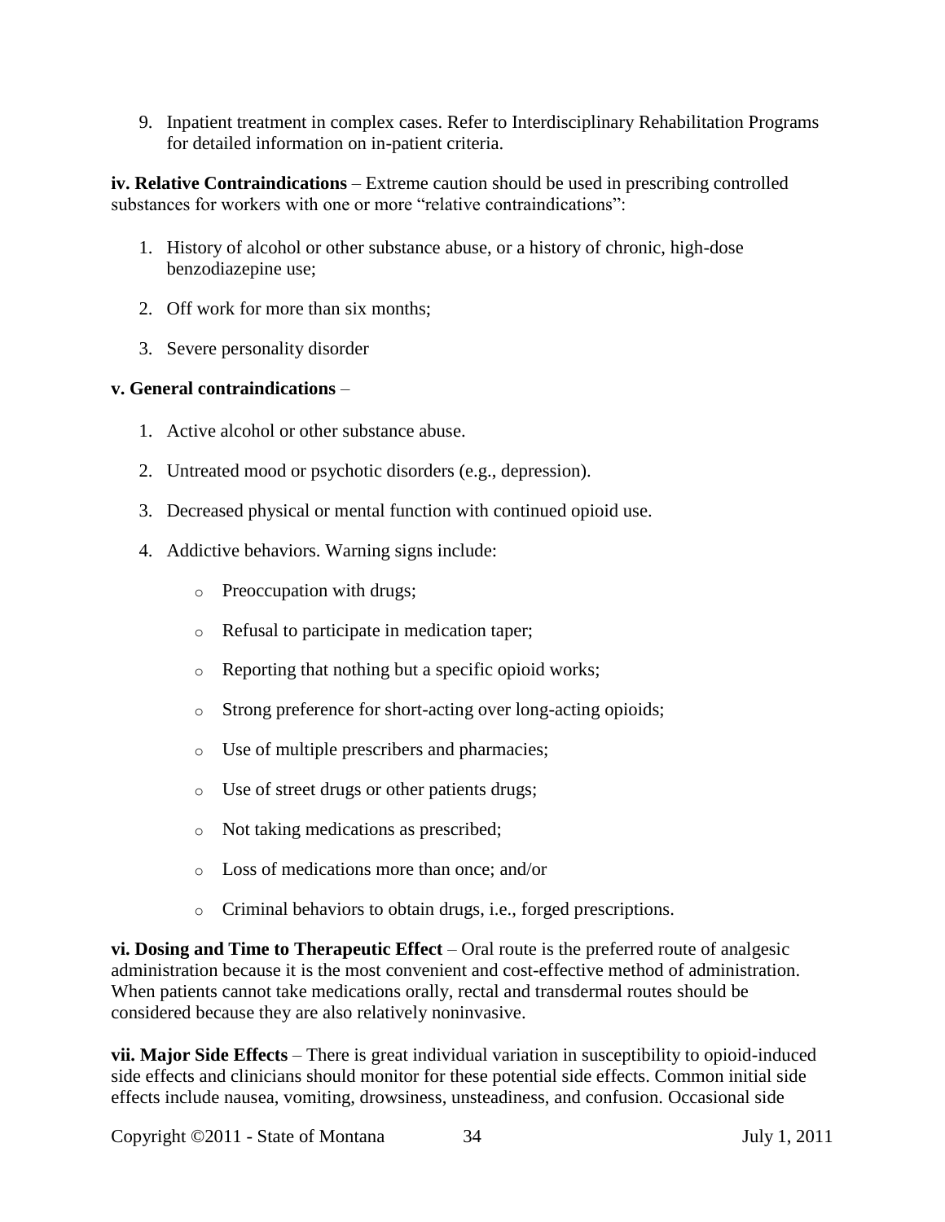9. Inpatient treatment in complex cases. Refer to Interdisciplinary Rehabilitation Programs for detailed information on in-patient criteria.

**iv. Relative Contraindications** – Extreme caution should be used in prescribing controlled substances for workers with one or more "relative contraindications":

1. History of alcohol or other substance abuse, or a history of chronic, high-dose benzodiazepine use;
2. Off work for more than six months;
3. Severe personality disorder

**v. General contraindications** –

1. Active alcohol or other substance abuse.
2. Untreated mood or psychotic disorders (e.g., depression).
3. Decreased physical or mental function with continued opioid use.
4. Addictive behaviors. Warning signs include:
   - Preoccupation with drugs;
   - Refusal to participate in medication taper;
   - Reporting that nothing but a specific opioid works;
   - Strong preference for short-acting over long-acting opioids;
   - Use of multiple prescribers and pharmacies;
   - Use of street drugs or other patients drugs;
   - Not taking medications as prescribed;
   - Loss of medications more than once; and/or
   - Criminal behaviors to obtain drugs, i.e., forged prescriptions.

**vi. Dosing and Time to Therapeutic Effect** – Oral route is the preferred route of analgesic administration because it is the most convenient and cost-effective method of administration. When patients cannot take medications orally, rectal and transdermal routes should be considered because they are also relatively noninvasive.

**vii. Major Side Effects** – There is great individual variation in susceptibility to opioid-induced side effects and clinicians should monitor for these potential side effects. Common initial side effects include nausea, vomiting, drowsiness, unsteadiness, and confusion. Occasional side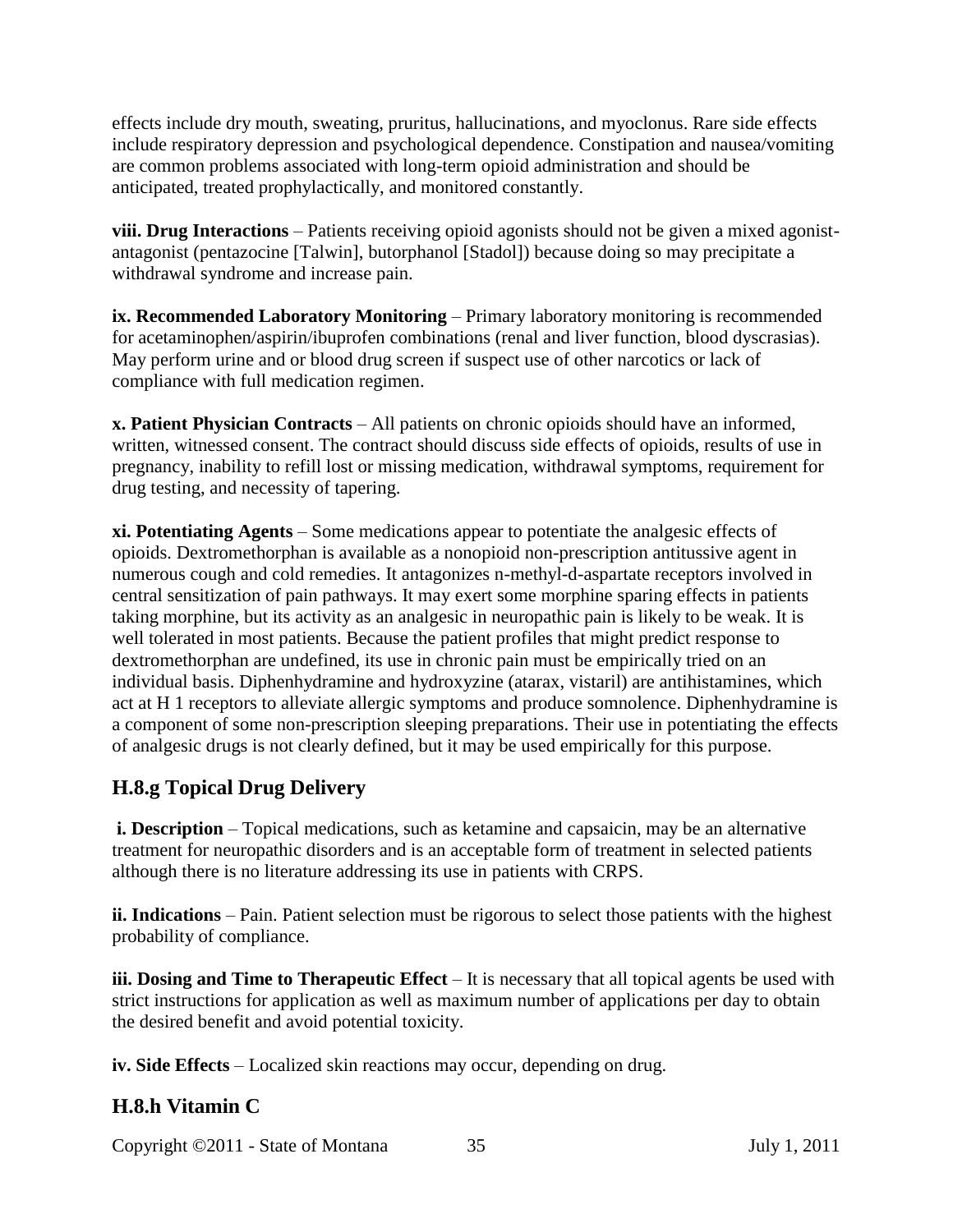effects include dry mouth, sweating, pruritus, hallucinations, and myoclonus. Rare side effects include respiratory depression and psychological dependence. Constipation and nausea/vomiting are common problems associated with long-term opioid administration and should be anticipated, treated prophylactically, and monitored constantly.

**viii. Drug Interactions** – Patients receiving opioid agonists should not be given a mixed agonist-antagonist (pentazocine [Talwin], butorphanol [Stadol]) because doing so may precipitate a withdrawal syndrome and increase pain.

**ix. Recommended Laboratory Monitoring** – Primary laboratory monitoring is recommended for acetaminophen/aspirin/ibuprofen combinations (renal and liver function, blood dyscrasias). May perform urine and or blood drug screen if suspect use of other narcotics or lack of compliance with full medication regimen.

**x. Patient Physician Contracts** – All patients on chronic opioids should have an informed, written, witnessed consent. The contract should discuss side effects of opioids, results of use in pregnancy, inability to refill lost or missing medication, withdrawal symptoms, requirement for drug testing, and necessity of tapering.

**xi. Potentiating Agents** – Some medications appear to potentiate the analgesic effects of opioids. Dextromethorphan is available as a nonopioid non-prescription antitussive agent in numerous cough and cold remedies. It antagonizes n-methyl-d-aspartate receptors involved in central sensitization of pain pathways. It may exert some morphine sparing effects in patients taking morphine, but its activity as an analgesic in neuropathic pain is likely to be weak. It is well tolerated in most patients. Because the patient profiles that might predict response to dextromethorphan are undefined, its use in chronic pain must be empirically tried on an individual basis. Diphenhydramine and hydroxyzine (atarax, vistaril) are antihistamines, which act at H 1 receptors to alleviate allergic symptoms and produce somnolence. Diphenhydramine is a component of some non-prescription sleeping preparations. Their use in potentiating the effects of analgesic drugs is not clearly defined, but it may be used empirically for this purpose.

## H.8.g Topical Drug Delivery

**i. Description** – Topical medications, such as ketamine and capsaicin, may be an alternative treatment for neuropathic disorders and is an acceptable form of treatment in selected patients although there is no literature addressing its use in patients with CRPS.

**ii. Indications** – Pain. Patient selection must be rigorous to select those patients with the highest probability of compliance.

**iii. Dosing and Time to Therapeutic Effect** – It is necessary that all topical agents be used with strict instructions for application as well as maximum number of applications per day to obtain the desired benefit and avoid potential toxicity.

**iv. Side Effects** – Localized skin reactions may occur, depending on drug.

## H.8.h Vitamin C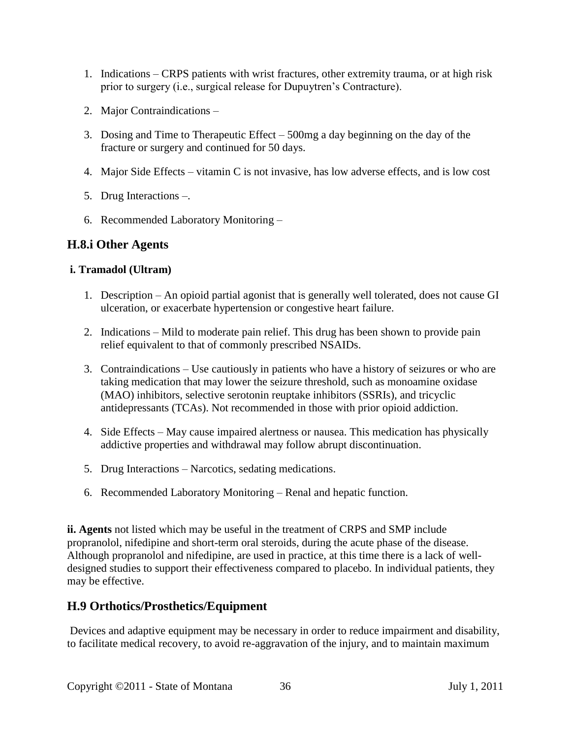1. Indications – CRPS patients with wrist fractures, other extremity trauma, or at high risk prior to surgery (i.e., surgical release for Dupuytren's Contracture).

2. Major Contraindications –

3. Dosing and Time to Therapeutic Effect – 500mg a day beginning on the day of the fracture or surgery and continued for 50 days.

4. Major Side Effects – vitamin C is not invasive, has low adverse effects, and is low cost

5. Drug Interactions –.

6. Recommended Laboratory Monitoring –

## H.8.i Other Agents

**i. Tramadol (Ultram)**

1. Description – An opioid partial agonist that is generally well tolerated, does not cause GI ulceration, or exacerbate hypertension or congestive heart failure.

2. Indications – Mild to moderate pain relief. This drug has been shown to provide pain relief equivalent to that of commonly prescribed NSAIDs.

3. Contraindications – Use cautiously in patients who have a history of seizures or who are taking medication that may lower the seizure threshold, such as monoamine oxidase (MAO) inhibitors, selective serotonin reuptake inhibitors (SSRIs), and tricyclic antidepressants (TCAs). Not recommended in those with prior opioid addiction.

4. Side Effects – May cause impaired alertness or nausea. This medication has physically addictive properties and withdrawal may follow abrupt discontinuation.

5. Drug Interactions – Narcotics, sedating medications.

6. Recommended Laboratory Monitoring – Renal and hepatic function.

**ii. Agents** not listed which may be useful in the treatment of CRPS and SMP include propranolol, nifedipine and short-term oral steroids, during the acute phase of the disease. Although propranolol and nifedipine, are used in practice, at this time there is a lack of well-designed studies to support their effectiveness compared to placebo. In individual patients, they may be effective.

## H.9 Orthotics/Prosthetics/Equipment

Devices and adaptive equipment may be necessary in order to reduce impairment and disability, to facilitate medical recovery, to avoid re-aggravation of the injury, and to maintain maximum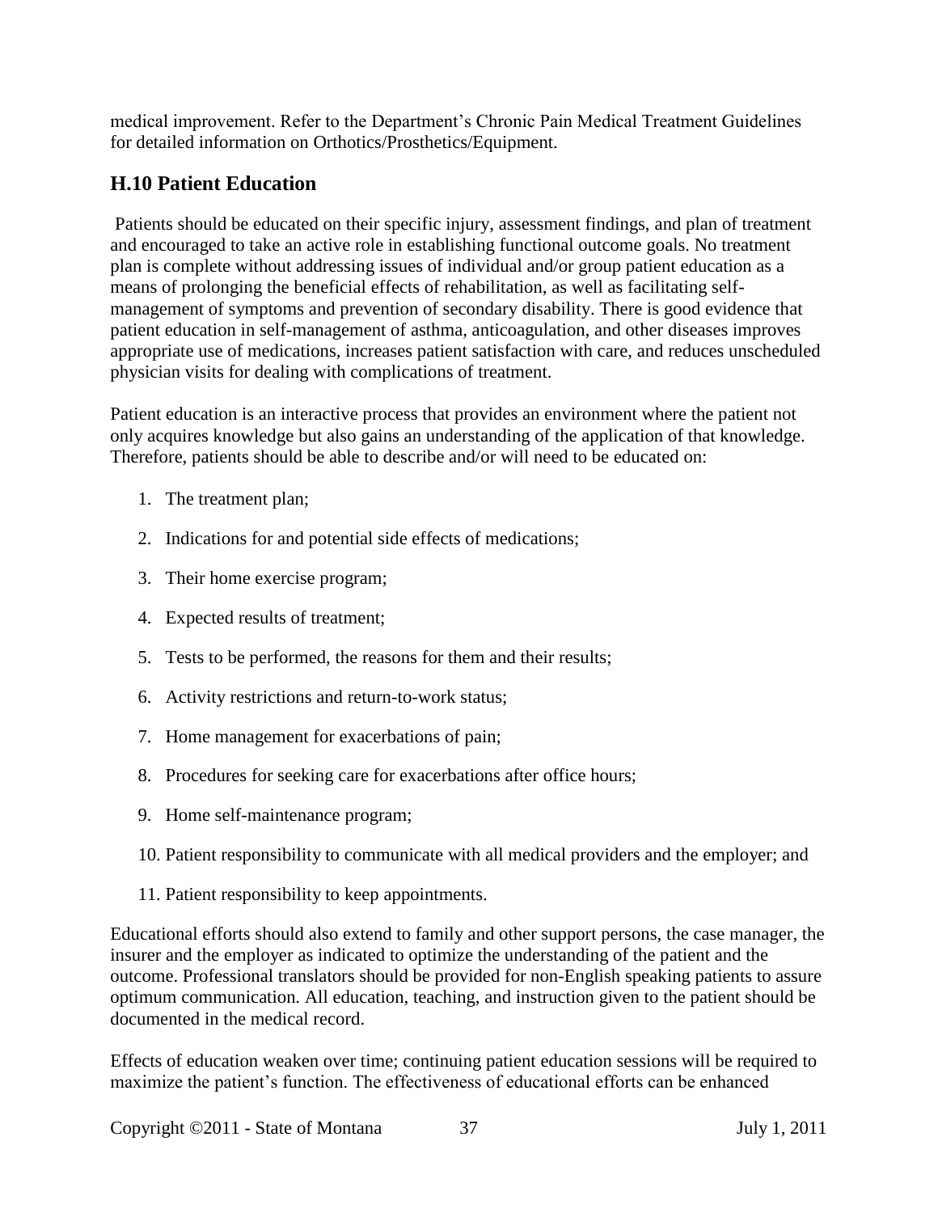medical improvement. Refer to the Department's Chronic Pain Medical Treatment Guidelines for detailed information on Orthotics/Prosthetics/Equipment.

## H.10 Patient Education

Patients should be educated on their specific injury, assessment findings, and plan of treatment and encouraged to take an active role in establishing functional outcome goals. No treatment plan is complete without addressing issues of individual and/or group patient education as a means of prolonging the beneficial effects of rehabilitation, as well as facilitating self-management of symptoms and prevention of secondary disability. There is good evidence that patient education in self-management of asthma, anticoagulation, and other diseases improves appropriate use of medications, increases patient satisfaction with care, and reduces unscheduled physician visits for dealing with complications of treatment.

Patient education is an interactive process that provides an environment where the patient not only acquires knowledge but also gains an understanding of the application of that knowledge. Therefore, patients should be able to describe and/or will need to be educated on:

1. The treatment plan;
2. Indications for and potential side effects of medications;
3. Their home exercise program;
4. Expected results of treatment;
5. Tests to be performed, the reasons for them and their results;
6. Activity restrictions and return-to-work status;
7. Home management for exacerbations of pain;
8. Procedures for seeking care for exacerbations after office hours;
9. Home self-maintenance program;
10. Patient responsibility to communicate with all medical providers and the employer; and
11. Patient responsibility to keep appointments.

Educational efforts should also extend to family and other support persons, the case manager, the insurer and the employer as indicated to optimize the understanding of the patient and the outcome. Professional translators should be provided for non-English speaking patients to assure optimum communication. All education, teaching, and instruction given to the patient should be documented in the medical record.

Effects of education weaken over time; continuing patient education sessions will be required to maximize the patient's function. The effectiveness of educational efforts can be enhanced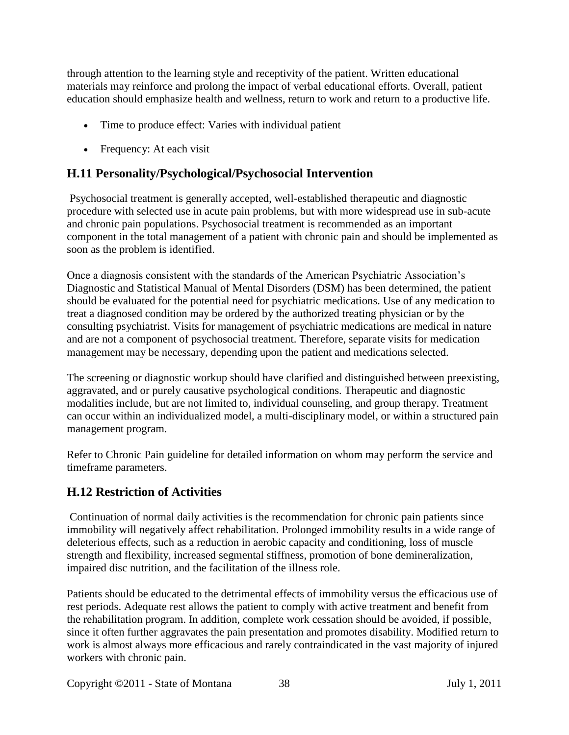through attention to the learning style and receptivity of the patient. Written educational materials may reinforce and prolong the impact of verbal educational efforts. Overall, patient education should emphasize health and wellness, return to work and return to a productive life.

- Time to produce effect: Varies with individual patient
- Frequency: At each visit

## H.11 Personality/Psychological/Psychosocial Intervention

Psychosocial treatment is generally accepted, well-established therapeutic and diagnostic procedure with selected use in acute pain problems, but with more widespread use in sub-acute and chronic pain populations. Psychosocial treatment is recommended as an important component in the total management of a patient with chronic pain and should be implemented as soon as the problem is identified.

Once a diagnosis consistent with the standards of the American Psychiatric Association's Diagnostic and Statistical Manual of Mental Disorders (DSM) has been determined, the patient should be evaluated for the potential need for psychiatric medications. Use of any medication to treat a diagnosed condition may be ordered by the authorized treating physician or by the consulting psychiatrist. Visits for management of psychiatric medications are medical in nature and are not a component of psychosocial treatment. Therefore, separate visits for medication management may be necessary, depending upon the patient and medications selected.

The screening or diagnostic workup should have clarified and distinguished between preexisting, aggravated, and or purely causative psychological conditions. Therapeutic and diagnostic modalities include, but are not limited to, individual counseling, and group therapy. Treatment can occur within an individualized model, a multi-disciplinary model, or within a structured pain management program.

Refer to Chronic Pain guideline for detailed information on whom may perform the service and timeframe parameters.

## H.12 Restriction of Activities

Continuation of normal daily activities is the recommendation for chronic pain patients since immobility will negatively affect rehabilitation. Prolonged immobility results in a wide range of deleterious effects, such as a reduction in aerobic capacity and conditioning, loss of muscle strength and flexibility, increased segmental stiffness, promotion of bone demineralization, impaired disc nutrition, and the facilitation of the illness role.

Patients should be educated to the detrimental effects of immobility versus the efficacious use of rest periods. Adequate rest allows the patient to comply with active treatment and benefit from the rehabilitation program. In addition, complete work cessation should be avoided, if possible, since it often further aggravates the pain presentation and promotes disability. Modified return to work is almost always more efficacious and rarely contraindicated in the vast majority of injured workers with chronic pain.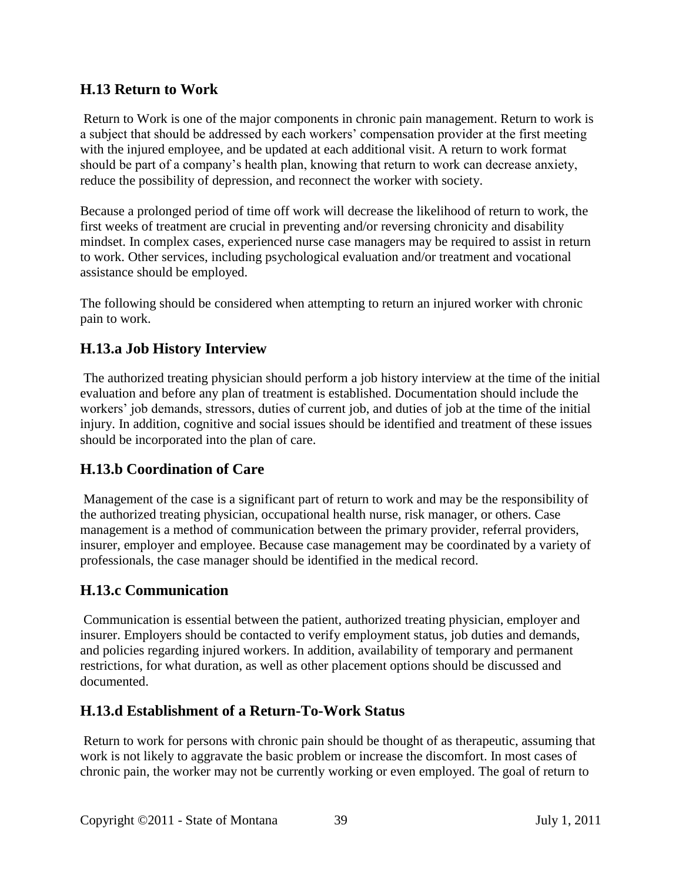## H.13 Return to Work

Return to Work is one of the major components in chronic pain management. Return to work is a subject that should be addressed by each workers' compensation provider at the first meeting with the injured employee, and be updated at each additional visit. A return to work format should be part of a company's health plan, knowing that return to work can decrease anxiety, reduce the possibility of depression, and reconnect the worker with society.

Because a prolonged period of time off work will decrease the likelihood of return to work, the first weeks of treatment are crucial in preventing and/or reversing chronicity and disability mindset. In complex cases, experienced nurse case managers may be required to assist in return to work. Other services, including psychological evaluation and/or treatment and vocational assistance should be employed.

The following should be considered when attempting to return an injured worker with chronic pain to work.

### H.13.a Job History Interview

The authorized treating physician should perform a job history interview at the time of the initial evaluation and before any plan of treatment is established. Documentation should include the workers' job demands, stressors, duties of current job, and duties of job at the time of the initial injury. In addition, cognitive and social issues should be identified and treatment of these issues should be incorporated into the plan of care.

### H.13.b Coordination of Care

Management of the case is a significant part of return to work and may be the responsibility of the authorized treating physician, occupational health nurse, risk manager, or others. Case management is a method of communication between the primary provider, referral providers, insurer, employer and employee. Because case management may be coordinated by a variety of professionals, the case manager should be identified in the medical record.

### H.13.c Communication

Communication is essential between the patient, authorized treating physician, employer and insurer. Employers should be contacted to verify employment status, job duties and demands, and policies regarding injured workers. In addition, availability of temporary and permanent restrictions, for what duration, as well as other placement options should be discussed and documented.

### H.13.d Establishment of a Return-To-Work Status

Return to work for persons with chronic pain should be thought of as therapeutic, assuming that work is not likely to aggravate the basic problem or increase the discomfort. In most cases of chronic pain, the worker may not be currently working or even employed. The goal of return to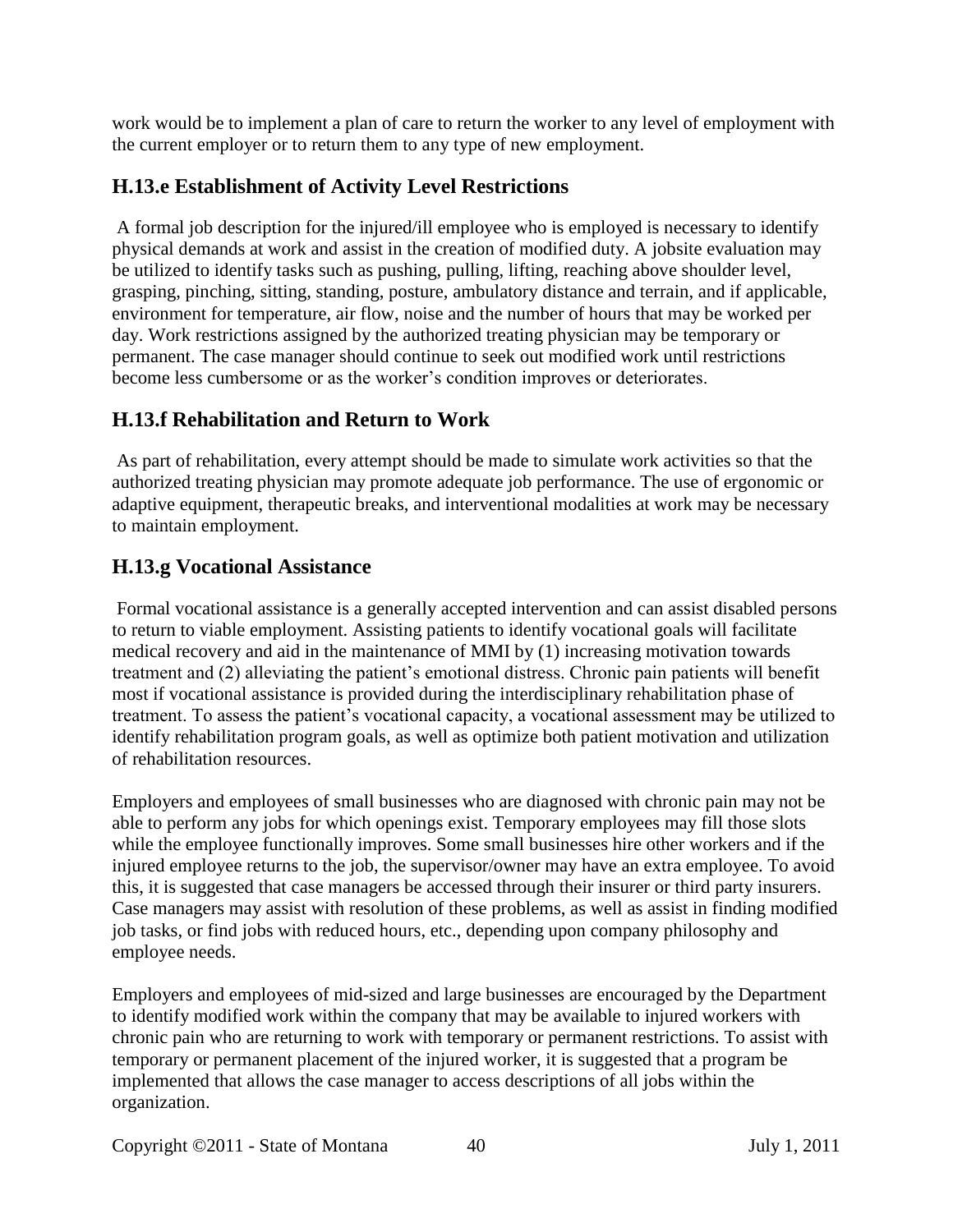work would be to implement a plan of care to return the worker to any level of employment with the current employer or to return them to any type of new employment.

## H.13.e Establishment of Activity Level Restrictions

A formal job description for the injured/ill employee who is employed is necessary to identify physical demands at work and assist in the creation of modified duty. A jobsite evaluation may be utilized to identify tasks such as pushing, pulling, lifting, reaching above shoulder level, grasping, pinching, sitting, standing, posture, ambulatory distance and terrain, and if applicable, environment for temperature, air flow, noise and the number of hours that may be worked per day. Work restrictions assigned by the authorized treating physician may be temporary or permanent. The case manager should continue to seek out modified work until restrictions become less cumbersome or as the worker's condition improves or deteriorates.

## H.13.f Rehabilitation and Return to Work

As part of rehabilitation, every attempt should be made to simulate work activities so that the authorized treating physician may promote adequate job performance. The use of ergonomic or adaptive equipment, therapeutic breaks, and interventional modalities at work may be necessary to maintain employment.

## H.13.g Vocational Assistance

Formal vocational assistance is a generally accepted intervention and can assist disabled persons to return to viable employment. Assisting patients to identify vocational goals will facilitate medical recovery and aid in the maintenance of MMI by (1) increasing motivation towards treatment and (2) alleviating the patient's emotional distress. Chronic pain patients will benefit most if vocational assistance is provided during the interdisciplinary rehabilitation phase of treatment. To assess the patient's vocational capacity, a vocational assessment may be utilized to identify rehabilitation program goals, as well as optimize both patient motivation and utilization of rehabilitation resources.

Employers and employees of small businesses who are diagnosed with chronic pain may not be able to perform any jobs for which openings exist. Temporary employees may fill those slots while the employee functionally improves. Some small businesses hire other workers and if the injured employee returns to the job, the supervisor/owner may have an extra employee. To avoid this, it is suggested that case managers be accessed through their insurer or third party insurers. Case managers may assist with resolution of these problems, as well as assist in finding modified job tasks, or find jobs with reduced hours, etc., depending upon company philosophy and employee needs.

Employers and employees of mid-sized and large businesses are encouraged by the Department to identify modified work within the company that may be available to injured workers with chronic pain who are returning to work with temporary or permanent restrictions. To assist with temporary or permanent placement of the injured worker, it is suggested that a program be implemented that allows the case manager to access descriptions of all jobs within the organization.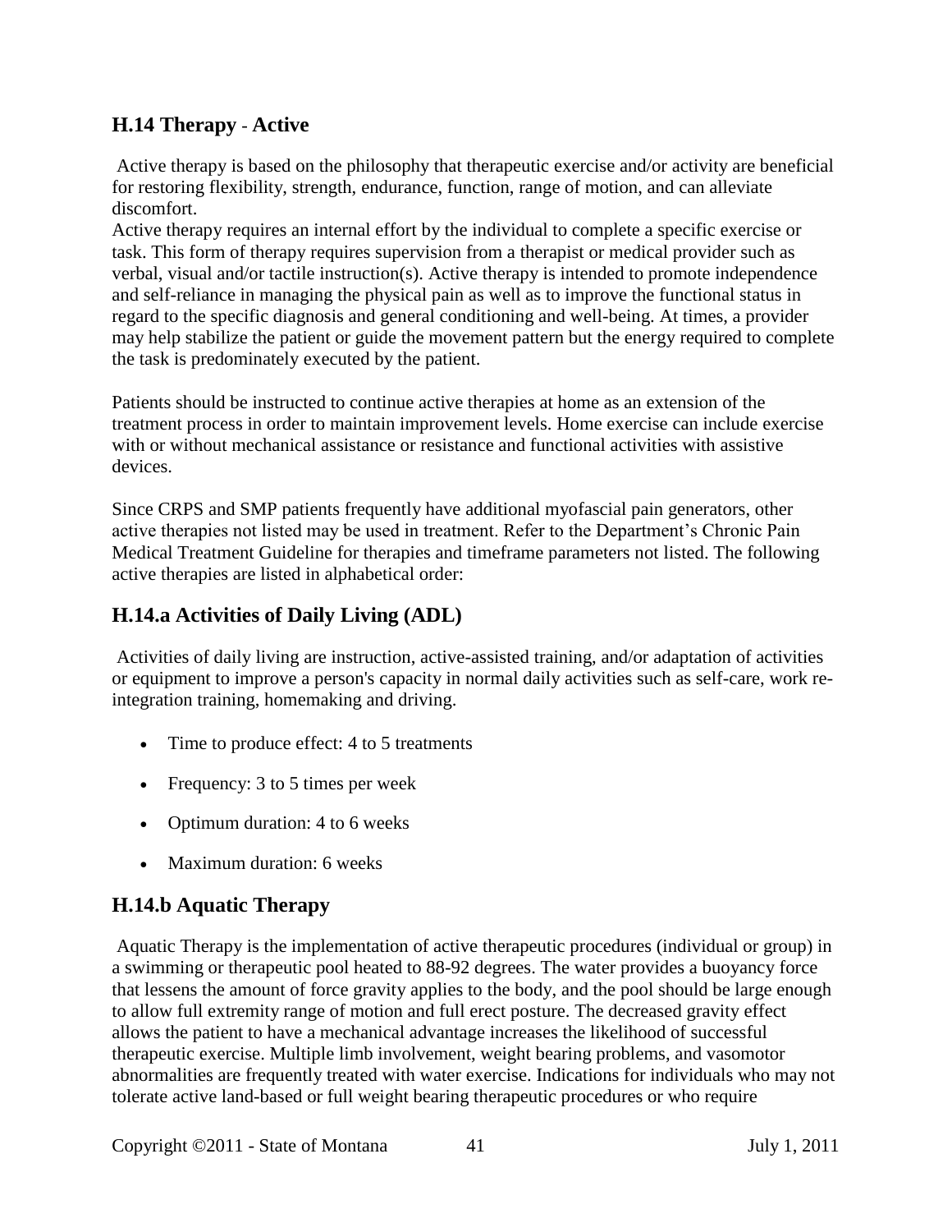## H.14 Therapy - Active

Active therapy is based on the philosophy that therapeutic exercise and/or activity are beneficial for restoring flexibility, strength, endurance, function, range of motion, and can alleviate discomfort.

Active therapy requires an internal effort by the individual to complete a specific exercise or task. This form of therapy requires supervision from a therapist or medical provider such as verbal, visual and/or tactile instruction(s). Active therapy is intended to promote independence and self-reliance in managing the physical pain as well as to improve the functional status in regard to the specific diagnosis and general conditioning and well-being. At times, a provider may help stabilize the patient or guide the movement pattern but the energy required to complete the task is predominately executed by the patient.

Patients should be instructed to continue active therapies at home as an extension of the treatment process in order to maintain improvement levels. Home exercise can include exercise with or without mechanical assistance or resistance and functional activities with assistive devices.

Since CRPS and SMP patients frequently have additional myofascial pain generators, other active therapies not listed may be used in treatment. Refer to the Department's Chronic Pain Medical Treatment Guideline for therapies and timeframe parameters not listed. The following active therapies are listed in alphabetical order:

## H.14.a Activities of Daily Living (ADL)

Activities of daily living are instruction, active-assisted training, and/or adaptation of activities or equipment to improve a person's capacity in normal daily activities such as self-care, work re-integration training, homemaking and driving.

- Time to produce effect: 4 to 5 treatments
- Frequency: 3 to 5 times per week
- Optimum duration: 4 to 6 weeks
- Maximum duration: 6 weeks

## H.14.b Aquatic Therapy

Aquatic Therapy is the implementation of active therapeutic procedures (individual or group) in a swimming or therapeutic pool heated to 88-92 degrees. The water provides a buoyancy force that lessens the amount of force gravity applies to the body, and the pool should be large enough to allow full extremity range of motion and full erect posture. The decreased gravity effect allows the patient to have a mechanical advantage increases the likelihood of successful therapeutic exercise. Multiple limb involvement, weight bearing problems, and vasomotor abnormalities are frequently treated with water exercise. Indications for individuals who may not tolerate active land-based or full weight bearing therapeutic procedures or who require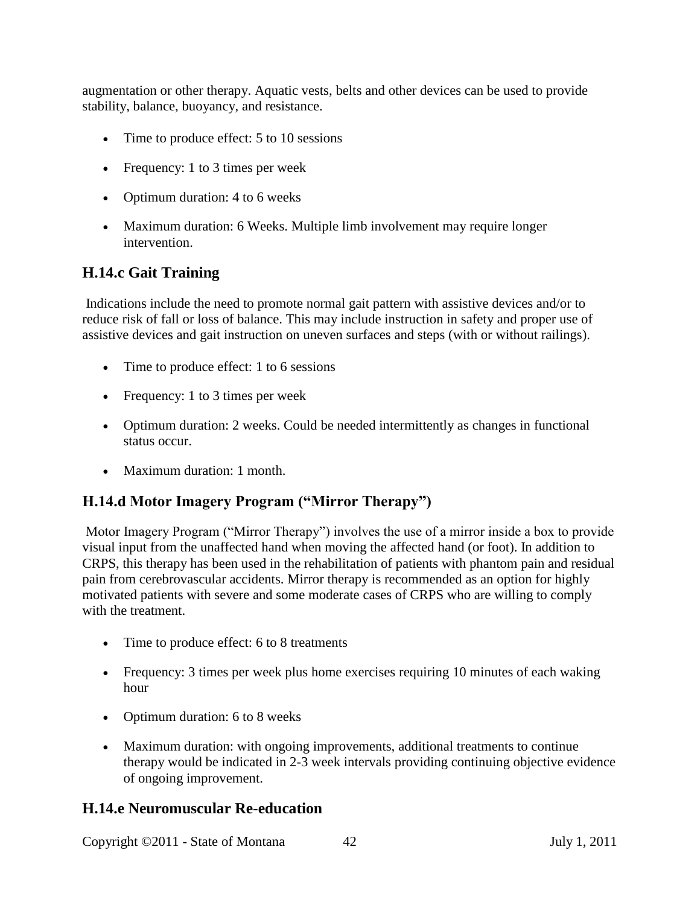augmentation or other therapy. Aquatic vests, belts and other devices can be used to provide stability, balance, buoyancy, and resistance.

- Time to produce effect: 5 to 10 sessions
- Frequency: 1 to 3 times per week
- Optimum duration: 4 to 6 weeks
- Maximum duration: 6 Weeks. Multiple limb involvement may require longer intervention.

## H.14.c Gait Training

Indications include the need to promote normal gait pattern with assistive devices and/or to reduce risk of fall or loss of balance. This may include instruction in safety and proper use of assistive devices and gait instruction on uneven surfaces and steps (with or without railings).

- Time to produce effect: 1 to 6 sessions
- Frequency: 1 to 3 times per week
- Optimum duration: 2 weeks. Could be needed intermittently as changes in functional status occur.
- Maximum duration: 1 month.

## H.14.d Motor Imagery Program ("Mirror Therapy")

Motor Imagery Program ("Mirror Therapy") involves the use of a mirror inside a box to provide visual input from the unaffected hand when moving the affected hand (or foot). In addition to CRPS, this therapy has been used in the rehabilitation of patients with phantom pain and residual pain from cerebrovascular accidents. Mirror therapy is recommended as an option for highly motivated patients with severe and some moderate cases of CRPS who are willing to comply with the treatment.

- Time to produce effect: 6 to 8 treatments
- Frequency: 3 times per week plus home exercises requiring 10 minutes of each waking hour
- Optimum duration: 6 to 8 weeks
- Maximum duration: with ongoing improvements, additional treatments to continue therapy would be indicated in 2-3 week intervals providing continuing objective evidence of ongoing improvement.

## H.14.e Neuromuscular Re-education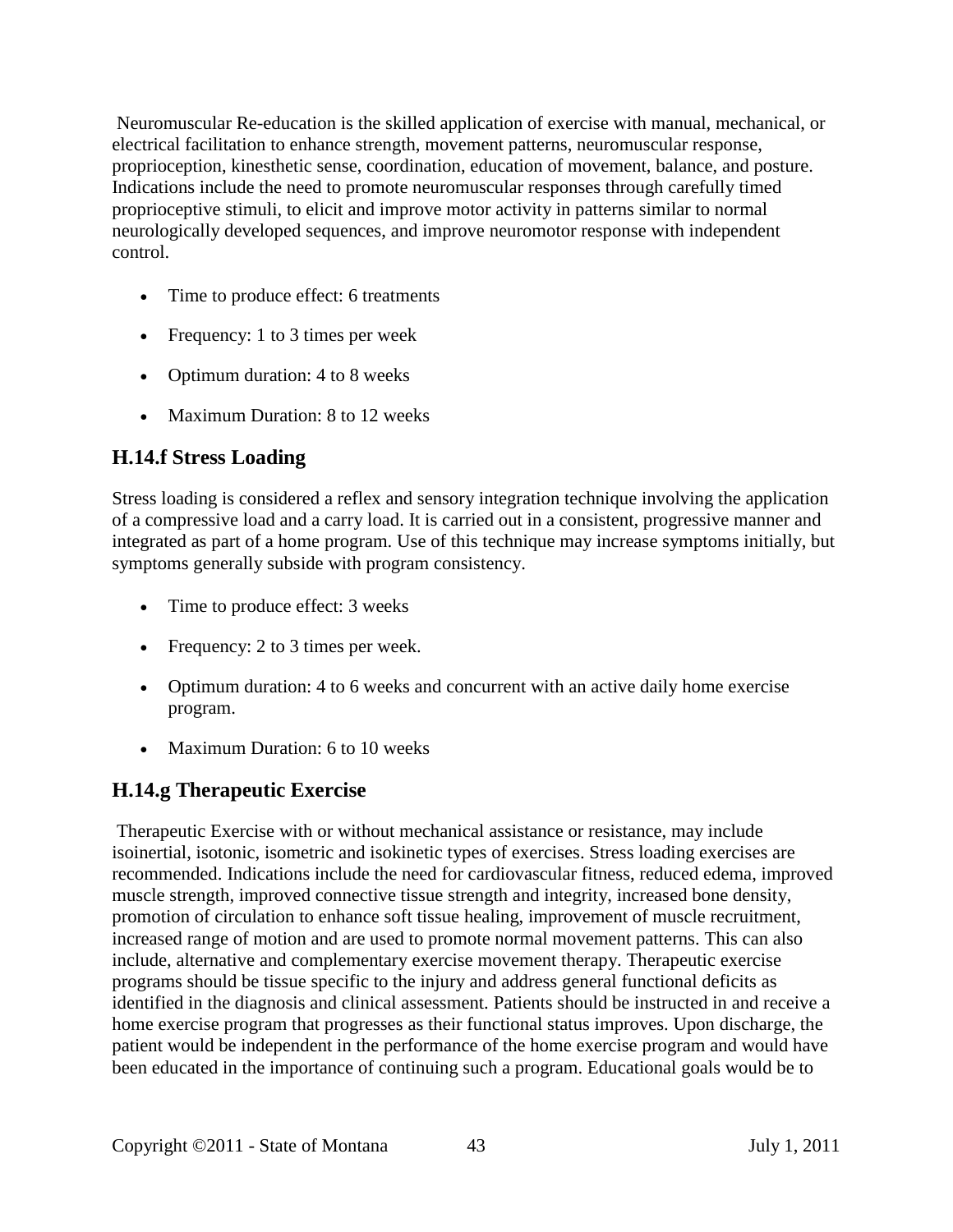Neuromuscular Re-education is the skilled application of exercise with manual, mechanical, or electrical facilitation to enhance strength, movement patterns, neuromuscular response, proprioception, kinesthetic sense, coordination, education of movement, balance, and posture. Indications include the need to promote neuromuscular responses through carefully timed proprioceptive stimuli, to elicit and improve motor activity in patterns similar to normal neurologically developed sequences, and improve neuromotor response with independent control.

- Time to produce effect: 6 treatments
- Frequency: 1 to 3 times per week
- Optimum duration: 4 to 8 weeks
- Maximum Duration: 8 to 12 weeks

## H.14.f Stress Loading

Stress loading is considered a reflex and sensory integration technique involving the application of a compressive load and a carry load. It is carried out in a consistent, progressive manner and integrated as part of a home program. Use of this technique may increase symptoms initially, but symptoms generally subside with program consistency.

- Time to produce effect: 3 weeks
- Frequency: 2 to 3 times per week.
- Optimum duration: 4 to 6 weeks and concurrent with an active daily home exercise program.
- Maximum Duration: 6 to 10 weeks

## H.14.g Therapeutic Exercise

Therapeutic Exercise with or without mechanical assistance or resistance, may include isoinertial, isotonic, isometric and isokinetic types of exercises. Stress loading exercises are recommended. Indications include the need for cardiovascular fitness, reduced edema, improved muscle strength, improved connective tissue strength and integrity, increased bone density, promotion of circulation to enhance soft tissue healing, improvement of muscle recruitment, increased range of motion and are used to promote normal movement patterns. This can also include, alternative and complementary exercise movement therapy. Therapeutic exercise programs should be tissue specific to the injury and address general functional deficits as identified in the diagnosis and clinical assessment. Patients should be instructed in and receive a home exercise program that progresses as their functional status improves. Upon discharge, the patient would be independent in the performance of the home exercise program and would have been educated in the importance of continuing such a program. Educational goals would be to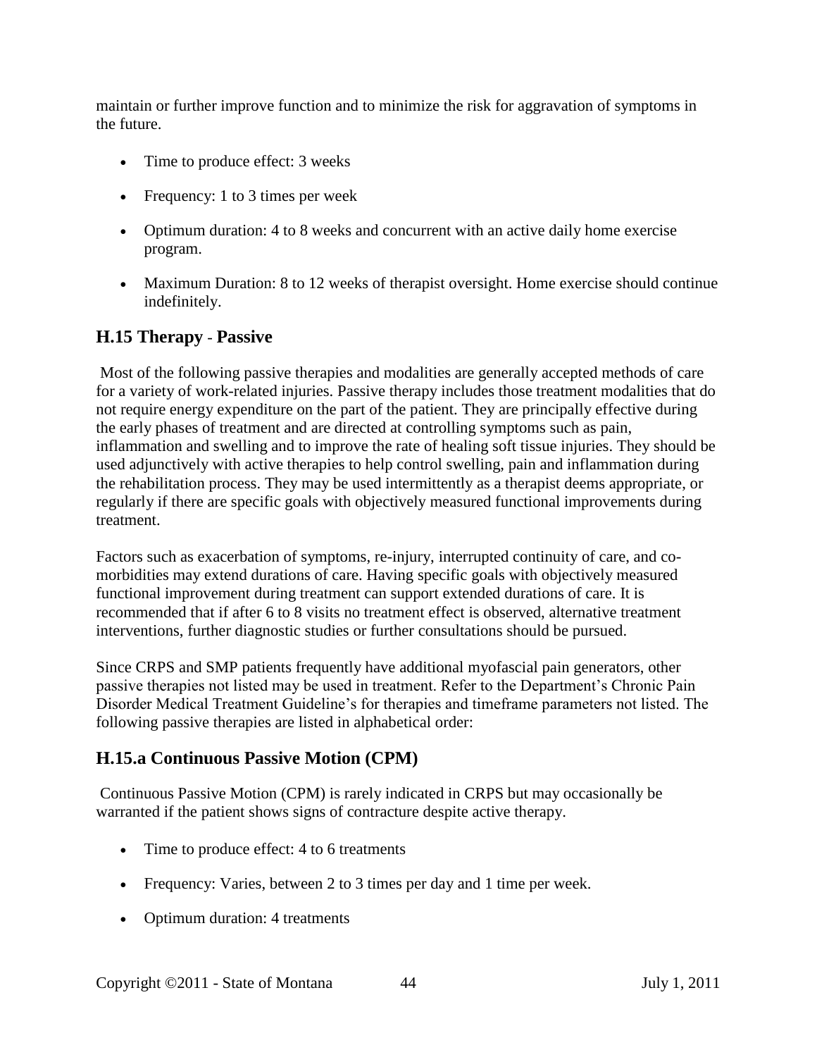maintain or further improve function and to minimize the risk for aggravation of symptoms in the future.

- Time to produce effect: 3 weeks
- Frequency: 1 to 3 times per week
- Optimum duration: 4 to 8 weeks and concurrent with an active daily home exercise program.
- Maximum Duration: 8 to 12 weeks of therapist oversight. Home exercise should continue indefinitely.

## H.15 Therapy - Passive

Most of the following passive therapies and modalities are generally accepted methods of care for a variety of work-related injuries. Passive therapy includes those treatment modalities that do not require energy expenditure on the part of the patient. They are principally effective during the early phases of treatment and are directed at controlling symptoms such as pain, inflammation and swelling and to improve the rate of healing soft tissue injuries. They should be used adjunctively with active therapies to help control swelling, pain and inflammation during the rehabilitation process. They may be used intermittently as a therapist deems appropriate, or regularly if there are specific goals with objectively measured functional improvements during treatment.

Factors such as exacerbation of symptoms, re-injury, interrupted continuity of care, and co-morbidities may extend durations of care. Having specific goals with objectively measured functional improvement during treatment can support extended durations of care. It is recommended that if after 6 to 8 visits no treatment effect is observed, alternative treatment interventions, further diagnostic studies or further consultations should be pursued.

Since CRPS and SMP patients frequently have additional myofascial pain generators, other passive therapies not listed may be used in treatment. Refer to the Department's Chronic Pain Disorder Medical Treatment Guideline's for therapies and timeframe parameters not listed. The following passive therapies are listed in alphabetical order:

## H.15.a Continuous Passive Motion (CPM)

Continuous Passive Motion (CPM) is rarely indicated in CRPS but may occasionally be warranted if the patient shows signs of contracture despite active therapy.

- Time to produce effect: 4 to 6 treatments
- Frequency: Varies, between 2 to 3 times per day and 1 time per week.
- Optimum duration: 4 treatments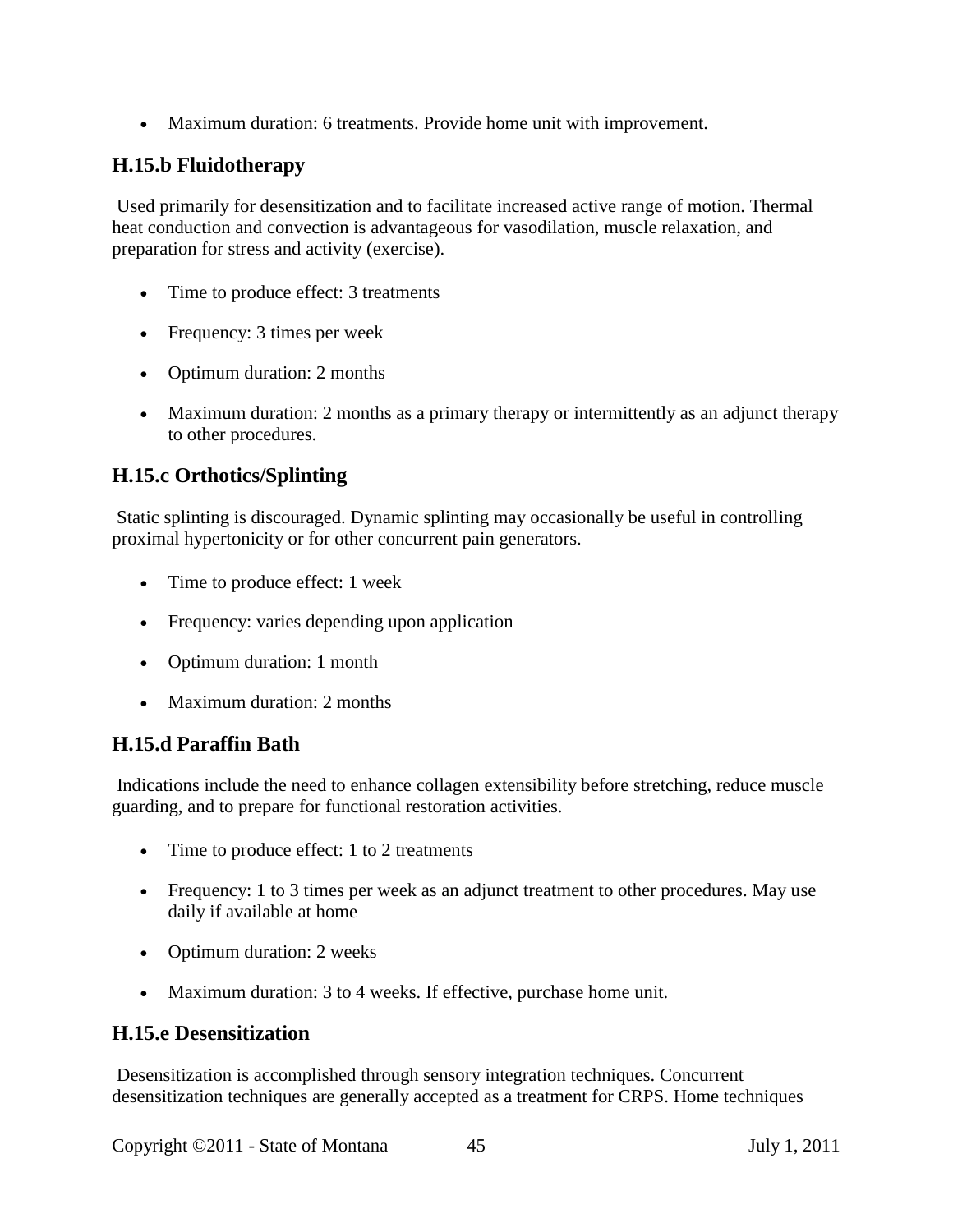- Maximum duration: 6 treatments. Provide home unit with improvement.

### H.15.b Fluidotherapy

Used primarily for desensitization and to facilitate increased active range of motion. Thermal heat conduction and convection is advantageous for vasodilation, muscle relaxation, and preparation for stress and activity (exercise).

- Time to produce effect: 3 treatments
- Frequency: 3 times per week
- Optimum duration: 2 months
- Maximum duration: 2 months as a primary therapy or intermittently as an adjunct therapy to other procedures.

### H.15.c Orthotics/Splinting

Static splinting is discouraged. Dynamic splinting may occasionally be useful in controlling proximal hypertonicity or for other concurrent pain generators.

- Time to produce effect: 1 week
- Frequency: varies depending upon application
- Optimum duration: 1 month
- Maximum duration: 2 months

### H.15.d Paraffin Bath

Indications include the need to enhance collagen extensibility before stretching, reduce muscle guarding, and to prepare for functional restoration activities.

- Time to produce effect: 1 to 2 treatments
- Frequency: 1 to 3 times per week as an adjunct treatment to other procedures. May use daily if available at home
- Optimum duration: 2 weeks
- Maximum duration: 3 to 4 weeks. If effective, purchase home unit.

### H.15.e Desensitization

Desensitization is accomplished through sensory integration techniques. Concurrent desensitization techniques are generally accepted as a treatment for CRPS. Home techniques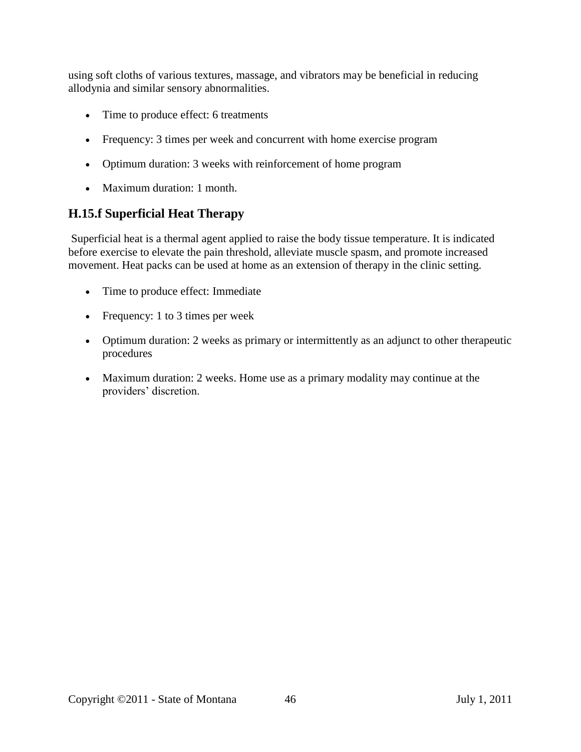using soft cloths of various textures, massage, and vibrators may be beneficial in reducing allodynia and similar sensory abnormalities.

- Time to produce effect: 6 treatments
- Frequency: 3 times per week and concurrent with home exercise program
- Optimum duration: 3 weeks with reinforcement of home program
- Maximum duration: 1 month.

## H.15.f Superficial Heat Therapy

Superficial heat is a thermal agent applied to raise the body tissue temperature. It is indicated before exercise to elevate the pain threshold, alleviate muscle spasm, and promote increased movement. Heat packs can be used at home as an extension of therapy in the clinic setting.

- Time to produce effect: Immediate
- Frequency: 1 to 3 times per week
- Optimum duration: 2 weeks as primary or intermittently as an adjunct to other therapeutic procedures
- Maximum duration: 2 weeks. Home use as a primary modality may continue at the providers' discretion.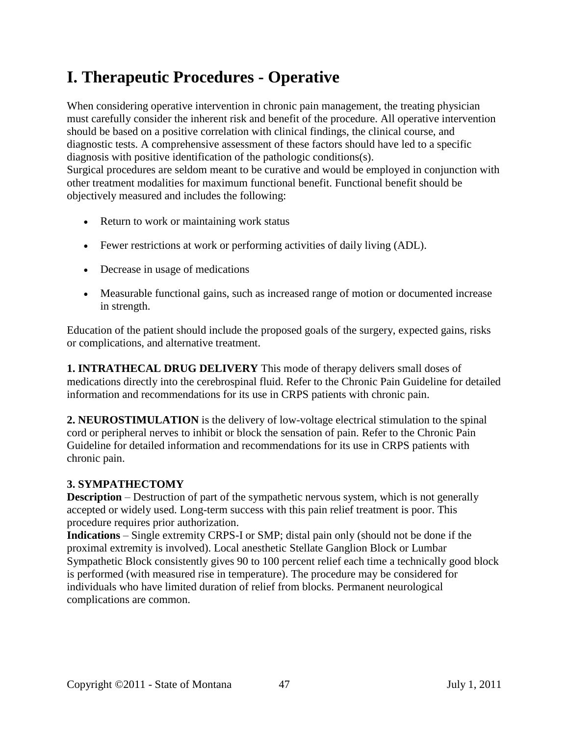# I. Therapeutic Procedures - Operative

When considering operative intervention in chronic pain management, the treating physician must carefully consider the inherent risk and benefit of the procedure. All operative intervention should be based on a positive correlation with clinical findings, the clinical course, and diagnostic tests. A comprehensive assessment of these factors should have led to a specific diagnosis with positive identification of the pathologic conditions(s).
Surgical procedures are seldom meant to be curative and would be employed in conjunction with other treatment modalities for maximum functional benefit. Functional benefit should be objectively measured and includes the following:

- Return to work or maintaining work status
- Fewer restrictions at work or performing activities of daily living (ADL).
- Decrease in usage of medications
- Measurable functional gains, such as increased range of motion or documented increase in strength.

Education of the patient should include the proposed goals of the surgery, expected gains, risks or complications, and alternative treatment.

**1. INTRATHECAL DRUG DELIVERY** This mode of therapy delivers small doses of medications directly into the cerebrospinal fluid. Refer to the Chronic Pain Guideline for detailed information and recommendations for its use in CRPS patients with chronic pain.

**2. NEUROSTIMULATION** is the delivery of low-voltage electrical stimulation to the spinal cord or peripheral nerves to inhibit or block the sensation of pain. Refer to the Chronic Pain Guideline for detailed information and recommendations for its use in CRPS patients with chronic pain.

**3. SYMPATHECTOMY**
**Description** – Destruction of part of the sympathetic nervous system, which is not generally accepted or widely used. Long-term success with this pain relief treatment is poor. This procedure requires prior authorization.
**Indications** – Single extremity CRPS-I or SMP; distal pain only (should not be done if the proximal extremity is involved). Local anesthetic Stellate Ganglion Block or Lumbar Sympathetic Block consistently gives 90 to 100 percent relief each time a technically good block is performed (with measured rise in temperature). The procedure may be considered for individuals who have limited duration of relief from blocks. Permanent neurological complications are common.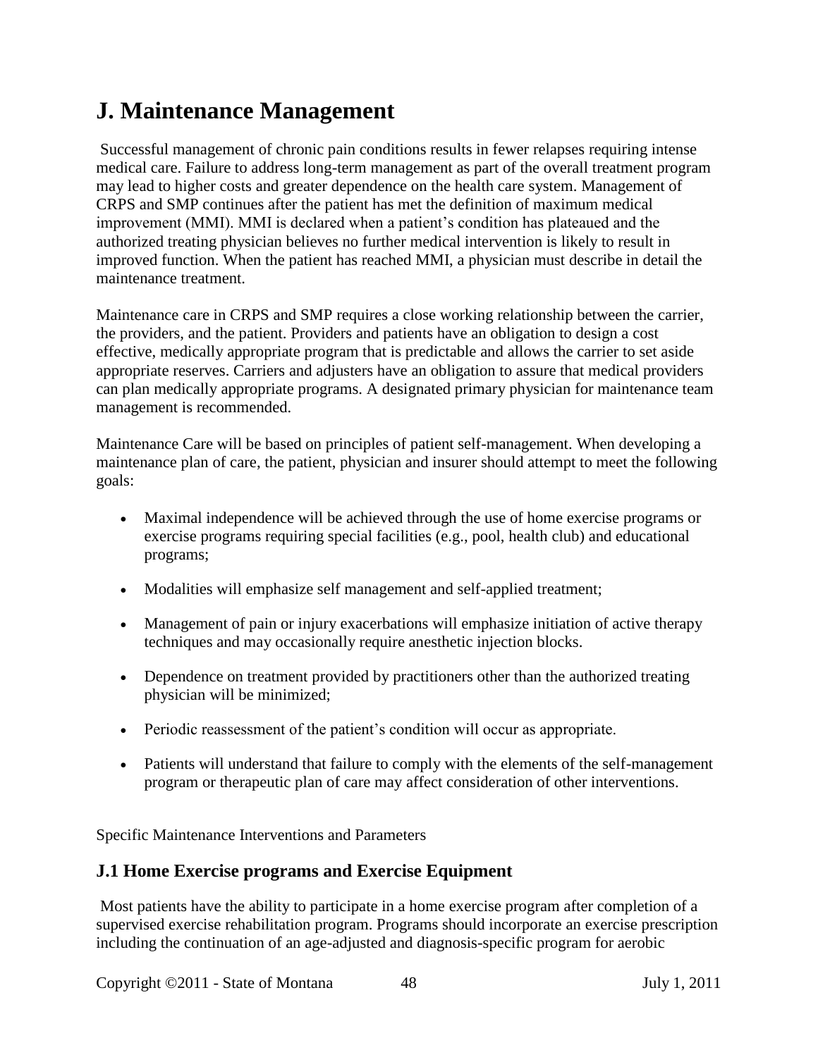# J. Maintenance Management

Successful management of chronic pain conditions results in fewer relapses requiring intense medical care. Failure to address long-term management as part of the overall treatment program may lead to higher costs and greater dependence on the health care system. Management of CRPS and SMP continues after the patient has met the definition of maximum medical improvement (MMI). MMI is declared when a patient's condition has plateaued and the authorized treating physician believes no further medical intervention is likely to result in improved function. When the patient has reached MMI, a physician must describe in detail the maintenance treatment.

Maintenance care in CRPS and SMP requires a close working relationship between the carrier, the providers, and the patient. Providers and patients have an obligation to design a cost effective, medically appropriate program that is predictable and allows the carrier to set aside appropriate reserves. Carriers and adjusters have an obligation to assure that medical providers can plan medically appropriate programs. A designated primary physician for maintenance team management is recommended.

Maintenance Care will be based on principles of patient self-management. When developing a maintenance plan of care, the patient, physician and insurer should attempt to meet the following goals:

- Maximal independence will be achieved through the use of home exercise programs or exercise programs requiring special facilities (e.g., pool, health club) and educational programs;
- Modalities will emphasize self management and self-applied treatment;
- Management of pain or injury exacerbations will emphasize initiation of active therapy techniques and may occasionally require anesthetic injection blocks.
- Dependence on treatment provided by practitioners other than the authorized treating physician will be minimized;
- Periodic reassessment of the patient's condition will occur as appropriate.
- Patients will understand that failure to comply with the elements of the self-management program or therapeutic plan of care may affect consideration of other interventions.

Specific Maintenance Interventions and Parameters

## J.1 Home Exercise programs and Exercise Equipment

Most patients have the ability to participate in a home exercise program after completion of a supervised exercise rehabilitation program. Programs should incorporate an exercise prescription including the continuation of an age-adjusted and diagnosis-specific program for aerobic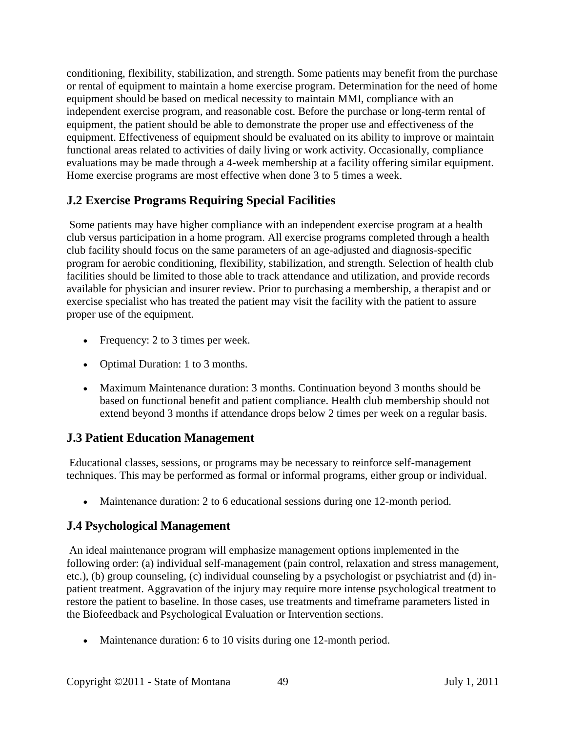conditioning, flexibility, stabilization, and strength. Some patients may benefit from the purchase or rental of equipment to maintain a home exercise program. Determination for the need of home equipment should be based on medical necessity to maintain MMI, compliance with an independent exercise program, and reasonable cost. Before the purchase or long-term rental of equipment, the patient should be able to demonstrate the proper use and effectiveness of the equipment. Effectiveness of equipment should be evaluated on its ability to improve or maintain functional areas related to activities of daily living or work activity. Occasionally, compliance evaluations may be made through a 4-week membership at a facility offering similar equipment. Home exercise programs are most effective when done 3 to 5 times a week.

## J.2 Exercise Programs Requiring Special Facilities

Some patients may have higher compliance with an independent exercise program at a health club versus participation in a home program. All exercise programs completed through a health club facility should focus on the same parameters of an age-adjusted and diagnosis-specific program for aerobic conditioning, flexibility, stabilization, and strength. Selection of health club facilities should be limited to those able to track attendance and utilization, and provide records available for physician and insurer review. Prior to purchasing a membership, a therapist and or exercise specialist who has treated the patient may visit the facility with the patient to assure proper use of the equipment.

- Frequency: 2 to 3 times per week.
- Optimal Duration: 1 to 3 months.
- Maximum Maintenance duration: 3 months. Continuation beyond 3 months should be based on functional benefit and patient compliance. Health club membership should not extend beyond 3 months if attendance drops below 2 times per week on a regular basis.

## J.3 Patient Education Management

Educational classes, sessions, or programs may be necessary to reinforce self-management techniques. This may be performed as formal or informal programs, either group or individual.

- Maintenance duration: 2 to 6 educational sessions during one 12-month period.

## J.4 Psychological Management

An ideal maintenance program will emphasize management options implemented in the following order: (a) individual self-management (pain control, relaxation and stress management, etc.), (b) group counseling, (c) individual counseling by a psychologist or psychiatrist and (d) in-patient treatment. Aggravation of the injury may require more intense psychological treatment to restore the patient to baseline. In those cases, use treatments and timeframe parameters listed in the Biofeedback and Psychological Evaluation or Intervention sections.

- Maintenance duration: 6 to 10 visits during one 12-month period.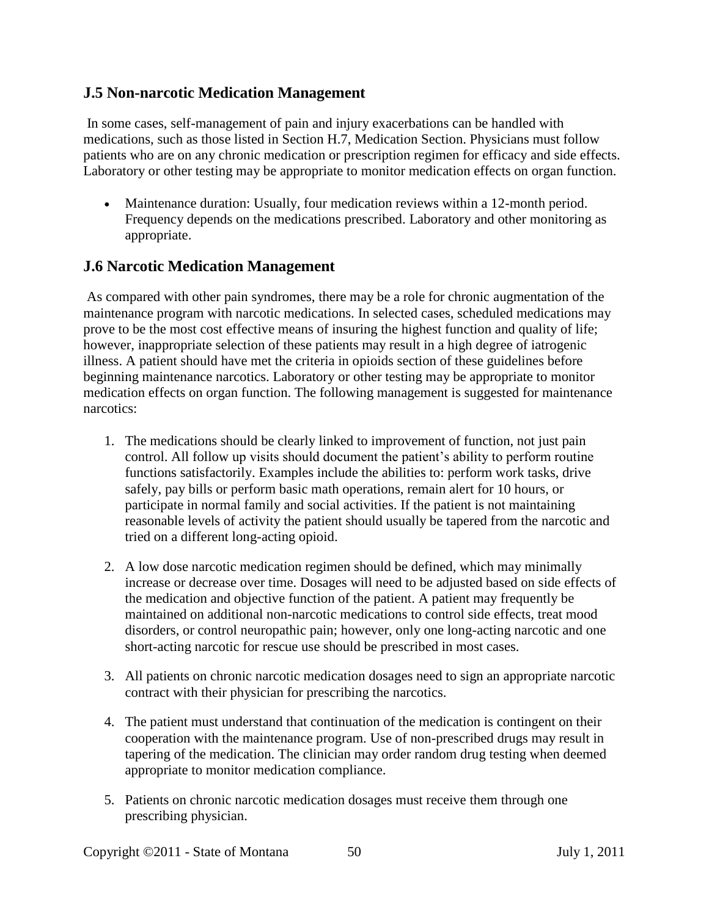## J.5 Non-narcotic Medication Management

In some cases, self-management of pain and injury exacerbations can be handled with medications, such as those listed in Section H.7, Medication Section. Physicians must follow patients who are on any chronic medication or prescription regimen for efficacy and side effects. Laboratory or other testing may be appropriate to monitor medication effects on organ function.

- Maintenance duration: Usually, four medication reviews within a 12-month period. Frequency depends on the medications prescribed. Laboratory and other monitoring as appropriate.

## J.6 Narcotic Medication Management

As compared with other pain syndromes, there may be a role for chronic augmentation of the maintenance program with narcotic medications. In selected cases, scheduled medications may prove to be the most cost effective means of insuring the highest function and quality of life; however, inappropriate selection of these patients may result in a high degree of iatrogenic illness. A patient should have met the criteria in opioids section of these guidelines before beginning maintenance narcotics. Laboratory or other testing may be appropriate to monitor medication effects on organ function. The following management is suggested for maintenance narcotics:

1. The medications should be clearly linked to improvement of function, not just pain control. All follow up visits should document the patient's ability to perform routine functions satisfactorily. Examples include the abilities to: perform work tasks, drive safely, pay bills or perform basic math operations, remain alert for 10 hours, or participate in normal family and social activities. If the patient is not maintaining reasonable levels of activity the patient should usually be tapered from the narcotic and tried on a different long-acting opioid.

2. A low dose narcotic medication regimen should be defined, which may minimally increase or decrease over time. Dosages will need to be adjusted based on side effects of the medication and objective function of the patient. A patient may frequently be maintained on additional non-narcotic medications to control side effects, treat mood disorders, or control neuropathic pain; however, only one long-acting narcotic and one short-acting narcotic for rescue use should be prescribed in most cases.

3. All patients on chronic narcotic medication dosages need to sign an appropriate narcotic contract with their physician for prescribing the narcotics.

4. The patient must understand that continuation of the medication is contingent on their cooperation with the maintenance program. Use of non-prescribed drugs may result in tapering of the medication. The clinician may order random drug testing when deemed appropriate to monitor medication compliance.

5. Patients on chronic narcotic medication dosages must receive them through one prescribing physician.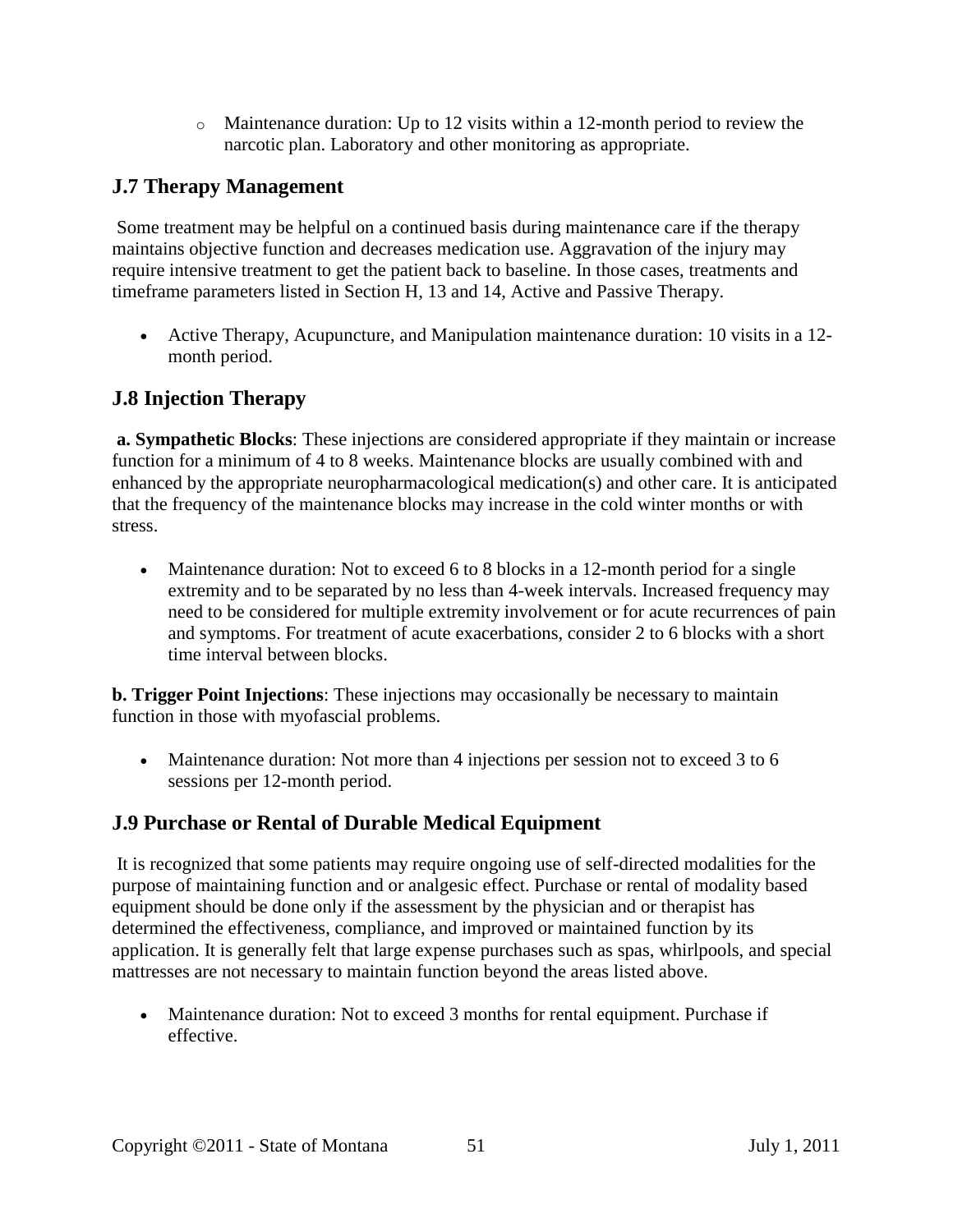- Maintenance duration: Up to 12 visits within a 12-month period to review the narcotic plan. Laboratory and other monitoring as appropriate.

## J.7 Therapy Management

Some treatment may be helpful on a continued basis during maintenance care if the therapy maintains objective function and decreases medication use. Aggravation of the injury may require intensive treatment to get the patient back to baseline. In those cases, treatments and timeframe parameters listed in Section H, 13 and 14, Active and Passive Therapy.

- Active Therapy, Acupuncture, and Manipulation maintenance duration: 10 visits in a 12-month period.

## J.8 Injection Therapy

**a. Sympathetic Blocks**: These injections are considered appropriate if they maintain or increase function for a minimum of 4 to 8 weeks. Maintenance blocks are usually combined with and enhanced by the appropriate neuropharmacological medication(s) and other care. It is anticipated that the frequency of the maintenance blocks may increase in the cold winter months or with stress.

- Maintenance duration: Not to exceed 6 to 8 blocks in a 12-month period for a single extremity and to be separated by no less than 4-week intervals. Increased frequency may need to be considered for multiple extremity involvement or for acute recurrences of pain and symptoms. For treatment of acute exacerbations, consider 2 to 6 blocks with a short time interval between blocks.

**b. Trigger Point Injections**: These injections may occasionally be necessary to maintain function in those with myofascial problems.

- Maintenance duration: Not more than 4 injections per session not to exceed 3 to 6 sessions per 12-month period.

## J.9 Purchase or Rental of Durable Medical Equipment

It is recognized that some patients may require ongoing use of self-directed modalities for the purpose of maintaining function and or analgesic effect. Purchase or rental of modality based equipment should be done only if the assessment by the physician and or therapist has determined the effectiveness, compliance, and improved or maintained function by its application. It is generally felt that large expense purchases such as spas, whirlpools, and special mattresses are not necessary to maintain function beyond the areas listed above.

- Maintenance duration: Not to exceed 3 months for rental equipment. Purchase if effective.